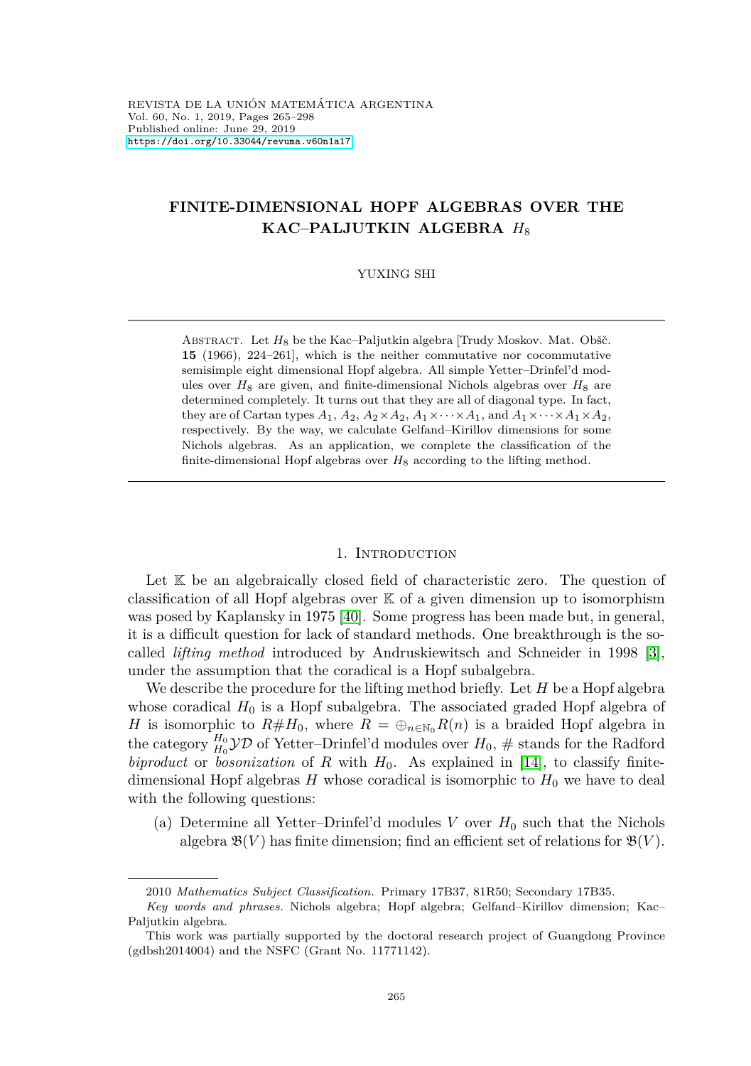# FINITE-DIMENSIONAL HOPF ALGEBRAS OVER THE KAC–PALJUTKIN ALGEBRA $H_8$

YUXING SHI

ABSTRACT. Let $H_8$ be the Kac–Paljutkin algebra [Trudy Moskov. Mat. Obšč. **15** (1966), 224–261], which is the neither commutative nor cocommutative semisimple eight dimensional Hopf algebra. All simple Yetter–Drinfel'd modules over $H_8$ are given, and finite-dimensional Nichols algebras over $H_8$ are determined completely. It turns out that they are all of diagonal type. In fact, they are of Cartan types $A_1$, $A_2$, $A_2 \times A_2$, $A_1 \times \cdots \times A_1$, and $A_1 \times \cdots \times A_1 \times A_2$, respectively. By the way, we calculate Gelfand–Kirillov dimensions for some Nichols algebras. As an application, we complete the classification of the finite-dimensional Hopf algebras over $H_8$ according to the lifting method.

## 1. Introduction

Let $\mathbb{K}$ be an algebraically closed field of characteristic zero. The question of classification of all Hopf algebras over $\mathbb{K}$ of a given dimension up to isomorphism was posed by Kaplansky in 1975 [40]. Some progress has been made but, in general, it is a difficult question for lack of standard methods. One breakthrough is the so-called *lifting method* introduced by Andruskiewitsch and Schneider in 1998 [3], under the assumption that the coradical is a Hopf subalgebra.

We describe the procedure for the lifting method briefly. Let $H$ be a Hopf algebra whose coradical $H_0$ is a Hopf subalgebra. The associated graded Hopf algebra of $H$ is isomorphic to $R\#H_0$, where $R = \oplus_{n\in\mathbb{N}_0} R(n)$ is a braided Hopf algebra in the category ${}^{H_0}_{H_0}\mathcal{YD}$ of Yetter–Drinfel'd modules over $H_0$, $\#$ stands for the Radford *biproduct* or *bosonization* of $R$ with $H_0$. As explained in [14], to classify finite-dimensional Hopf algebras $H$ whose coradical is isomorphic to $H_0$ we have to deal with the following questions:

(a) Determine all Yetter–Drinfel'd modules $V$ over $H_0$ such that the Nichols algebra $\mathfrak{B}(V)$ has finite dimension; find an efficient set of relations for $\mathfrak{B}(V)$.

---

2010 *Mathematics Subject Classification.* Primary 17B37, 81R50; Secondary 17B35.

*Key words and phrases.* Nichols algebra; Hopf algebra; Gelfand–Kirillov dimension; Kac–Paljutkin algebra.

This work was partially supported by the doctoral research project of Guangdong Province (gdbsh2014004) and the NSFC (Grant No. 11771142).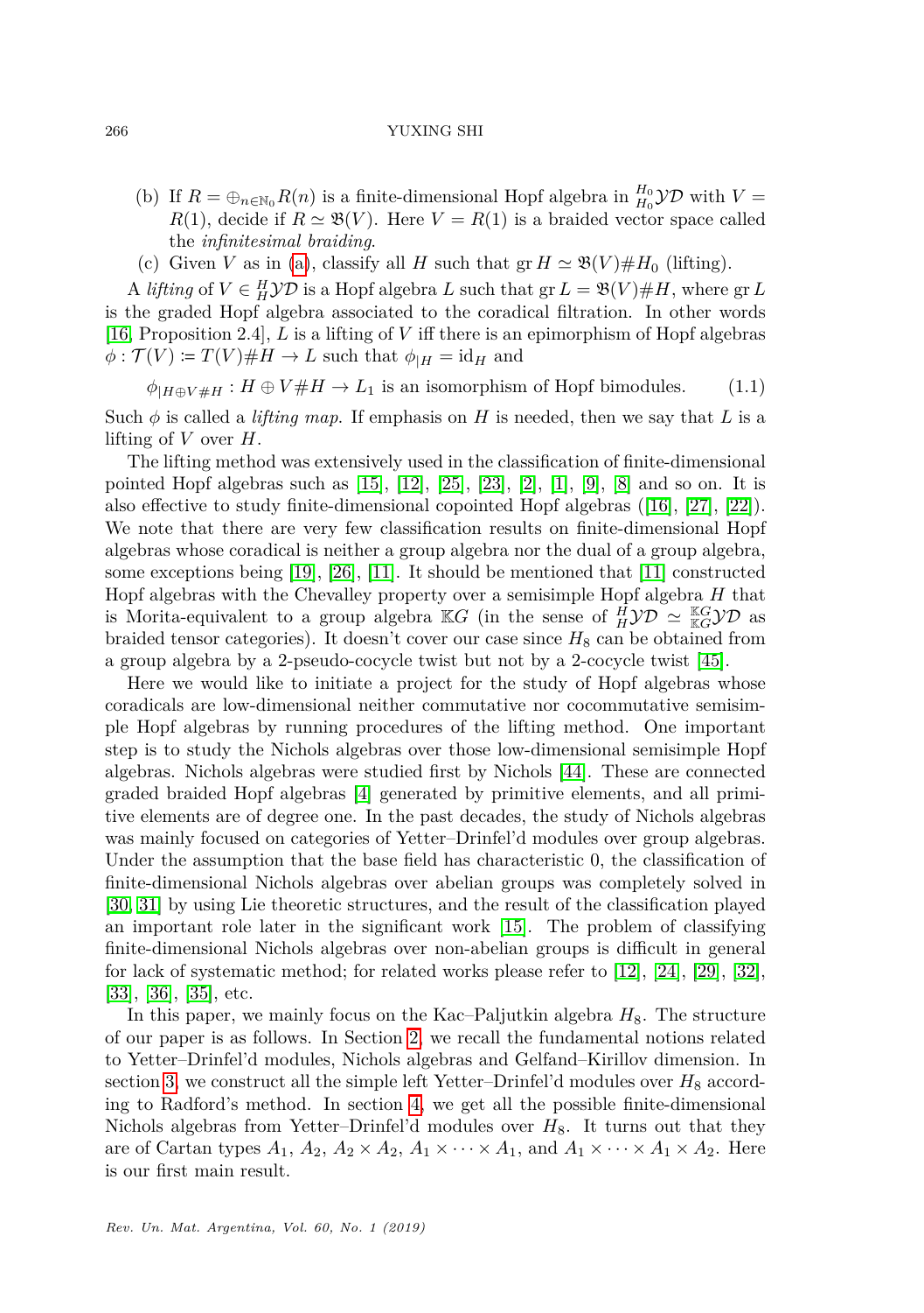(b) If $R = \oplus_{n\in\mathbb{N}_0} R(n)$ is a finite-dimensional Hopf algebra in ${}^{H_0}_{H_0}\mathcal{YD}$ with $V = R(1)$, decide if $R \simeq \mathfrak{B}(V)$. Here $V = R(1)$ is a braided vector space called the *infinitesimal braiding*.

(c) Given $V$ as in (a), classify all $H$ such that $\operatorname{gr} H \simeq \mathfrak{B}(V)\#H_0$ (lifting).

A *lifting* of $V \in {}^H_H\mathcal{YD}$ is a Hopf algebra $L$ such that $\operatorname{gr} L = \mathfrak{B}(V)\#H$, where $\operatorname{gr} L$ is the graded Hopf algebra associated to the coradical filtration. In other words [16, Proposition 2.4], $L$ is a lifting of $V$ iff there is an epimorphism of Hopf algebras $\phi : \mathcal{T}(V) := T(V)\#H \to L$ such that $\phi_{|H} = \mathrm{id}_H$ and

$$\phi_{|H\oplus V\#H} : H \oplus V\#H \to L_1 \text{ is an isomorphism of Hopf bimodules.} \tag{1.1}$$

Such $\phi$ is called a *lifting map*. If emphasis on $H$ is needed, then we say that $L$ is a lifting of $V$ over $H$.

The lifting method was extensively used in the classification of finite-dimensional pointed Hopf algebras such as [15], [12], [25], [23], [2], [1], [9], [8] and so on. It is also effective to study finite-dimensional copointed Hopf algebras ([16], [27], [22]). We note that there are very few classification results on finite-dimensional Hopf algebras whose coradical is neither a group algebra nor the dual of a group algebra, some exceptions being [19], [26], [11]. It should be mentioned that [11] constructed Hopf algebras with the Chevalley property over a semisimple Hopf algebra $H$ that is Morita-equivalent to a group algebra $\mathbb{K}G$ (in the sense of ${}^H_H\mathcal{YD} \simeq {}^{\mathbb{K}G}_{\mathbb{K}G}\mathcal{YD}$ as braided tensor categories). It doesn't cover our case since $H_8$ can be obtained from a group algebra by a 2-pseudo-cocycle twist but not by a 2-cocycle twist [45].

Here we would like to initiate a project for the study of Hopf algebras whose coradicals are low-dimensional neither commutative nor cocommutative semisimple Hopf algebras by running procedures of the lifting method. One important step is to study the Nichols algebras over those low-dimensional semisimple Hopf algebras. Nichols algebras were studied first by Nichols [44]. These are connected graded braided Hopf algebras [4] generated by primitive elements, and all primitive elements are of degree one. In the past decades, the study of Nichols algebras was mainly focused on categories of Yetter–Drinfel'd modules over group algebras. Under the assumption that the base field has characteristic 0, the classification of finite-dimensional Nichols algebras over abelian groups was completely solved in [30, 31] by using Lie theoretic structures, and the result of the classification played an important role later in the significant work [15]. The problem of classifying finite-dimensional Nichols algebras over non-abelian groups is difficult in general for lack of systematic method; for related works please refer to [12], [24], [29], [32], [33], [36], [35], etc.

In this paper, we mainly focus on the Kac–Paljutkin algebra $H_8$. The structure of our paper is as follows. In Section 2, we recall the fundamental notions related to Yetter–Drinfel'd modules, Nichols algebras and Gelfand–Kirillov dimension. In section 3, we construct all the simple left Yetter–Drinfel'd modules over $H_8$ according to Radford's method. In section 4, we get all the possible finite-dimensional Nichols algebras from Yetter–Drinfel'd modules over $H_8$. It turns out that they are of Cartan types $A_1$, $A_2$, $A_2 \times A_2$, $A_1 \times \cdots \times A_1$, and $A_1 \times \cdots \times A_1 \times A_2$. Here is our first main result.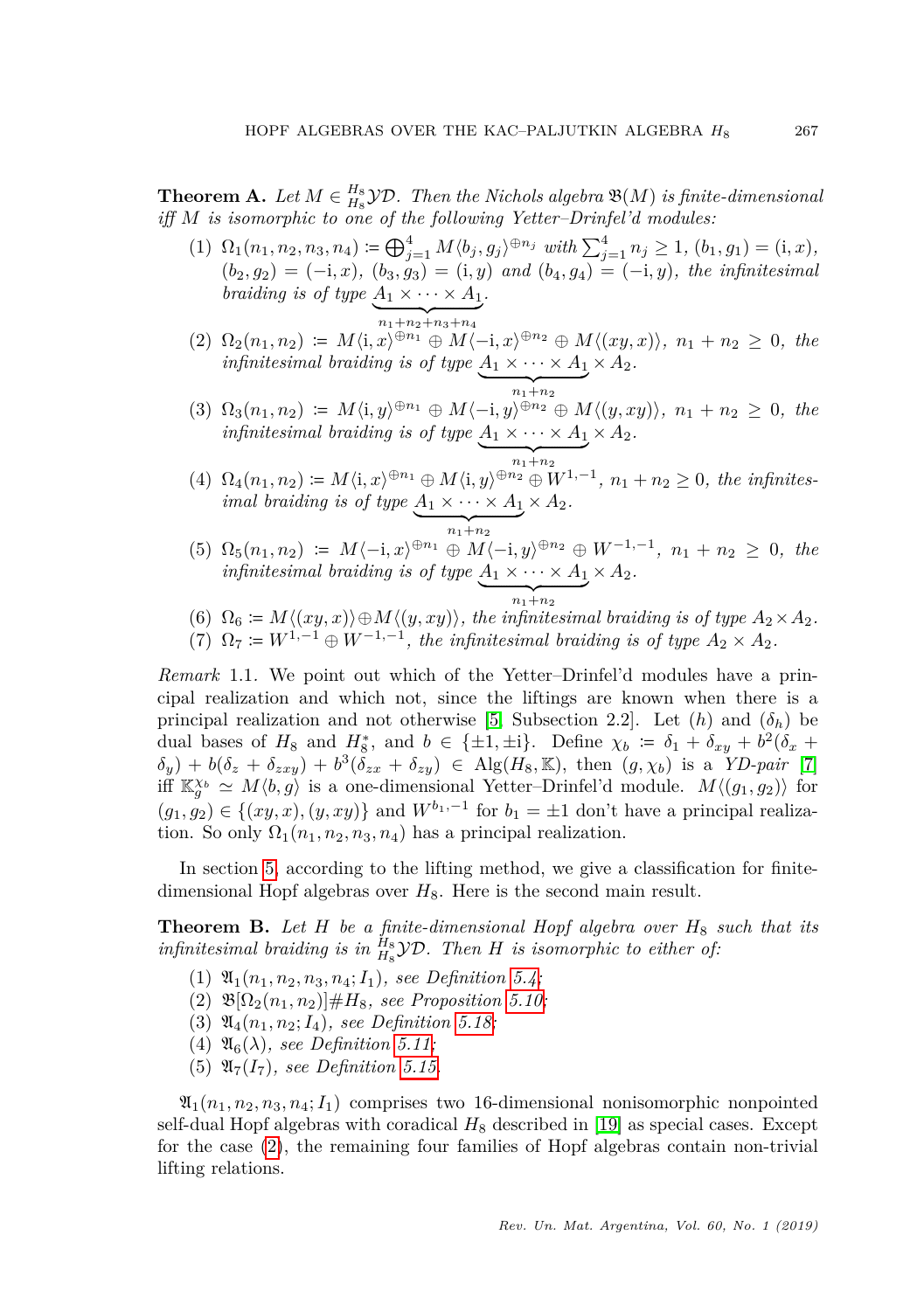**Theorem A.** *Let $M \in {}^{H_8}_{H_8}\mathcal{YD}$. Then the Nichols algebra $\mathfrak{B}(M)$ is finite-dimensional iff $M$ is isomorphic to one of the following Yetter–Drinfel'd modules:*

1. $\Omega_1(n_1, n_2, n_3, n_4) := \bigoplus_{j=1}^{4} M\langle b_j, g_j\rangle^{\oplus n_j}$ *with* $\sum_{j=1}^{4} n_j \geq 1$, $(b_1, g_1) = (\mathrm{i}, x)$, $(b_2, g_2) = (-\mathrm{i}, x)$, $(b_3, g_3) = (\mathrm{i}, y)$ *and* $(b_4, g_4) = (-\mathrm{i}, y)$, *the infinitesimal braiding is of type* $\underbrace{A_1 \times \cdots \times A_1}_{n_1+n_2+n_3+n_4}$.
2. $\Omega_2(n_1, n_2) := M\langle \mathrm{i}, x\rangle^{\oplus n_1} \oplus M\langle -\mathrm{i}, x\rangle^{\oplus n_2} \oplus M\langle (xy, x)\rangle$, $n_1 + n_2 \geq 0$, *the infinitesimal braiding is of type* $\underbrace{A_1 \times \cdots \times A_1}_{n_1+n_2} \times A_2$.
3. $\Omega_3(n_1, n_2) := M\langle \mathrm{i}, y\rangle^{\oplus n_1} \oplus M\langle -\mathrm{i}, y\rangle^{\oplus n_2} \oplus M\langle (y, xy)\rangle$, $n_1 + n_2 \geq 0$, *the infinitesimal braiding is of type* $\underbrace{A_1 \times \cdots \times A_1}_{n_1+n_2} \times A_2$.
4. $\Omega_4(n_1, n_2) := M\langle \mathrm{i}, x\rangle^{\oplus n_1} \oplus M\langle \mathrm{i}, y\rangle^{\oplus n_2} \oplus W^{1,-1}$, $n_1 + n_2 \geq 0$, *the infinitesimal braiding is of type* $\underbrace{A_1 \times \cdots \times A_1}_{n_1+n_2} \times A_2$.
5. $\Omega_5(n_1, n_2) := M\langle -\mathrm{i}, x\rangle^{\oplus n_1} \oplus M\langle -\mathrm{i}, y\rangle^{\oplus n_2} \oplus W^{-1,-1}$, $n_1 + n_2 \geq 0$, *the infinitesimal braiding is of type* $\underbrace{A_1 \times \cdots \times A_1}_{n_1+n_2} \times A_2$.
6. $\Omega_6 := M\langle (xy, x)\rangle \oplus M\langle (y, xy)\rangle$, *the infinitesimal braiding is of type* $A_2 \times A_2$.
7. $\Omega_7 := W^{1,-1} \oplus W^{-1,-1}$, *the infinitesimal braiding is of type* $A_2 \times A_2$.

*Remark* 1.1. We point out which of the Yetter–Drinfel'd modules have a principal realization and which not, since the liftings are known when there is a principal realization and not otherwise [5, Subsection 2.2]. Let $(h)$ and $(\delta_h)$ be dual bases of $H_8$ and $H_8^*$, and $b \in \{\pm 1, \pm \mathrm{i}\}$. Define $\chi_b := \delta_1 + \delta_{xy} + b^2(\delta_x + \delta_y) + b(\delta_z + \delta_{zxy}) + b^3(\delta_{zx} + \delta_{zy}) \in \mathrm{Alg}(H_8, \mathbb{K})$, then $(g, \chi_b)$ is a *YD-pair* [7] iff $\mathbb{K}_g^{\chi_b} \simeq M\langle b, g\rangle$ is a one-dimensional Yetter–Drinfel'd module. $M\langle (g_1, g_2)\rangle$ for $(g_1, g_2) \in \{(xy, x), (y, xy)\}$ and $W^{b_1,-1}$ for $b_1 = \pm 1$ don't have a principal realization. So only $\Omega_1(n_1, n_2, n_3, n_4)$ has a principal realization.

In section 5, according to the lifting method, we give a classification for finite-dimensional Hopf algebras over $H_8$. Here is the second main result.

**Theorem B.** *Let $H$ be a finite-dimensional Hopf algebra over $H_8$ such that its infinitesimal braiding is in ${}^{H_8}_{H_8}\mathcal{YD}$. Then $H$ is isomorphic to either of:*

1. $\mathfrak{A}_1(n_1, n_2, n_3, n_4; I_1)$, *see Definition 5.4;*
2. $\mathfrak{B}[\Omega_2(n_1, n_2)]\#H_8$, *see Proposition 5.10;*
3. $\mathfrak{A}_4(n_1, n_2; I_4)$, *see Definition 5.18;*
4. $\mathfrak{A}_6(\lambda)$, *see Definition 5.11;*
5. $\mathfrak{A}_7(I_7)$, *see Definition 5.15.*

$\mathfrak{A}_1(n_1, n_2, n_3, n_4; I_1)$ comprises two 16-dimensional nonisomorphic nonpointed self-dual Hopf algebras with coradical $H_8$ described in [19] as special cases. Except for the case (2), the remaining four families of Hopf algebras contain non-trivial lifting relations.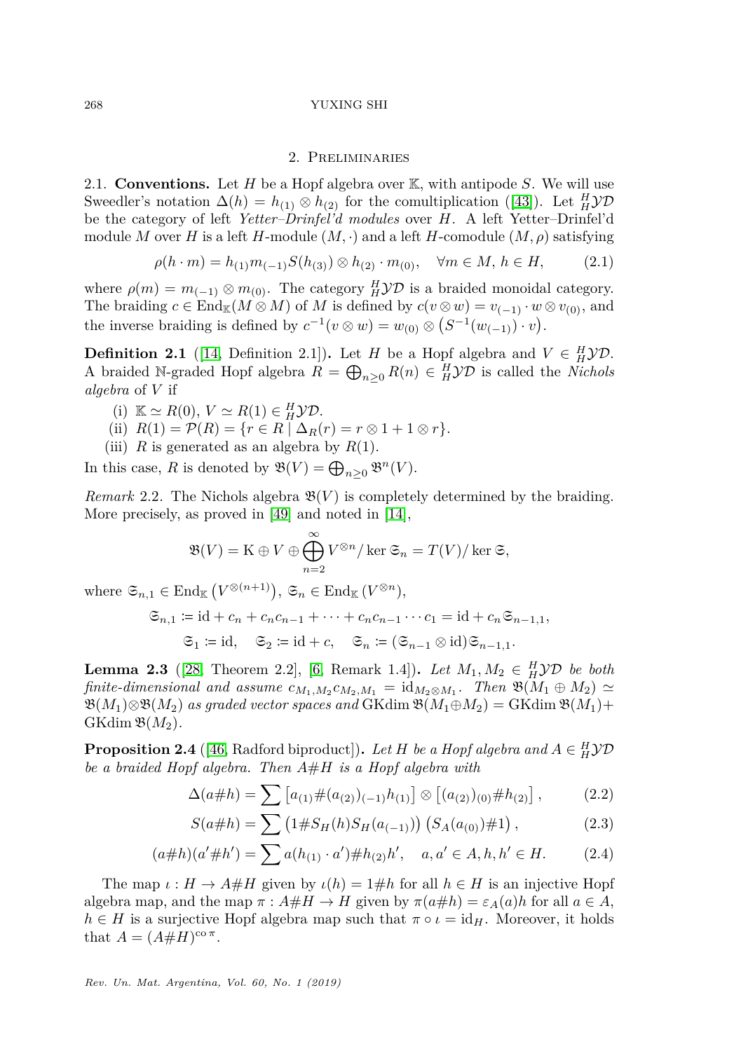## 2. Preliminaries

2.1. **Conventions.** Let $H$ be a Hopf algebra over $\mathbb{K}$, with antipode $S$. We will use Sweedler's notation $\Delta(h) = h_{(1)} \otimes h_{(2)}$ for the comultiplication ([43]). Let ${}^H_H\mathcal{YD}$ be the category of left *Yetter–Drinfel'd modules* over $H$. A left Yetter–Drinfel'd module $M$ over $H$ is a left $H$-module $(M, \cdot)$ and a left $H$-comodule $(M, \rho)$ satisfying

$$\rho(h \cdot m) = h_{(1)}m_{(-1)}S(h_{(3)}) \otimes h_{(2)} \cdot m_{(0)}, \quad \forall m \in M, h \in H, \tag{2.1}$$

where $\rho(m) = m_{(-1)} \otimes m_{(0)}$. The category ${}^H_H\mathcal{YD}$ is a braided monoidal category. The braiding $c \in \operatorname{End}_{\mathbb{K}}(M \otimes M)$ of $M$ is defined by $c(v \otimes w) = v_{(-1)} \cdot w \otimes v_{(0)}$, and the inverse braiding is defined by $c^{-1}(v \otimes w) = w_{(0)} \otimes \left(S^{-1}(w_{(-1)}) \cdot v\right)$.

**Definition 2.1** ([14, Definition 2.1])**.** Let $H$ be a Hopf algebra and $V \in {}^H_H\mathcal{YD}$. A braided $\mathbb{N}$-graded Hopf algebra $R = \bigoplus_{n\geq 0} R(n) \in {}^H_H\mathcal{YD}$ is called the *Nichols algebra* of $V$ if

(i) $\mathbb{K} \simeq R(0)$, $V \simeq R(1) \in {}^H_H\mathcal{YD}$.
(ii) $R(1) = \mathcal{P}(R) = \{r \in R \mid \Delta_R(r) = r \otimes 1 + 1 \otimes r\}$.
(iii) $R$ is generated as an algebra by $R(1)$.

In this case, $R$ is denoted by $\mathfrak{B}(V) = \bigoplus_{n\geq 0} \mathfrak{B}^n(V)$.

*Remark* 2.2. The Nichols algebra $\mathfrak{B}(V)$ is completely determined by the braiding. More precisely, as proved in [49] and noted in [14],

$$\mathfrak{B}(V) = \mathrm{K} \oplus V \oplus \bigoplus_{n=2}^{\infty} V^{\otimes n}/\ker \mathfrak{S}_n = T(V)/\ker \mathfrak{S},$$

where $\mathfrak{S}_{n,1} \in \operatorname{End}_{\mathbb{K}}\left(V^{\otimes(n+1)}\right)$, $\mathfrak{S}_n \in \operatorname{End}_{\mathbb{K}}\left(V^{\otimes n}\right)$,

$$\mathfrak{S}_{n,1} := \mathrm{id} + c_n + c_n c_{n-1} + \cdots + c_n c_{n-1} \cdots c_1 = \mathrm{id} + c_n \mathfrak{S}_{n-1,1},$$

$$\mathfrak{S}_1 := \mathrm{id}, \quad \mathfrak{S}_2 := \mathrm{id} + c, \quad \mathfrak{S}_n := (\mathfrak{S}_{n-1} \otimes \mathrm{id})\mathfrak{S}_{n-1,1}.$$

**Lemma 2.3** ([28, Theorem 2.2], [6, Remark 1.4])**.** *Let $M_1, M_2 \in {}^H_H\mathcal{YD}$ be both finite-dimensional and assume $c_{M_1,M_2}c_{M_2,M_1} = \mathrm{id}_{M_2\otimes M_1}$. Then $\mathfrak{B}(M_1 \oplus M_2) \simeq \mathfrak{B}(M_1)\otimes\mathfrak{B}(M_2)$ as graded vector spaces and* $\operatorname{GKdim}\mathfrak{B}(M_1\oplus M_2) = \operatorname{GKdim}\mathfrak{B}(M_1) + \operatorname{GKdim}\mathfrak{B}(M_2)$.

**Proposition 2.4** ([46, Radford biproduct])**.** *Let $H$ be a Hopf algebra and $A \in {}^H_H\mathcal{YD}$ be a braided Hopf algebra. Then $A\#H$ is a Hopf algebra with*

$$\Delta(a\#h) = \sum \left[a_{(1)}\#(a_{(2)})_{(-1)}h_{(1)}\right] \otimes \left[(a_{(2)})_{(0)}\#h_{(2)}\right], \tag{2.2}$$

$$S(a\#h) = \sum \left(1\#S_H(h)S_H(a_{(-1)})\right)\left(S_A(a_{(0)})\#1\right), \tag{2.3}$$

$$(a\#h)(a'\#h') = \sum a(h_{(1)} \cdot a')\#h_{(2)}h', \quad a, a' \in A, h, h' \in H. \tag{2.4}$$

The map $\iota : H \to A\#H$ given by $\iota(h) = 1\#h$ for all $h \in H$ is an injective Hopf algebra map, and the map $\pi : A\#H \to H$ given by $\pi(a\#h) = \varepsilon_A(a)h$ for all $a \in A$, $h \in H$ is a surjective Hopf algebra map such that $\pi \circ \iota = \mathrm{id}_H$. Moreover, it holds that $A = (A\#H)^{\mathrm{co}\,\pi}$.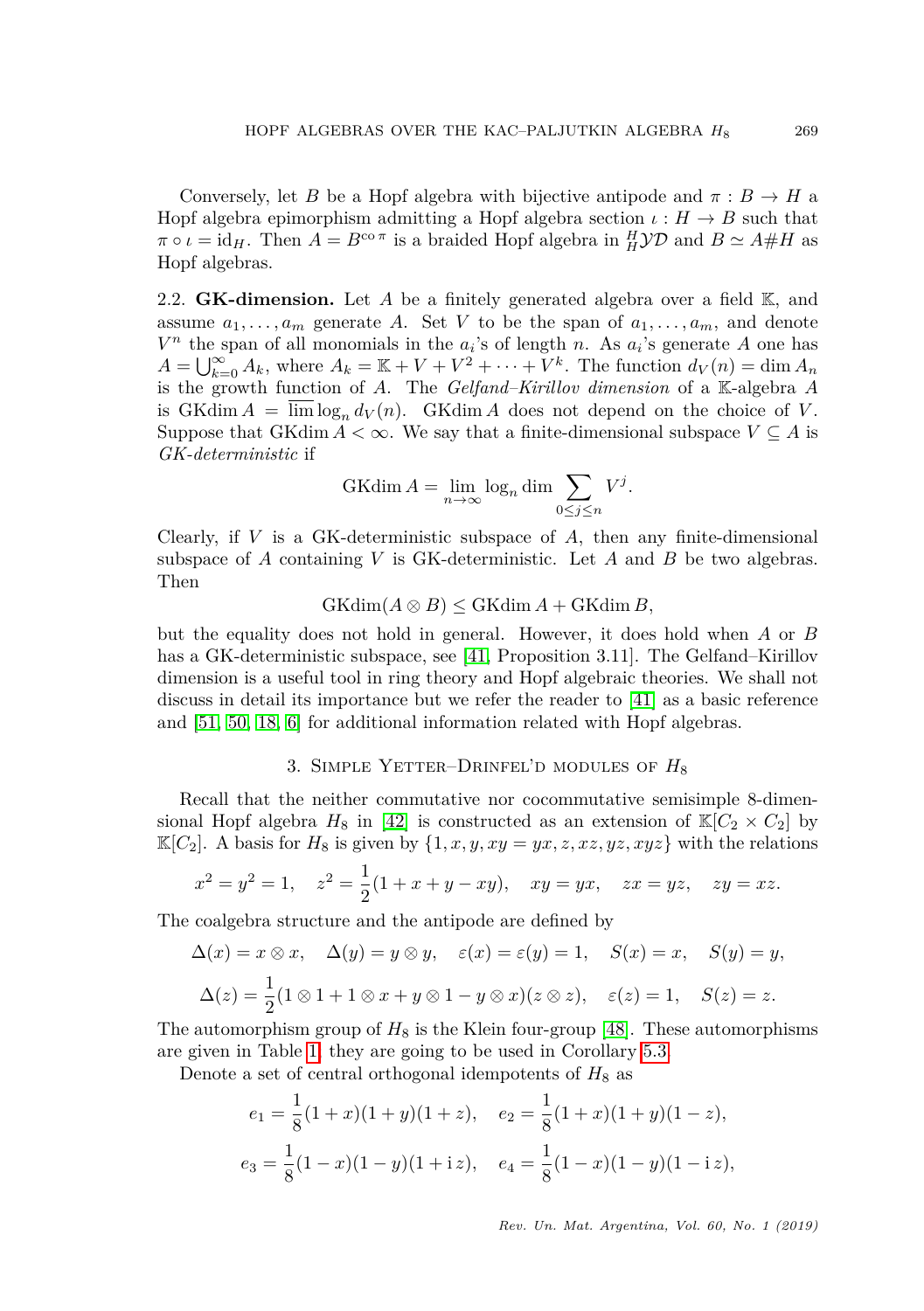Conversely, let $B$ be a Hopf algebra with bijective antipode and $\pi : B \to H$ a Hopf algebra epimorphism admitting a Hopf algebra section $\iota : H \to B$ such that $\pi \circ \iota = \mathrm{id}_H$. Then $A = B^{\mathrm{co}\,\pi}$ is a braided Hopf algebra in ${}^H_H\mathcal{YD}$ and $B \simeq A\#H$ as Hopf algebras.

2.2. **GK-dimension.** Let $A$ be a finitely generated algebra over a field $\mathbb{K}$, and assume $a_1, \dots, a_m$ generate $A$. Set $V$ to be the span of $a_1, \dots, a_m$, and denote $V^n$ the span of all monomials in the $a_i$'s of length $n$. As $a_i$'s generate $A$ one has $A = \bigcup_{k=0}^{\infty} A_k$, where $A_k = \mathbb{K} + V + V^2 + \cdots + V^k$. The function $d_V(n) = \dim A_n$ is the growth function of $A$. The *Gelfand–Kirillov dimension* of a $\mathbb{K}$-algebra $A$ is $\mathrm{GKdim}\, A = \overline{\lim} \log_n d_V(n)$. $\mathrm{GKdim}\, A$ does not depend on the choice of $V$. Suppose that $\mathrm{GKdim}\, A < \infty$. We say that a finite-dimensional subspace $V \subseteq A$ is *GK-deterministic* if

$$\mathrm{GKdim}\, A = \lim_{n\to\infty} \log_n \dim \sum_{0 \le j \le n} V^j.$$

Clearly, if $V$ is a GK-deterministic subspace of $A$, then any finite-dimensional subspace of $A$ containing $V$ is GK-deterministic. Let $A$ and $B$ be two algebras. Then

$$\mathrm{GKdim}(A \otimes B) \le \mathrm{GKdim}\, A + \mathrm{GKdim}\, B,$$

but the equality does not hold in general. However, it does hold when $A$ or $B$ has a GK-deterministic subspace, see [41, Proposition 3.11]. The Gelfand–Kirillov dimension is a useful tool in ring theory and Hopf algebraic theories. We shall not discuss in detail its importance but we refer the reader to [41] as a basic reference and [51, 50, 18, 6] for additional information related with Hopf algebras.

## 3. Simple Yetter–Drinfel'd modules of $H_8$

Recall that the neither commutative nor cocommutative semisimple 8-dimensional Hopf algebra $H_8$ in [42] is constructed as an extension of $\mathbb{K}[C_2 \times C_2]$ by $\mathbb{K}[C_2]$. A basis for $H_8$ is given by $\{1, x, y, xy = yx, z, xz, yz, xyz\}$ with the relations

$$x^2 = y^2 = 1, \quad z^2 = \frac{1}{2}(1 + x + y - xy), \quad xy = yx, \quad zx = yz, \quad zy = xz.$$

The coalgebra structure and the antipode are defined by

$$\Delta(x) = x \otimes x, \quad \Delta(y) = y \otimes y, \quad \varepsilon(x) = \varepsilon(y) = 1, \quad S(x) = x, \quad S(y) = y,$$

$$\Delta(z) = \frac{1}{2}(1 \otimes 1 + 1 \otimes x + y \otimes 1 - y \otimes x)(z \otimes z), \quad \varepsilon(z) = 1, \quad S(z) = z.$$

The automorphism group of $H_8$ is the Klein four-group [48]. These automorphisms are given in Table 1; they are going to be used in Corollary 5.3.

Denote a set of central orthogonal idempotents of $H_8$ as

$$e_1 = \frac{1}{8}(1 + x)(1 + y)(1 + z), \quad e_2 = \frac{1}{8}(1 + x)(1 + y)(1 - z),$$

$$e_3 = \frac{1}{8}(1 - x)(1 - y)(1 + \mathrm{i}\, z), \quad e_4 = \frac{1}{8}(1 - x)(1 - y)(1 - \mathrm{i}\, z),$$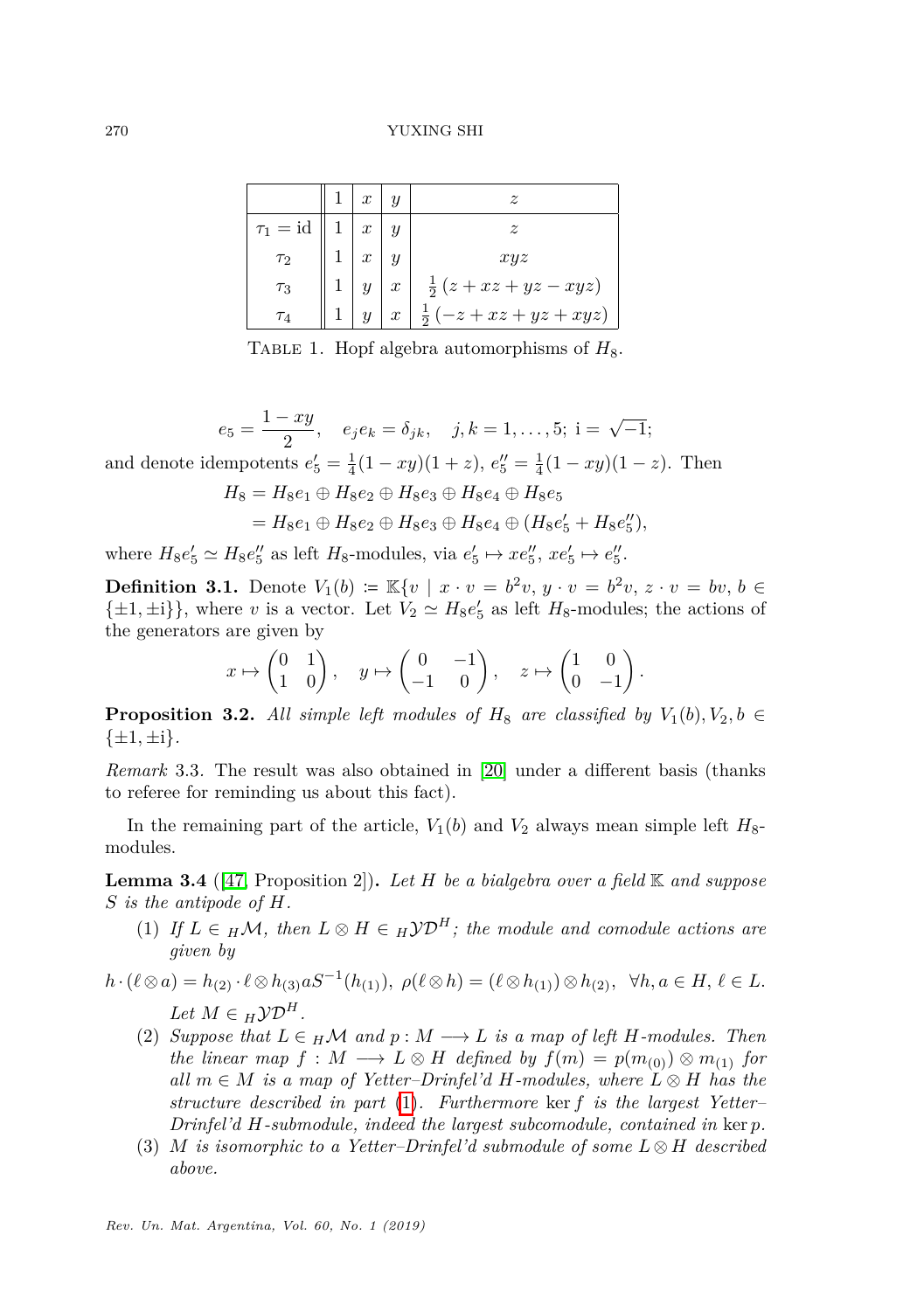|  | $1$ | $x$ | $y$ | $z$ |
|---|---|---|---|---|
| $\tau_1 = \mathrm{id}$ | $1$ | $x$ | $y$ | $z$ |
| $\tau_2$ | $1$ | $x$ | $y$ | $xyz$ |
| $\tau_3$ | $1$ | $y$ | $x$ | $\frac{1}{2}\left(z + xz + yz - xyz\right)$ |
| $\tau_4$ | $1$ | $y$ | $x$ | $\frac{1}{2}\left(-z + xz + yz + xyz\right)$ |

Table 1. Hopf algebra automorphisms of $H_8$.

$$e_5 = \frac{1-xy}{2}, \quad e_j e_k = \delta_{jk}, \quad j,k = 1,\dots,5; \ \mathrm{i} = \sqrt{-1};$$

and denote idempotents $e_5' = \frac{1}{4}(1-xy)(1+z)$, $e_5'' = \frac{1}{4}(1-xy)(1-z)$. Then

$$\begin{aligned} H_8 &= H_8e_1 \oplus H_8e_2 \oplus H_8e_3 \oplus H_8e_4 \oplus H_8e_5 \\ &= H_8e_1 \oplus H_8e_2 \oplus H_8e_3 \oplus H_8e_4 \oplus (H_8e_5' + H_8e_5''), \end{aligned}$$

where $H_8e_5' \simeq H_8e_5''$ as left $H_8$-modules, via $e_5' \mapsto xe_5''$, $xe_5' \mapsto e_5''$.

**Definition 3.1.** Denote $V_1(b) := \mathbb{K}\{v \mid x \cdot v = b^2 v,\ y \cdot v = b^2 v,\ z \cdot v = bv,\ b \in \{\pm 1, \pm \mathrm{i}\}\}$, where $v$ is a vector. Let $V_2 \simeq H_8e_5'$ as left $H_8$-modules; the actions of the generators are given by

$$x \mapsto \begin{pmatrix} 0 & 1 \\ 1 & 0 \end{pmatrix}, \quad y \mapsto \begin{pmatrix} 0 & -1 \\ -1 & 0 \end{pmatrix}, \quad z \mapsto \begin{pmatrix} 1 & 0 \\ 0 & -1 \end{pmatrix}.$$

**Proposition 3.2.** *All simple left modules of $H_8$ are classified by $V_1(b), V_2, b \in \{\pm 1, \pm \mathrm{i}\}$.*

*Remark* 3.3. The result was also obtained in [20] under a different basis (thanks to referee for reminding us about this fact).

In the remaining part of the article, $V_1(b)$ and $V_2$ always mean simple left $H_8$-modules.

**Lemma 3.4** ([47, Proposition 2])**.** *Let $H$ be a bialgebra over a field $\mathbb{K}$ and suppose $S$ is the antipode of $H$.*

(1) *If $L \in {}_H\mathcal{M}$, then $L \otimes H \in {}_H\mathcal{YD}^H$; the module and comodule actions are given by*

$$h \cdot (\ell \otimes a) = h_{(2)} \cdot \ell \otimes h_{(3)} a S^{-1}(h_{(1)}), \ \rho(\ell \otimes h) = (\ell \otimes h_{(1)}) \otimes h_{(2)}, \ \ \forall h, a \in H,\ \ell \in L.$$

*Let $M \in {}_H\mathcal{YD}^H$.*

(2) *Suppose that $L \in {}_H\mathcal{M}$ and $p : M \longrightarrow L$ is a map of left $H$-modules. Then the linear map $f : M \longrightarrow L \otimes H$ defined by $f(m) = p(m_{(0)}) \otimes m_{(1)}$ for all $m \in M$ is a map of Yetter–Drinfel'd $H$-modules, where $L \otimes H$ has the structure described in part (1). Furthermore $\ker f$ is the largest Yetter–Drinfel'd $H$-submodule, indeed the largest subcomodule, contained in $\ker p$.*

(3) *$M$ is isomorphic to a Yetter–Drinfel'd submodule of some $L \otimes H$ described above.*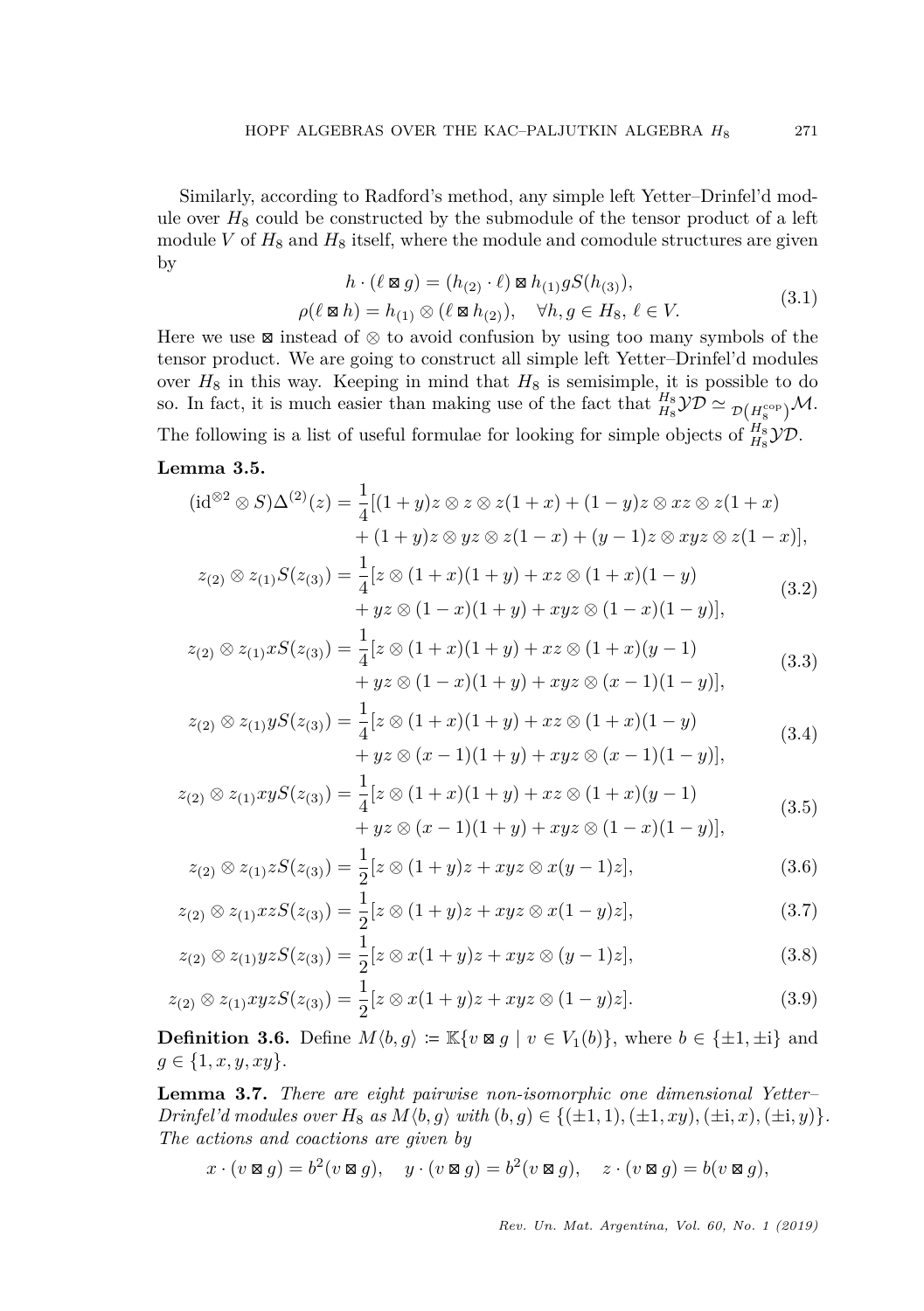Similarly, according to Radford's method, any simple left Yetter–Drinfel'd module over $H_8$ could be constructed by the submodule of the tensor product of a left module $V$ of $H_8$ and $H_8$ itself, where the module and comodule structures are given by

$$
\begin{aligned}
h \cdot (\ell \boxtimes g) &= (h_{(2)} \cdot \ell) \boxtimes h_{(1)} g S(h_{(3)}), \\
\rho(\ell \boxtimes h) &= h_{(1)} \otimes (\ell \boxtimes h_{(2)}), \quad \forall h, g \in H_8,\ \ell \in V.
\end{aligned}
\tag{3.1}
$$

Here we use $\boxtimes$ instead of $\otimes$ to avoid confusion by using too many symbols of the tensor product. We are going to construct all simple left Yetter–Drinfel'd modules over $H_8$ in this way. Keeping in mind that $H_8$ is semisimple, it is possible to do so. In fact, it is much easier than making use of the fact that ${}^{H_8}_{H_8}\mathcal{YD} \simeq {}_{\mathcal{D}(H_8^{\mathrm{cop}})}\mathcal{M}$. The following is a list of useful formulae for looking for simple objects of ${}^{H_8}_{H_8}\mathcal{YD}$.

**Lemma 3.5.**

$$
\begin{aligned}
(\mathrm{id}^{\otimes 2} \otimes S)\Delta^{(2)}(z) = \frac{1}{4}[&(1+y)z \otimes z \otimes z(1+x) + (1-y)z \otimes xz \otimes z(1+x) \\
&+ (1+y)z \otimes yz \otimes z(1-x) + (y-1)z \otimes xyz \otimes z(1-x)],
\end{aligned}
$$

$$
\begin{aligned}
z_{(2)} \otimes z_{(1)} S(z_{(3)}) = \frac{1}{4}[&z \otimes (1+x)(1+y) + xz \otimes (1+x)(1-y) \\
&+ yz \otimes (1-x)(1+y) + xyz \otimes (1-x)(1-y)],
\end{aligned}
\tag{3.2}
$$

$$
\begin{aligned}
z_{(2)} \otimes z_{(1)} x S(z_{(3)}) = \frac{1}{4}[&z \otimes (1+x)(1+y) + xz \otimes (1+x)(y-1) \\
&+ yz \otimes (1-x)(1+y) + xyz \otimes (x-1)(1-y)],
\end{aligned}
\tag{3.3}
$$

$$
\begin{aligned}
z_{(2)} \otimes z_{(1)} y S(z_{(3)}) = \frac{1}{4}[&z \otimes (1+x)(1+y) + xz \otimes (1+x)(1-y) \\
&+ yz \otimes (x-1)(1+y) + xyz \otimes (x-1)(1-y)],
\end{aligned}
\tag{3.4}
$$

$$
\begin{aligned}
z_{(2)} \otimes z_{(1)} xy S(z_{(3)}) = \frac{1}{4}[&z \otimes (1+x)(1+y) + xz \otimes (1+x)(y-1) \\
&+ yz \otimes (x-1)(1+y) + xyz \otimes (1-x)(1-y)],
\end{aligned}
\tag{3.5}
$$

$$
z_{(2)} \otimes z_{(1)} z S(z_{(3)}) = \frac{1}{2}[z \otimes (1+y)z + xyz \otimes x(y-1)z], \tag{3.6}
$$

$$
z_{(2)} \otimes z_{(1)} xz S(z_{(3)}) = \frac{1}{2}[z \otimes (1+y)z + xyz \otimes x(1-y)z], \tag{3.7}
$$

$$
z_{(2)} \otimes z_{(1)} yz S(z_{(3)}) = \frac{1}{2}[z \otimes x(1+y)z + xyz \otimes (y-1)z], \tag{3.8}
$$

$$
z_{(2)} \otimes z_{(1)} xyz S(z_{(3)}) = \frac{1}{2}[z \otimes x(1+y)z + xyz \otimes (1-y)z]. \tag{3.9}
$$

**Definition 3.6.** Define $M\langle b, g\rangle \coloneqq \mathbb{K}\{v \boxtimes g \mid v \in V_1(b)\}$, where $b \in \{\pm 1, \pm \mathrm{i}\}$ and $g \in \{1, x, y, xy\}$.

**Lemma 3.7.** *There are eight pairwise non-isomorphic one dimensional Yetter–Drinfel'd modules over $H_8$ as $M\langle b, g\rangle$ with $(b, g) \in \{(\pm 1, 1), (\pm 1, xy), (\pm \mathrm{i}, x), (\pm \mathrm{i}, y)\}$. The actions and coactions are given by*

$$
x \cdot (v \boxtimes g) = b^2 (v \boxtimes g), \quad y \cdot (v \boxtimes g) = b^2 (v \boxtimes g), \quad z \cdot (v \boxtimes g) = b(v \boxtimes g),
$$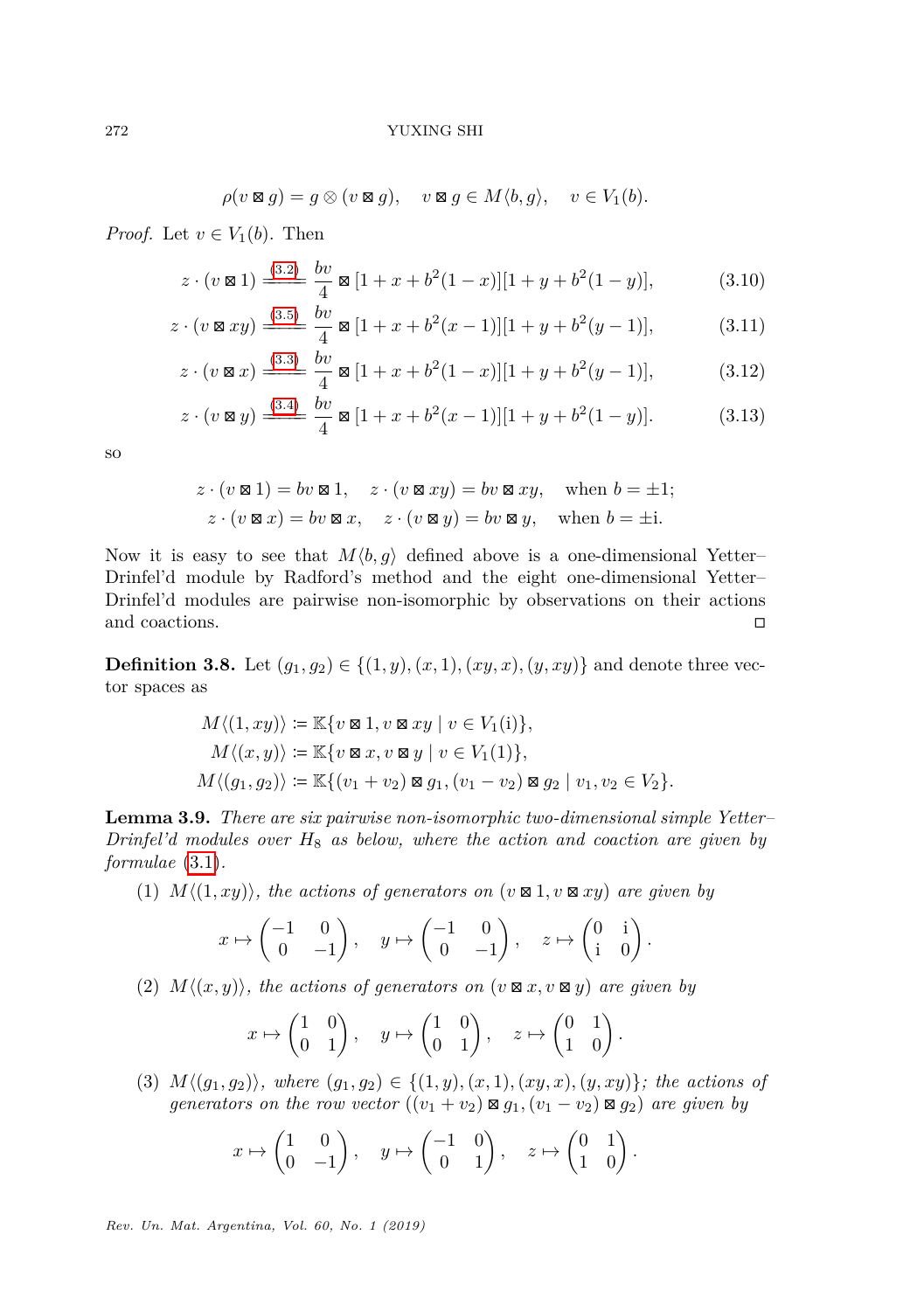$$\rho(v \boxtimes g) = g \otimes (v \boxtimes g), \quad v \boxtimes g \in M\langle b, g\rangle, \quad v \in V_1(b).$$

*Proof.* Let $v \in V_1(b)$. Then

$$z \cdot (v \boxtimes 1) \overset{(3.2)}{=\!=\!=} \frac{bv}{4} \boxtimes [1 + x + b^2(1-x)][1 + y + b^2(1-y)], \tag{3.10}$$

$$z \cdot (v \boxtimes xy) \overset{(3.5)}{=\!=\!=} \frac{bv}{4} \boxtimes [1 + x + b^2(x-1)][1 + y + b^2(y-1)], \tag{3.11}$$

$$z \cdot (v \boxtimes x) \overset{(3.3)}{=\!=\!=} \frac{bv}{4} \boxtimes [1 + x + b^2(1-x)][1 + y + b^2(y-1)], \tag{3.12}$$

$$z \cdot (v \boxtimes y) \overset{(3.4)}{=\!=\!=} \frac{bv}{4} \boxtimes [1 + x + b^2(x-1)][1 + y + b^2(1-y)]. \tag{3.13}$$

so

$$z \cdot (v \boxtimes 1) = bv \boxtimes 1, \quad z \cdot (v \boxtimes xy) = bv \boxtimes xy, \quad \text{when } b = \pm 1;$$
$$z \cdot (v \boxtimes x) = bv \boxtimes x, \quad z \cdot (v \boxtimes y) = bv \boxtimes y, \quad \text{when } b = \pm \mathrm{i}.$$

Now it is easy to see that $M\langle b, g\rangle$ defined above is a one-dimensional Yetter–Drinfel'd module by Radford's method and the eight one-dimensional Yetter–Drinfel'd modules are pairwise non-isomorphic by observations on their actions and coactions. ◻

**Definition 3.8.** Let $(g_1, g_2) \in \{(1, y), (x, 1), (xy, x), (y, xy)\}$ and denote three vector spaces as

$$M\langle(1, xy)\rangle \coloneqq \mathbb{K}\{v \boxtimes 1, v \boxtimes xy \mid v \in V_1(\mathrm{i})\},$$
$$M\langle(x, y)\rangle \coloneqq \mathbb{K}\{v \boxtimes x, v \boxtimes y \mid v \in V_1(1)\},$$
$$M\langle(g_1, g_2)\rangle \coloneqq \mathbb{K}\{(v_1 + v_2) \boxtimes g_1, (v_1 - v_2) \boxtimes g_2 \mid v_1, v_2 \in V_2\}.$$

**Lemma 3.9.** *There are six pairwise non-isomorphic two-dimensional simple Yetter–Drinfel'd modules over $H_8$ as below, where the action and coaction are given by formulae* (3.1)*.*

(1) $M\langle(1, xy)\rangle$*, the actions of generators on $(v \boxtimes 1, v \boxtimes xy)$ are given by*

$$x \mapsto \begin{pmatrix} -1 & 0 \\ 0 & -1 \end{pmatrix}, \quad y \mapsto \begin{pmatrix} -1 & 0 \\ 0 & -1 \end{pmatrix}, \quad z \mapsto \begin{pmatrix} 0 & \mathrm{i} \\ \mathrm{i} & 0 \end{pmatrix}.$$

(2) $M\langle(x, y)\rangle$*, the actions of generators on $(v \boxtimes x, v \boxtimes y)$ are given by*

$$x \mapsto \begin{pmatrix} 1 & 0 \\ 0 & 1 \end{pmatrix}, \quad y \mapsto \begin{pmatrix} 1 & 0 \\ 0 & 1 \end{pmatrix}, \quad z \mapsto \begin{pmatrix} 0 & 1 \\ 1 & 0 \end{pmatrix}.$$

(3) $M\langle(g_1, g_2)\rangle$*, where $(g_1, g_2) \in \{(1, y), (x, 1), (xy, x), (y, xy)\}$; the actions of generators on the row vector $((v_1 + v_2) \boxtimes g_1, (v_1 - v_2) \boxtimes g_2)$ are given by*

$$x \mapsto \begin{pmatrix} 1 & 0 \\ 0 & -1 \end{pmatrix}, \quad y \mapsto \begin{pmatrix} -1 & 0 \\ 0 & 1 \end{pmatrix}, \quad z \mapsto \begin{pmatrix} 0 & 1 \\ 1 & 0 \end{pmatrix}.$$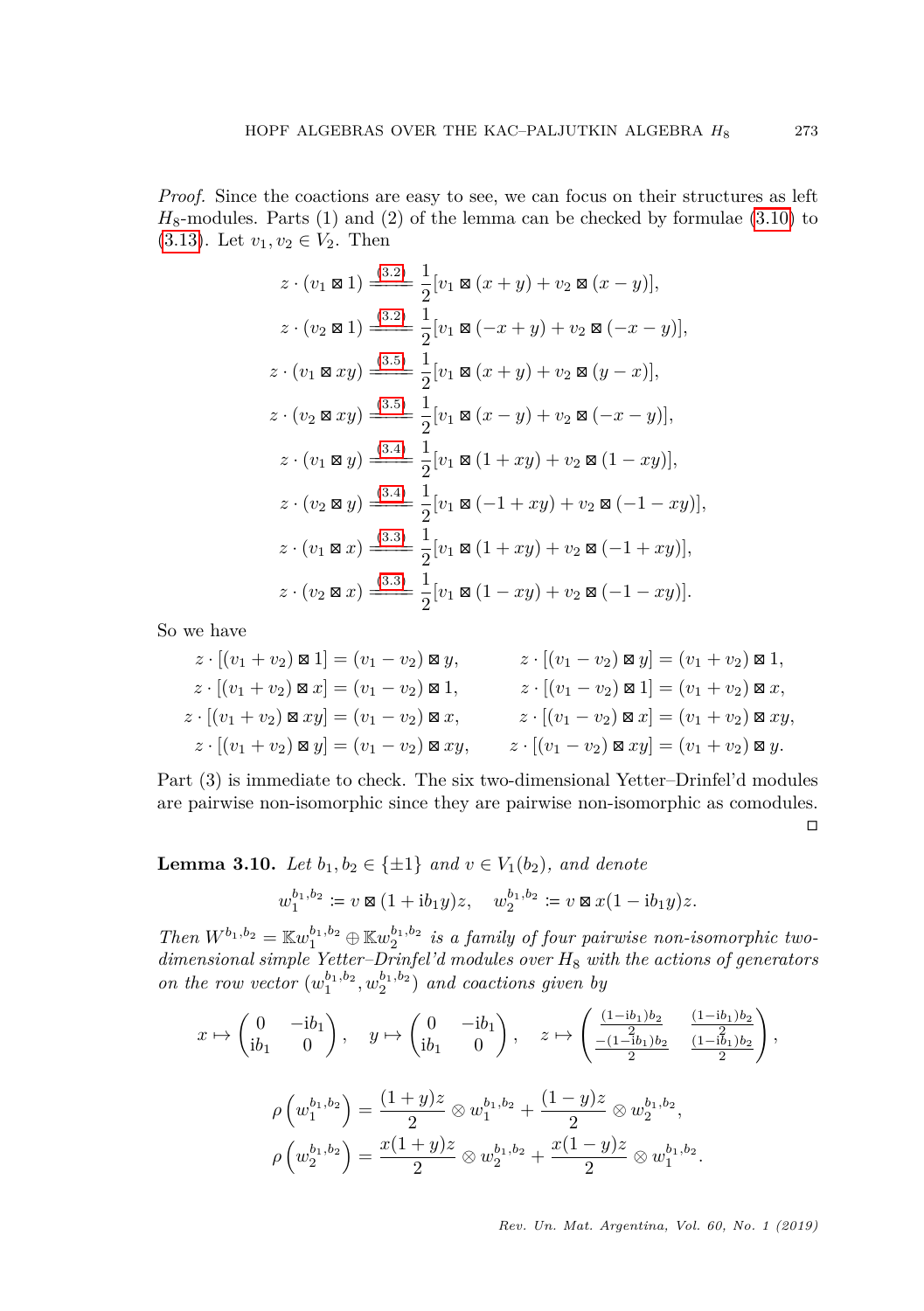*Proof.* Since the coactions are easy to see, we can focus on their structures as left $H_8$-modules. Parts (1) and (2) of the lemma can be checked by formulae (3.10) to (3.13). Let $v_1, v_2 \in V_2$. Then

$$
\begin{aligned}
z \cdot (v_1 \boxtimes 1) &\overset{(3.2)}{=\!=\!=} \frac{1}{2}[v_1 \boxtimes (x+y) + v_2 \boxtimes (x-y)],\\
z \cdot (v_2 \boxtimes 1) &\overset{(3.2)}{=\!=\!=} \frac{1}{2}[v_1 \boxtimes (-x+y) + v_2 \boxtimes (-x-y)],\\
z \cdot (v_1 \boxtimes xy) &\overset{(3.5)}{=\!=\!=} \frac{1}{2}[v_1 \boxtimes (x+y) + v_2 \boxtimes (y-x)],\\
z \cdot (v_2 \boxtimes xy) &\overset{(3.5)}{=\!=\!=} \frac{1}{2}[v_1 \boxtimes (x-y) + v_2 \boxtimes (-x-y)],\\
z \cdot (v_1 \boxtimes y) &\overset{(3.4)}{=\!=\!=} \frac{1}{2}[v_1 \boxtimes (1+xy) + v_2 \boxtimes (1-xy)],\\
z \cdot (v_2 \boxtimes y) &\overset{(3.4)}{=\!=\!=} \frac{1}{2}[v_1 \boxtimes (-1+xy) + v_2 \boxtimes (-1-xy)],\\
z \cdot (v_1 \boxtimes x) &\overset{(3.3)}{=\!=\!=} \frac{1}{2}[v_1 \boxtimes (1+xy) + v_2 \boxtimes (-1+xy)],\\
z \cdot (v_2 \boxtimes x) &\overset{(3.3)}{=\!=\!=} \frac{1}{2}[v_1 \boxtimes (1-xy) + v_2 \boxtimes (-1-xy)].
\end{aligned}
$$

So we have

$$
\begin{aligned}
z \cdot [(v_1+v_2) \boxtimes 1] &= (v_1 - v_2) \boxtimes y, & z \cdot [(v_1-v_2) \boxtimes y] &= (v_1 + v_2) \boxtimes 1,\\
z \cdot [(v_1+v_2) \boxtimes x] &= (v_1 - v_2) \boxtimes 1, & z \cdot [(v_1-v_2) \boxtimes 1] &= (v_1 + v_2) \boxtimes x,\\
z \cdot [(v_1+v_2) \boxtimes xy] &= (v_1 - v_2) \boxtimes x, & z \cdot [(v_1-v_2) \boxtimes x] &= (v_1 + v_2) \boxtimes xy,\\
z \cdot [(v_1+v_2) \boxtimes y] &= (v_1 - v_2) \boxtimes xy, & z \cdot [(v_1-v_2) \boxtimes xy] &= (v_1 + v_2) \boxtimes y.
\end{aligned}
$$

Part (3) is immediate to check. The six two-dimensional Yetter–Drinfel'd modules are pairwise non-isomorphic since they are pairwise non-isomorphic as comodules. □

**Lemma 3.10.** *Let $b_1, b_2 \in \{\pm 1\}$ and $v \in V_1(b_2)$, and denote*

$$
w_1^{b_1,b_2} := v \boxtimes (1 + \mathrm{i} b_1 y) z, \quad w_2^{b_1,b_2} := v \boxtimes x(1 - \mathrm{i} b_1 y) z.
$$

*Then $W^{b_1,b_2} = \mathbb{K} w_1^{b_1,b_2} \oplus \mathbb{K} w_2^{b_1,b_2}$ is a family of four pairwise non-isomorphic two-dimensional simple Yetter–Drinfel'd modules over $H_8$ with the actions of generators on the row vector $(w_1^{b_1,b_2}, w_2^{b_1,b_2})$ and coactions given by*

$$
x \mapsto \begin{pmatrix} 0 & -\mathrm{i}b_1 \\ \mathrm{i}b_1 & 0 \end{pmatrix}, \quad y \mapsto \begin{pmatrix} 0 & -\mathrm{i}b_1 \\ \mathrm{i}b_1 & 0 \end{pmatrix}, \quad z \mapsto \begin{pmatrix} \frac{(1-\mathrm{i}b_1)b_2}{2} & \frac{(1-\mathrm{i}b_1)b_2}{2} \\ \frac{-(1-\mathrm{i}b_1)b_2}{2} & \frac{(1-\mathrm{i}b_1)b_2}{2} \end{pmatrix},
$$

$$
\begin{aligned}
\rho\left(w_1^{b_1,b_2}\right) &= \frac{(1+y)z}{2} \otimes w_1^{b_1,b_2} + \frac{(1-y)z}{2} \otimes w_2^{b_1,b_2},\\
\rho\left(w_2^{b_1,b_2}\right) &= \frac{x(1+y)z}{2} \otimes w_2^{b_1,b_2} + \frac{x(1-y)z}{2} \otimes w_1^{b_1,b_2}.
\end{aligned}
$$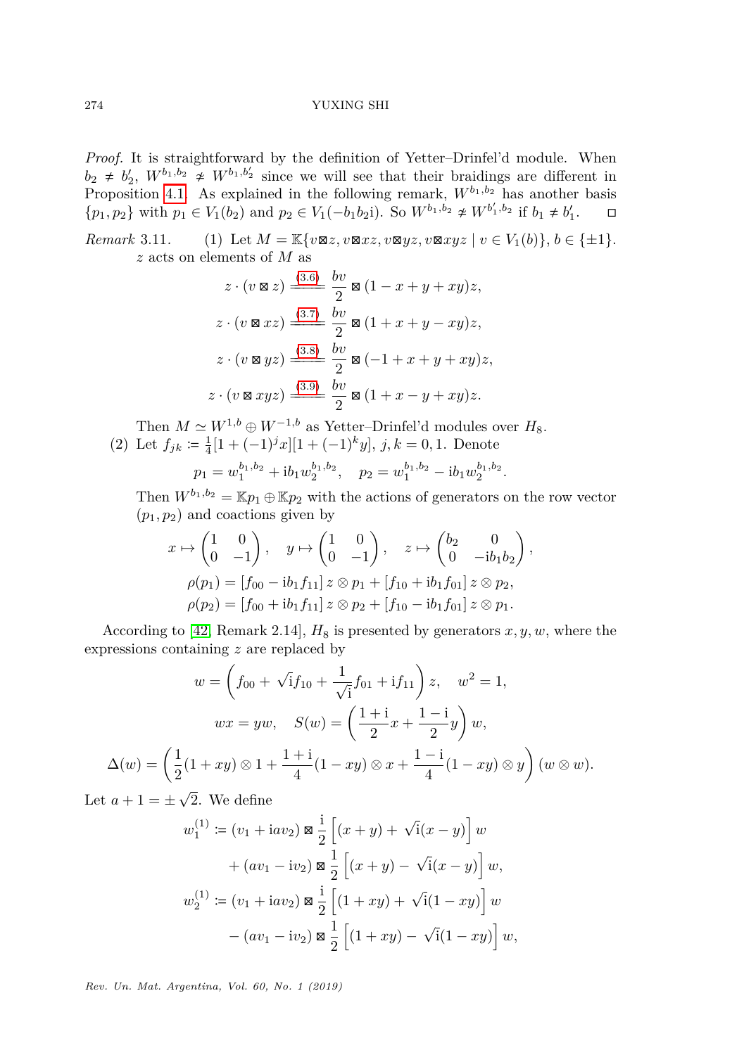*Proof.* It is straightforward by the definition of Yetter–Drinfel'd module. When $b_2 \neq b_2'$, $W^{b_1,b_2} \not\simeq W^{b_1,b_2'}$ since we will see that their braidings are different in Proposition 4.1. As explained in the following remark, $W^{b_1,b_2}$ has another basis $\{p_1, p_2\}$ with $p_1 \in V_1(b_2)$ and $p_2 \in V_1(-b_1 b_2 \mathrm{i})$. So $W^{b_1,b_2} \not\simeq W^{b_1',b_2}$ if $b_1 \neq b_1'$. □

*Remark* 3.11. (1) Let $M = \mathbb{K}\{v \boxtimes z, v \boxtimes xz, v \boxtimes yz, v \boxtimes xyz \mid v \in V_1(b)\}$, $b \in \{\pm 1\}$. $z$ acts on elements of $M$ as

$$z \cdot (v \boxtimes z) \overset{(3.6)}{=\!=\!=} \frac{bv}{2} \boxtimes (1 - x + y + xy)z,$$

$$z \cdot (v \boxtimes xz) \overset{(3.7)}{=\!=\!=} \frac{bv}{2} \boxtimes (1 + x + y - xy)z,$$

$$z \cdot (v \boxtimes yz) \overset{(3.8)}{=\!=\!=} \frac{bv}{2} \boxtimes (-1 + x + y + xy)z,$$

$$z \cdot (v \boxtimes xyz) \overset{(3.9)}{=\!=\!=} \frac{bv}{2} \boxtimes (1 + x - y + xy)z.$$

Then $M \simeq W^{1,b} \oplus W^{-1,b}$ as Yetter–Drinfel'd modules over $H_8$.

(2) Let $f_{jk} := \frac{1}{4}[1 + (-1)^j x][1 + (-1)^k y]$, $j, k = 0, 1$. Denote

$$p_1 = w_1^{b_1,b_2} + \mathrm{i} b_1 w_2^{b_1,b_2}, \quad p_2 = w_1^{b_1,b_2} - \mathrm{i} b_1 w_2^{b_1,b_2}.$$

Then $W^{b_1,b_2} = \mathbb{K}p_1 \oplus \mathbb{K}p_2$ with the actions of generators on the row vector $(p_1, p_2)$ and coactions given by

$$x \mapsto \begin{pmatrix} 1 & 0 \\ 0 & -1 \end{pmatrix}, \quad y \mapsto \begin{pmatrix} 1 & 0 \\ 0 & -1 \end{pmatrix}, \quad z \mapsto \begin{pmatrix} b_2 & 0 \\ 0 & -\mathrm{i} b_1 b_2 \end{pmatrix},$$

$$\rho(p_1) = [f_{00} - \mathrm{i} b_1 f_{11}]\, z \otimes p_1 + [f_{10} + \mathrm{i} b_1 f_{01}]\, z \otimes p_2,$$

$$\rho(p_2) = [f_{00} + \mathrm{i} b_1 f_{11}]\, z \otimes p_2 + [f_{10} - \mathrm{i} b_1 f_{01}]\, z \otimes p_1.$$

According to [42, Remark 2.14], $H_8$ is presented by generators $x, y, w$, where the expressions containing $z$ are replaced by

$$w = \left( f_{00} + \sqrt{\mathrm{i}} f_{10} + \frac{1}{\sqrt{\mathrm{i}}} f_{01} + \mathrm{i} f_{11} \right) z, \quad w^2 = 1,$$

$$wx = yw, \quad S(w) = \left( \frac{1+\mathrm{i}}{2} x + \frac{1-\mathrm{i}}{2} y \right) w,$$

$$\Delta(w) = \left( \frac{1}{2}(1 + xy) \otimes 1 + \frac{1+\mathrm{i}}{4}(1 - xy) \otimes x + \frac{1-\mathrm{i}}{4}(1 - xy) \otimes y \right) (w \otimes w).$$

Let $a + 1 = \pm\sqrt{2}$. We define

$$\begin{aligned} w_1^{(1)} := {} & (v_1 + \mathrm{i} a v_2) \boxtimes \frac{\mathrm{i}}{2} \left[ (x + y) + \sqrt{\mathrm{i}}(x - y) \right] w \\ & + (a v_1 - \mathrm{i} v_2) \boxtimes \frac{1}{2} \left[ (x + y) - \sqrt{\mathrm{i}}(x - y) \right] w, \\ w_2^{(1)} := {} & (v_1 + \mathrm{i} a v_2) \boxtimes \frac{\mathrm{i}}{2} \left[ (1 + xy) + \sqrt{\mathrm{i}}(1 - xy) \right] w \\ & - (a v_1 - \mathrm{i} v_2) \boxtimes \frac{1}{2} \left[ (1 + xy) - \sqrt{\mathrm{i}}(1 - xy) \right] w, \end{aligned}$$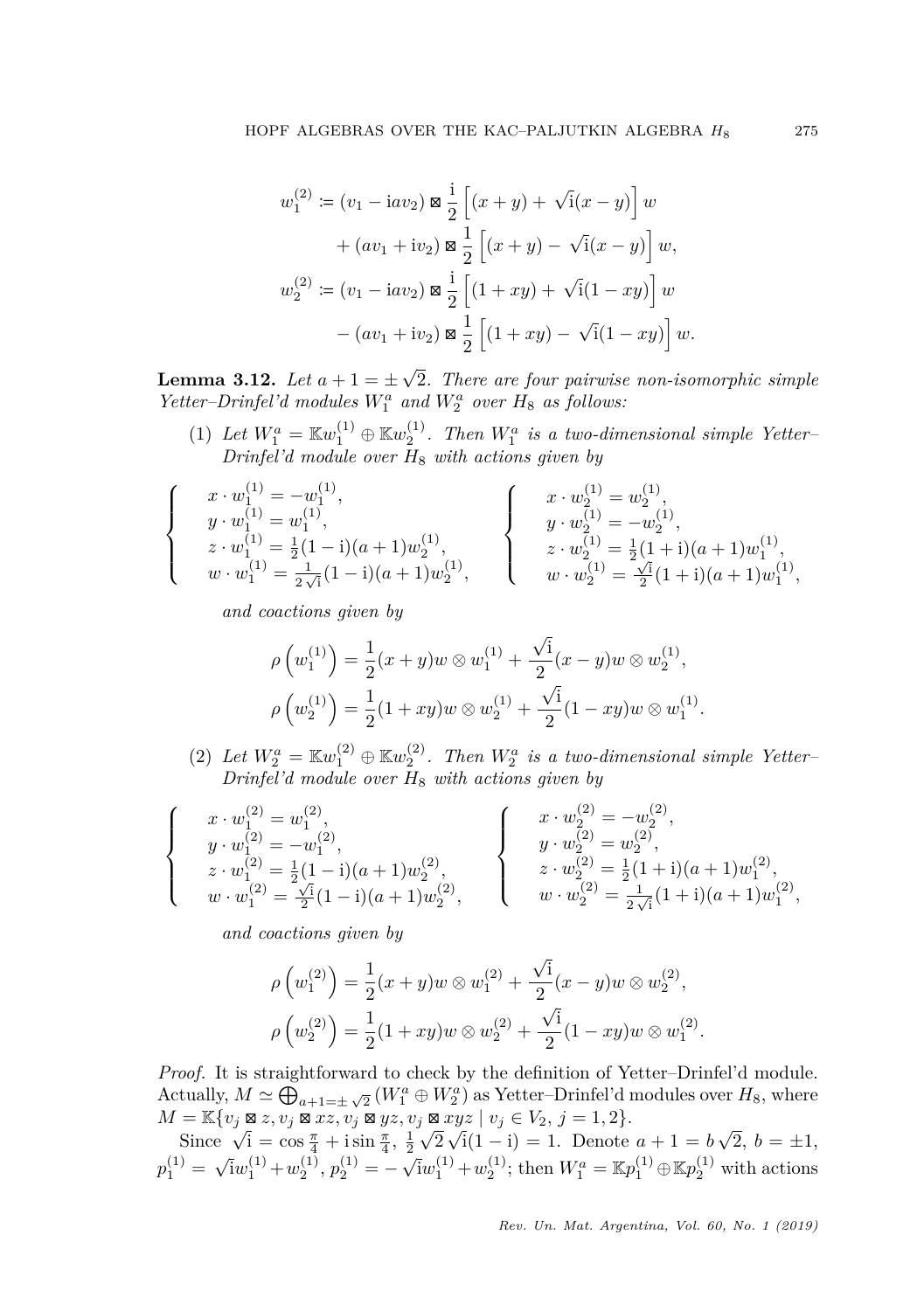$$
\begin{aligned}
w_1^{(2)} &\coloneqq (v_1 - \mathrm{i}av_2) \boxtimes \frac{\mathrm{i}}{2}\left[(x+y) + \sqrt{\mathrm{i}}(x-y)\right] w \\
&\quad + (av_1 + \mathrm{i}v_2) \boxtimes \frac{1}{2}\left[(x+y) - \sqrt{\mathrm{i}}(x-y)\right] w, \\
w_2^{(2)} &\coloneqq (v_1 - \mathrm{i}av_2) \boxtimes \frac{\mathrm{i}}{2}\left[(1+xy) + \sqrt{\mathrm{i}}(1-xy)\right] w \\
&\quad - (av_1 + \mathrm{i}v_2) \boxtimes \frac{1}{2}\left[(1+xy) - \sqrt{\mathrm{i}}(1-xy)\right] w.
\end{aligned}
$$

**Lemma 3.12.** *Let $a+1 = \pm\sqrt{2}$. There are four pairwise non-isomorphic simple Yetter–Drinfel'd modules $W_1^a$ and $W_2^a$ over $H_8$ as follows:*

(1) *Let $W_1^a = \mathbb{K}w_1^{(1)} \oplus \mathbb{K}w_2^{(1)}$. Then $W_1^a$ is a two-dimensional simple Yetter–Drinfel'd module over $H_8$ with actions given by*

$$
\begin{cases}
x \cdot w_1^{(1)} = -w_1^{(1)}, \\
y \cdot w_1^{(1)} = w_1^{(1)}, \\
z \cdot w_1^{(1)} = \frac{1}{2}(1-\mathrm{i})(a+1)w_2^{(1)}, \\
w \cdot w_1^{(1)} = \frac{1}{2\sqrt{\mathrm{i}}}(1-\mathrm{i})(a+1)w_2^{(1)},
\end{cases}
\qquad
\begin{cases}
x \cdot w_2^{(1)} = w_2^{(1)}, \\
y \cdot w_2^{(1)} = -w_2^{(1)}, \\
z \cdot w_2^{(1)} = \frac{1}{2}(1+\mathrm{i})(a+1)w_1^{(1)}, \\
w \cdot w_2^{(1)} = \frac{\sqrt{\mathrm{i}}}{2}(1+\mathrm{i})(a+1)w_1^{(1)},
\end{cases}
$$

*and coactions given by*

$$
\rho\left(w_1^{(1)}\right) = \frac{1}{2}(x+y)w \otimes w_1^{(1)} + \frac{\sqrt{\mathrm{i}}}{2}(x-y)w \otimes w_2^{(1)},
$$
$$
\rho\left(w_2^{(1)}\right) = \frac{1}{2}(1+xy)w \otimes w_2^{(1)} + \frac{\sqrt{\mathrm{i}}}{2}(1-xy)w \otimes w_1^{(1)}.
$$

(2) *Let $W_2^a = \mathbb{K}w_1^{(2)} \oplus \mathbb{K}w_2^{(2)}$. Then $W_2^a$ is a two-dimensional simple Yetter–Drinfel'd module over $H_8$ with actions given by*

$$
\begin{cases}
x \cdot w_1^{(2)} = w_1^{(2)}, \\
y \cdot w_1^{(2)} = -w_1^{(2)}, \\
z \cdot w_1^{(2)} = \frac{1}{2}(1-\mathrm{i})(a+1)w_2^{(2)}, \\
w \cdot w_1^{(2)} = \frac{\sqrt{\mathrm{i}}}{2}(1-\mathrm{i})(a+1)w_2^{(2)},
\end{cases}
\qquad
\begin{cases}
x \cdot w_2^{(2)} = -w_2^{(2)}, \\
y \cdot w_2^{(2)} = w_2^{(2)}, \\
z \cdot w_2^{(2)} = \frac{1}{2}(1+\mathrm{i})(a+1)w_1^{(2)}, \\
w \cdot w_2^{(2)} = \frac{1}{2\sqrt{\mathrm{i}}}(1+\mathrm{i})(a+1)w_1^{(2)},
\end{cases}
$$

*and coactions given by*

$$
\rho\left(w_1^{(2)}\right) = \frac{1}{2}(x+y)w \otimes w_1^{(2)} + \frac{\sqrt{\mathrm{i}}}{2}(x-y)w \otimes w_2^{(2)},
$$
$$
\rho\left(w_2^{(2)}\right) = \frac{1}{2}(1+xy)w \otimes w_2^{(2)} + \frac{\sqrt{\mathrm{i}}}{2}(1-xy)w \otimes w_1^{(2)}.
$$

*Proof.* It is straightforward to check by the definition of Yetter–Drinfel'd module. Actually, $M \simeq \bigoplus_{a+1=\pm\sqrt{2}}(W_1^a \oplus W_2^a)$ as Yetter–Drinfel'd modules over $H_8$, where $M = \mathbb{K}\{v_j \boxtimes z, v_j \boxtimes xz, v_j \boxtimes yz, v_j \boxtimes xyz \mid v_j \in V_2, j = 1, 2\}$.

Since $\sqrt{\mathrm{i}} = \cos\frac{\pi}{4} + \mathrm{i}\sin\frac{\pi}{4}$, $\frac{1}{2}\sqrt{2}\sqrt{\mathrm{i}}(1-\mathrm{i}) = 1$. Denote $a+1 = b\sqrt{2}$, $b = \pm 1$, $p_1^{(1)} = \sqrt{\mathrm{i}}w_1^{(1)} + w_2^{(1)}$, $p_2^{(1)} = -\sqrt{\mathrm{i}}w_1^{(1)} + w_2^{(1)}$; then $W_1^a = \mathbb{K}p_1^{(1)} \oplus \mathbb{K}p_2^{(1)}$ with actions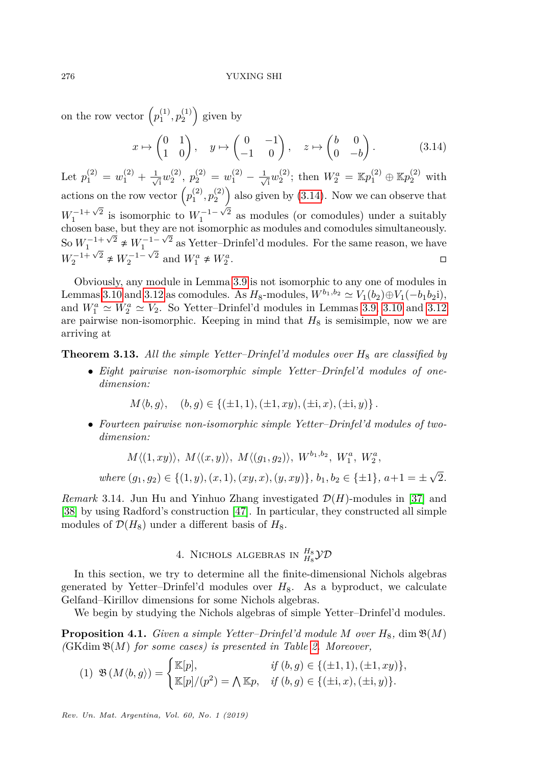on the row vector $\left(p_1^{(1)}, p_2^{(1)}\right)$ given by

$$x \mapsto \begin{pmatrix} 0 & 1 \\ 1 & 0 \end{pmatrix}, \quad y \mapsto \begin{pmatrix} 0 & -1 \\ -1 & 0 \end{pmatrix}, \quad z \mapsto \begin{pmatrix} b & 0 \\ 0 & -b \end{pmatrix}. \tag{3.14}$$

Let $p_1^{(2)} = w_1^{(2)} + \frac{1}{\sqrt{\mathrm{i}}} w_2^{(2)}$, $p_2^{(2)} = w_1^{(2)} - \frac{1}{\sqrt{\mathrm{i}}} w_2^{(2)}$; then $W_2^a = \mathbb{K}p_1^{(2)} \oplus \mathbb{K}p_2^{(2)}$ with actions on the row vector $\left(p_1^{(2)}, p_2^{(2)}\right)$ also given by (3.14). Now we can observe that $W_1^{-1+\sqrt{2}}$ is isomorphic to $W_1^{-1-\sqrt{2}}$ as modules (or comodules) under a suitably chosen base, but they are not isomorphic as modules and comodules simultaneously. So $W_1^{-1+\sqrt{2}} \not\simeq W_1^{-1-\sqrt{2}}$ as Yetter–Drinfel'd modules. For the same reason, we have $W_2^{-1+\sqrt{2}} \not\simeq W_2^{-1-\sqrt{2}}$ and $W_1^a \not\simeq W_2^a$. □

Obviously, any module in Lemma 3.9 is not isomorphic to any one of modules in Lemmas 3.10 and 3.12 as comodules. As $H_8$-modules, $W^{b_1,b_2} \simeq V_1(b_2) \oplus V_1(-b_1 b_2 \mathrm{i})$, and $W_1^a \simeq W_2^a \simeq V_2$. So Yetter–Drinfel'd modules in Lemmas 3.9, 3.10 and 3.12 are pairwise non-isomorphic. Keeping in mind that $H_8$ is semisimple, now we are arriving at

**Theorem 3.13.** *All the simple Yetter–Drinfel'd modules over $H_8$ are classified by*

- *Eight pairwise non-isomorphic simple Yetter–Drinfel'd modules of one-dimension:*

$$M\langle b, g\rangle, \quad (b,g) \in \{(\pm 1, 1), (\pm 1, xy), (\pm \mathrm{i}, x), (\pm \mathrm{i}, y)\}.$$

- *Fourteen pairwise non-isomorphic simple Yetter–Drinfel'd modules of two-dimension:*

$$M\langle (1, xy)\rangle,\ M\langle (x,y)\rangle,\ M\langle (g_1, g_2)\rangle,\ W^{b_1,b_2},\ W_1^a,\ W_2^a,$$

*where* $(g_1, g_2) \in \{(1,y), (x,1), (xy,x), (y,xy)\}$, $b_1, b_2 \in \{\pm 1\}$, $a+1 = \pm\sqrt{2}$.

*Remark* 3.14. Jun Hu and Yinhuo Zhang investigated $\mathcal{D}(H)$-modules in [37] and [38] by using Radford's construction [47]. In particular, they constructed all simple modules of $\mathcal{D}(H_8)$ under a different basis of $H_8$.

## 4. Nichols algebras in ${}^{H_8}_{H_8}\mathcal{YD}$

In this section, we try to determine all the finite-dimensional Nichols algebras generated by Yetter–Drinfel'd modules over $H_8$. As a byproduct, we calculate Gelfand–Kirillov dimensions for some Nichols algebras.

We begin by studying the Nichols algebras of simple Yetter–Drinfel'd modules.

**Proposition 4.1.** *Given a simple Yetter–Drinfel'd module $M$ over $H_8$, $\dim \mathfrak{B}(M)$ (GKdim $\mathfrak{B}(M)$ for some cases) is presented in Table 2. Moreover,*

$$(1)\ \ \mathfrak{B}\left(M\langle b, g\rangle\right) = \begin{cases} \mathbb{K}[p], & \text{if } (b,g) \in \{(\pm 1, 1), (\pm 1, xy)\}, \\ \mathbb{K}[p]/(p^2) = \bigwedge \mathbb{K}p, & \text{if } (b,g) \in \{(\pm \mathrm{i}, x), (\pm \mathrm{i}, y)\}. \end{cases}$$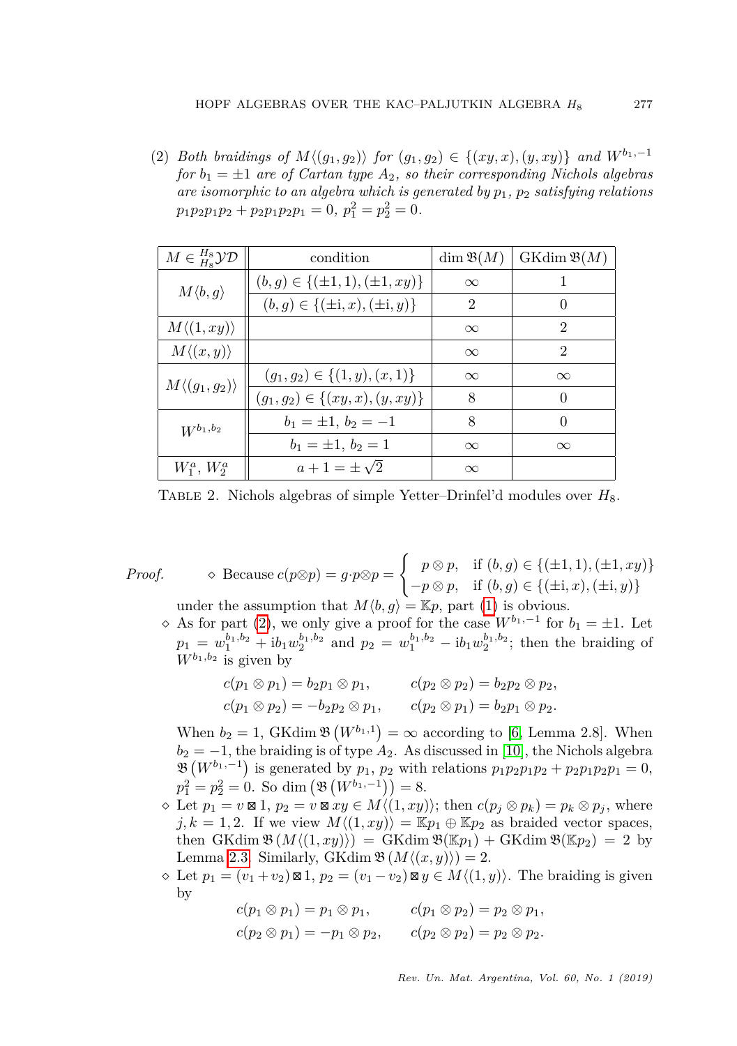(2) *Both braidings of* $M\langle(g_1, g_2)\rangle$ *for* $(g_1, g_2) \in \{(xy, x), (y, xy)\}$ *and* $W^{b_1,-1}$ *for* $b_1 = \pm 1$ *are of Cartan type* $A_2$*, so their corresponding Nichols algebras are isomorphic to an algebra which is generated by* $p_1$*,* $p_2$ *satisfying relations* $p_1p_2p_1p_2 + p_2p_1p_2p_1 = 0$*,* $p_1^2 = p_2^2 = 0$*.*

| $M \in {}^{H_8}_{H_8}\mathcal{YD}$ | condition | $\dim \mathfrak{B}(M)$ | $\operatorname{GKdim} \mathfrak{B}(M)$ |
|---|---|---|---|
| $M\langle b, g\rangle$ | $(b, g) \in \{(\pm 1, 1), (\pm 1, xy)\}$ | $\infty$ | 1 |
| | $(b, g) \in \{(\pm \mathrm{i}, x), (\pm \mathrm{i}, y)\}$ | 2 | 0 |
| $M\langle(1, xy)\rangle$ | | $\infty$ | 2 |
| $M\langle(x, y)\rangle$ | | $\infty$ | 2 |
| $M\langle(g_1, g_2)\rangle$ | $(g_1, g_2) \in \{(1, y), (x, 1)\}$ | $\infty$ | $\infty$ |
| | $(g_1, g_2) \in \{(xy, x), (y, xy)\}$ | 8 | 0 |
| $W^{b_1,b_2}$ | $b_1 = \pm 1$, $b_2 = -1$ | 8 | 0 |
| | $b_1 = \pm 1$, $b_2 = 1$ | $\infty$ | $\infty$ |
| $W_1^a$, $W_2^a$ | $a + 1 = \pm\sqrt{2}$ | $\infty$ | |

TABLE 2. Nichols algebras of simple Yetter–Drinfel'd modules over $H_8$.

*Proof.*

- Because $c(p \otimes p) = g \cdot p \otimes p = \begin{cases} p \otimes p, & \text{if } (b, g) \in \{(\pm 1, 1), (\pm 1, xy)\} \\ -p \otimes p, & \text{if } (b, g) \in \{(\pm \mathrm{i}, x), (\pm \mathrm{i}, y)\} \end{cases}$ under the assumption that $M\langle b, g\rangle = \mathbb{K}p$, part (1) is obvious.
- As for part (2), we only give a proof for the case $W^{b_1,-1}$ for $b_1 = \pm 1$. Let $p_1 = w_1^{b_1,b_2} + \mathrm{i}b_1 w_2^{b_1,b_2}$ and $p_2 = w_1^{b_1,b_2} - \mathrm{i}b_1 w_2^{b_1,b_2}$; then the braiding of $W^{b_1,b_2}$ is given by

$$c(p_1 \otimes p_1) = b_2 p_1 \otimes p_1, \qquad c(p_2 \otimes p_2) = b_2 p_2 \otimes p_2,$$
$$c(p_1 \otimes p_2) = -b_2 p_2 \otimes p_1, \qquad c(p_2 \otimes p_1) = b_2 p_1 \otimes p_2.$$

  When $b_2 = 1$, $\operatorname{GKdim} \mathfrak{B}\left(W^{b_1,1}\right) = \infty$ according to [6, Lemma 2.8]. When $b_2 = -1$, the braiding is of type $A_2$. As discussed in [10], the Nichols algebra $\mathfrak{B}\left(W^{b_1,-1}\right)$ is generated by $p_1$, $p_2$ with relations $p_1p_2p_1p_2 + p_2p_1p_2p_1 = 0$, $p_1^2 = p_2^2 = 0$. So $\dim\left(\mathfrak{B}\left(W^{b_1,-1}\right)\right) = 8$.
- Let $p_1 = v \boxtimes 1$, $p_2 = v \boxtimes xy \in M\langle(1, xy)\rangle$; then $c(p_j \otimes p_k) = p_k \otimes p_j$, where $j, k = 1, 2$. If we view $M\langle(1, xy)\rangle = \mathbb{K}p_1 \oplus \mathbb{K}p_2$ as braided vector spaces, then $\operatorname{GKdim} \mathfrak{B}(M\langle(1, xy)\rangle) = \operatorname{GKdim} \mathfrak{B}(\mathbb{K}p_1) + \operatorname{GKdim} \mathfrak{B}(\mathbb{K}p_2) = 2$ by Lemma 2.3. Similarly, $\operatorname{GKdim} \mathfrak{B}(M\langle(x, y)\rangle) = 2$.
- Let $p_1 = (v_1 + v_2) \boxtimes 1$, $p_2 = (v_1 - v_2) \boxtimes y \in M\langle(1, y)\rangle$. The braiding is given by

$$c(p_1 \otimes p_1) = p_1 \otimes p_1, \qquad c(p_1 \otimes p_2) = p_2 \otimes p_1,$$
$$c(p_2 \otimes p_1) = -p_1 \otimes p_2, \qquad c(p_2 \otimes p_2) = p_2 \otimes p_2.$$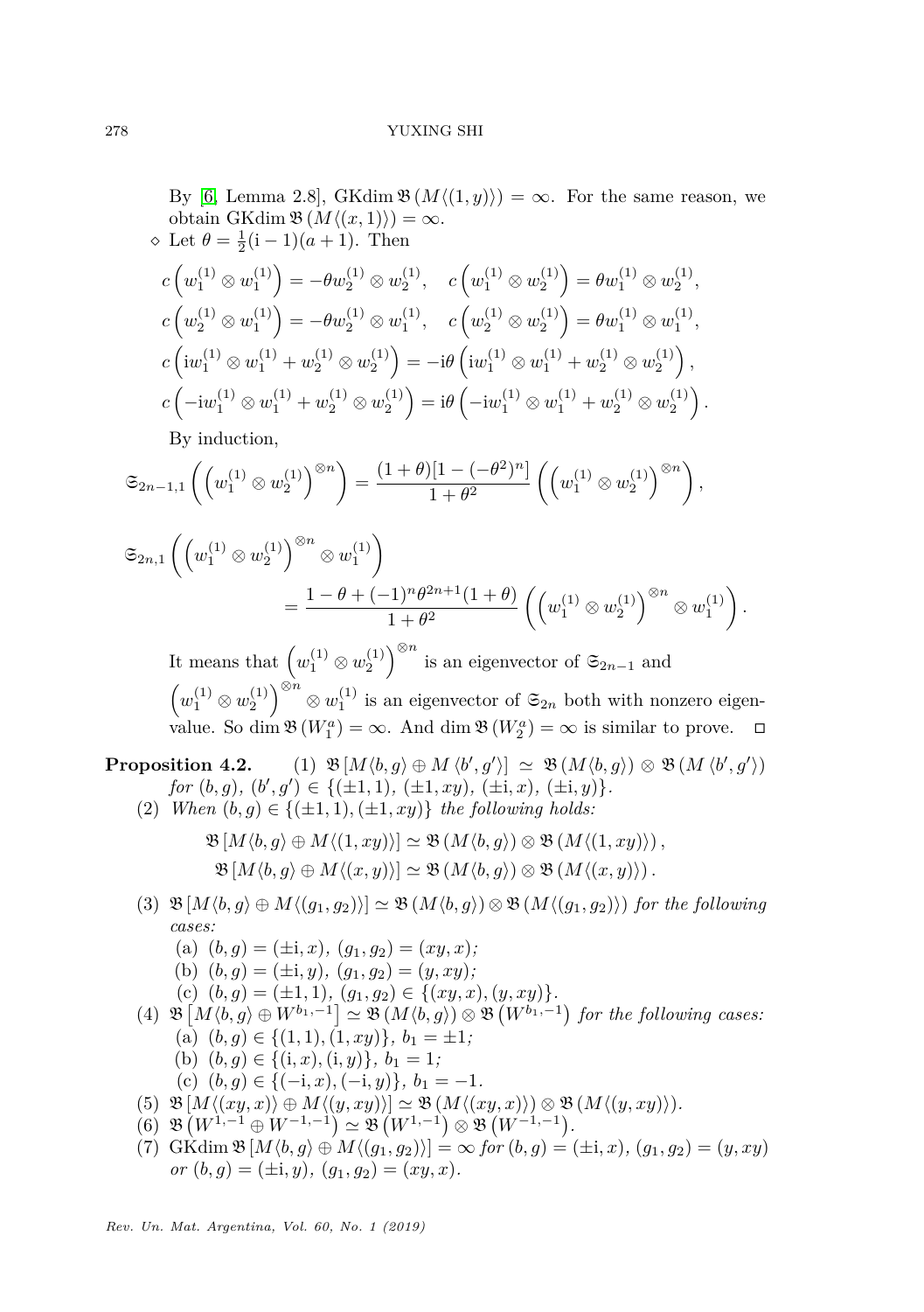By [6, Lemma 2.8], $\operatorname{GKdim} \mathfrak{B}(M\langle(1,y)\rangle) = \infty$. For the same reason, we obtain $\operatorname{GKdim} \mathfrak{B}(M\langle(x,1)\rangle) = \infty$.

$\diamond$ Let $\theta = \frac{1}{2}(\mathrm{i}-1)(a+1)$. Then

$$c\left(w_1^{(1)} \otimes w_1^{(1)}\right) = -\theta w_2^{(1)} \otimes w_2^{(1)}, \quad c\left(w_1^{(1)} \otimes w_2^{(1)}\right) = \theta w_1^{(1)} \otimes w_2^{(1)},$$
$$c\left(w_2^{(1)} \otimes w_1^{(1)}\right) = -\theta w_2^{(1)} \otimes w_1^{(1)}, \quad c\left(w_2^{(1)} \otimes w_2^{(1)}\right) = \theta w_1^{(1)} \otimes w_1^{(1)},$$
$$c\left(\mathrm{i}w_1^{(1)} \otimes w_1^{(1)} + w_2^{(1)} \otimes w_2^{(1)}\right) = -\mathrm{i}\theta\left(\mathrm{i}w_1^{(1)} \otimes w_1^{(1)} + w_2^{(1)} \otimes w_2^{(1)}\right),$$
$$c\left(-\mathrm{i}w_1^{(1)} \otimes w_1^{(1)} + w_2^{(1)} \otimes w_2^{(1)}\right) = \mathrm{i}\theta\left(-\mathrm{i}w_1^{(1)} \otimes w_1^{(1)} + w_2^{(1)} \otimes w_2^{(1)}\right).$$

By induction,

$$\mathfrak{S}_{2n-1,1}\left(\left(w_1^{(1)} \otimes w_2^{(1)}\right)^{\otimes n}\right) = \frac{(1+\theta)[1-(-\theta^2)^n]}{1+\theta^2}\left(\left(w_1^{(1)} \otimes w_2^{(1)}\right)^{\otimes n}\right),$$

$$\mathfrak{S}_{2n,1}\left(\left(w_1^{(1)} \otimes w_2^{(1)}\right)^{\otimes n} \otimes w_1^{(1)}\right) = \frac{1-\theta+(-1)^n\theta^{2n+1}(1+\theta)}{1+\theta^2}\left(\left(w_1^{(1)} \otimes w_2^{(1)}\right)^{\otimes n} \otimes w_1^{(1)}\right).$$

It means that $\left(w_1^{(1)} \otimes w_2^{(1)}\right)^{\otimes n}$ is an eigenvector of $\mathfrak{S}_{2n-1}$ and $\left(w_1^{(1)} \otimes w_2^{(1)}\right)^{\otimes n} \otimes w_1^{(1)}$ is an eigenvector of $\mathfrak{S}_{2n}$ both with nonzero eigenvalue. So $\dim \mathfrak{B}(W_1^a) = \infty$. And $\dim \mathfrak{B}(W_2^a) = \infty$ is similar to prove. $\square$

**Proposition 4.2.** (1) $\mathfrak{B}[M\langle b,g\rangle \oplus M\langle b',g'\rangle] \simeq \mathfrak{B}(M\langle b,g\rangle) \otimes \mathfrak{B}(M\langle b',g'\rangle)$ *for* $(b,g)$, $(b',g') \in \{(\pm 1,1), (\pm 1,xy), (\pm\mathrm{i},x), (\pm\mathrm{i},y)\}$.

(2) *When* $(b,g) \in \{(\pm 1,1), (\pm 1,xy)\}$ *the following holds:*

$$\mathfrak{B}[M\langle b,g\rangle \oplus M\langle(1,xy)\rangle] \simeq \mathfrak{B}(M\langle b,g\rangle) \otimes \mathfrak{B}(M\langle(1,xy)\rangle),$$
$$\mathfrak{B}[M\langle b,g\rangle \oplus M\langle(x,y)\rangle] \simeq \mathfrak{B}(M\langle b,g\rangle) \otimes \mathfrak{B}(M\langle(x,y)\rangle).$$

(3) $\mathfrak{B}[M\langle b,g\rangle \oplus M\langle(g_1,g_2)\rangle] \simeq \mathfrak{B}(M\langle b,g\rangle) \otimes \mathfrak{B}(M\langle(g_1,g_2)\rangle)$ *for the following cases:*

(a) $(b,g) = (\pm\mathrm{i},x)$, $(g_1,g_2) = (xy,x)$;

(b) $(b,g) = (\pm\mathrm{i},y)$, $(g_1,g_2) = (y,xy)$;

(c) $(b,g) = (\pm 1,1)$, $(g_1,g_2) \in \{(xy,x),(y,xy)\}$.

(4) $\mathfrak{B}\left[M\langle b,g\rangle \oplus W^{b_1,-1}\right] \simeq \mathfrak{B}(M\langle b,g\rangle) \otimes \mathfrak{B}\left(W^{b_1,-1}\right)$ *for the following cases:*

(a) $(b,g) \in \{(1,1),(1,xy)\}$, $b_1 = \pm 1$;

(b) $(b,g) \in \{(\mathrm{i},x),(\mathrm{i},y)\}$, $b_1 = 1$;

(c) $(b,g) \in \{(-\mathrm{i},x),(-\mathrm{i},y)\}$, $b_1 = -1$.

(5) $\mathfrak{B}[M\langle(xy,x)\rangle \oplus M\langle(y,xy)\rangle] \simeq \mathfrak{B}(M\langle(xy,x)\rangle) \otimes \mathfrak{B}(M\langle(y,xy)\rangle)$.

(6) $\mathfrak{B}\left(W^{1,-1} \oplus W^{-1,-1}\right) \simeq \mathfrak{B}\left(W^{1,-1}\right) \otimes \mathfrak{B}\left(W^{-1,-1}\right)$.

(7) $\operatorname{GKdim} \mathfrak{B}[M\langle b,g\rangle \oplus M\langle(g_1,g_2)\rangle] = \infty$ *for* $(b,g) = (\pm\mathrm{i},x)$, $(g_1,g_2) = (y,xy)$ *or* $(b,g) = (\pm\mathrm{i},y)$, $(g_1,g_2) = (xy,x)$.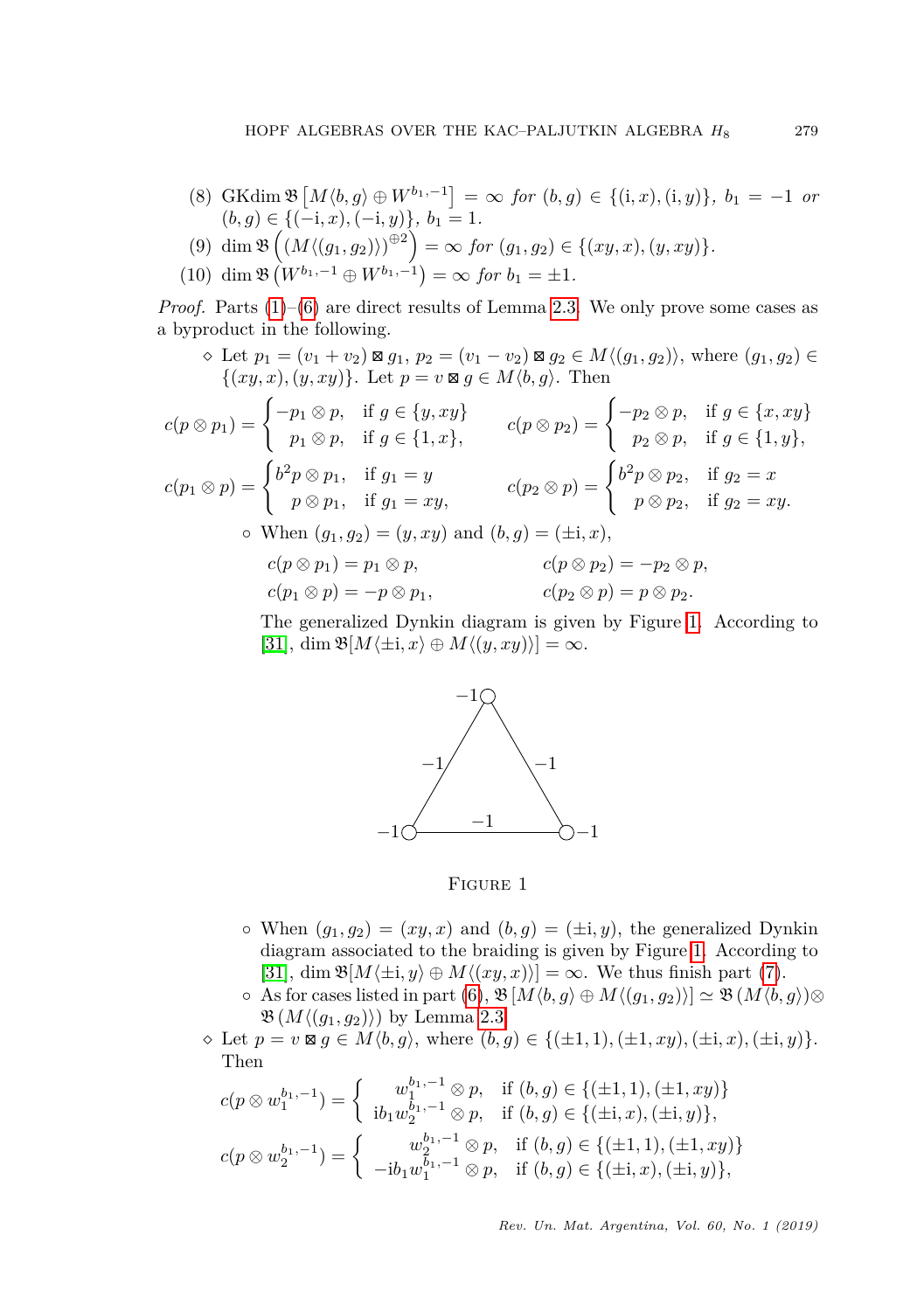(8) $\mathrm{GKdim}\,\mathfrak{B}\left[M\langle b,g\rangle \oplus W^{b_1,-1}\right] = \infty$ *for* $(b,g) \in \{(\mathrm{i},x),(\mathrm{i},y)\}$, $b_1 = -1$ *or* $(b,g) \in \{(-\mathrm{i},x),(-\mathrm{i},y)\}$, $b_1 = 1$.

(9) $\dim \mathfrak{B}\left((M\langle (g_1,g_2)\rangle)^{\oplus 2}\right) = \infty$ *for* $(g_1,g_2) \in \{(xy,x),(y,xy)\}$.

(10) $\dim \mathfrak{B}\left(W^{b_1,-1} \oplus W^{b_1,-1}\right) = \infty$ *for* $b_1 = \pm 1$.

*Proof.* Parts (1)–(6) are direct results of Lemma 2.3. We only prove some cases as a byproduct in the following.

◇ Let $p_1 = (v_1+v_2) \boxtimes g_1$, $p_2 = (v_1 - v_2) \boxtimes g_2 \in M\langle (g_1,g_2)\rangle$, where $(g_1,g_2) \in \{(xy,x),(y,xy)\}$. Let $p = v \boxtimes g \in M\langle b,g\rangle$. Then

$$c(p\otimes p_1) = \begin{cases} -p_1 \otimes p, & \text{if } g \in \{y,xy\} \\ p_1 \otimes p, & \text{if } g \in \{1,x\}, \end{cases} \qquad c(p\otimes p_2) = \begin{cases} -p_2 \otimes p, & \text{if } g \in \{x,xy\} \\ p_2 \otimes p, & \text{if } g \in \{1,y\}, \end{cases}$$

$$c(p_1\otimes p) = \begin{cases} b^2 p \otimes p_1, & \text{if } g_1 = y \\ p \otimes p_1, & \text{if } g_1 = xy, \end{cases} \qquad c(p_2\otimes p) = \begin{cases} b^2 p \otimes p_2, & \text{if } g_2 = x \\ p \otimes p_2, & \text{if } g_2 = xy. \end{cases}$$

∘ When $(g_1,g_2) = (y,xy)$ and $(b,g) = (\pm\mathrm{i},x)$,

$$c(p\otimes p_1) = p_1 \otimes p, \qquad c(p\otimes p_2) = -p_2\otimes p,$$
$$c(p_1\otimes p) = -p\otimes p_1, \qquad c(p_2\otimes p) = p\otimes p_2.$$

The generalized Dynkin diagram is given by Figure 1. According to [31], $\dim \mathfrak{B}[M\langle \pm\mathrm{i},x\rangle \oplus M\langle (y,xy)\rangle] = \infty$.

Figure 1

∘ When $(g_1,g_2) = (xy,x)$ and $(b,g) = (\pm\mathrm{i},y)$, the generalized Dynkin diagram associated to the braiding is given by Figure 1. According to [31], $\dim \mathfrak{B}[M\langle \pm\mathrm{i},y\rangle \oplus M\langle (xy,x)\rangle] = \infty$. We thus finish part (7).

∘ As for cases listed in part (6), $\mathfrak{B}\left[M\langle b,g\rangle \oplus M\langle (g_1,g_2)\rangle\right] \simeq \mathfrak{B}\left(M\langle b,g\rangle\right) \otimes \mathfrak{B}\left(M\langle (g_1,g_2)\rangle\right)$ by Lemma 2.3.

◇ Let $p = v \boxtimes g \in M\langle b,g\rangle$, where $(b,g) \in \{(\pm 1,1),(\pm 1,xy),(\pm\mathrm{i},x),(\pm\mathrm{i},y)\}$. Then

$$c(p\otimes w_1^{b_1,-1}) = \begin{cases} w_1^{b_1,-1} \otimes p, & \text{if } (b,g) \in \{(\pm 1,1),(\pm 1,xy)\} \\ \mathrm{i}b_1 w_2^{b_1,-1} \otimes p, & \text{if } (b,g) \in \{(\pm\mathrm{i},x),(\pm\mathrm{i},y)\}, \end{cases}$$

$$c(p\otimes w_2^{b_1,-1}) = \begin{cases} w_2^{b_1,-1} \otimes p, & \text{if } (b,g) \in \{(\pm 1,1),(\pm 1,xy)\} \\ -\mathrm{i}b_1 w_1^{b_1,-1} \otimes p, & \text{if } (b,g) \in \{(\pm\mathrm{i},x),(\pm\mathrm{i},y)\}, \end{cases}$$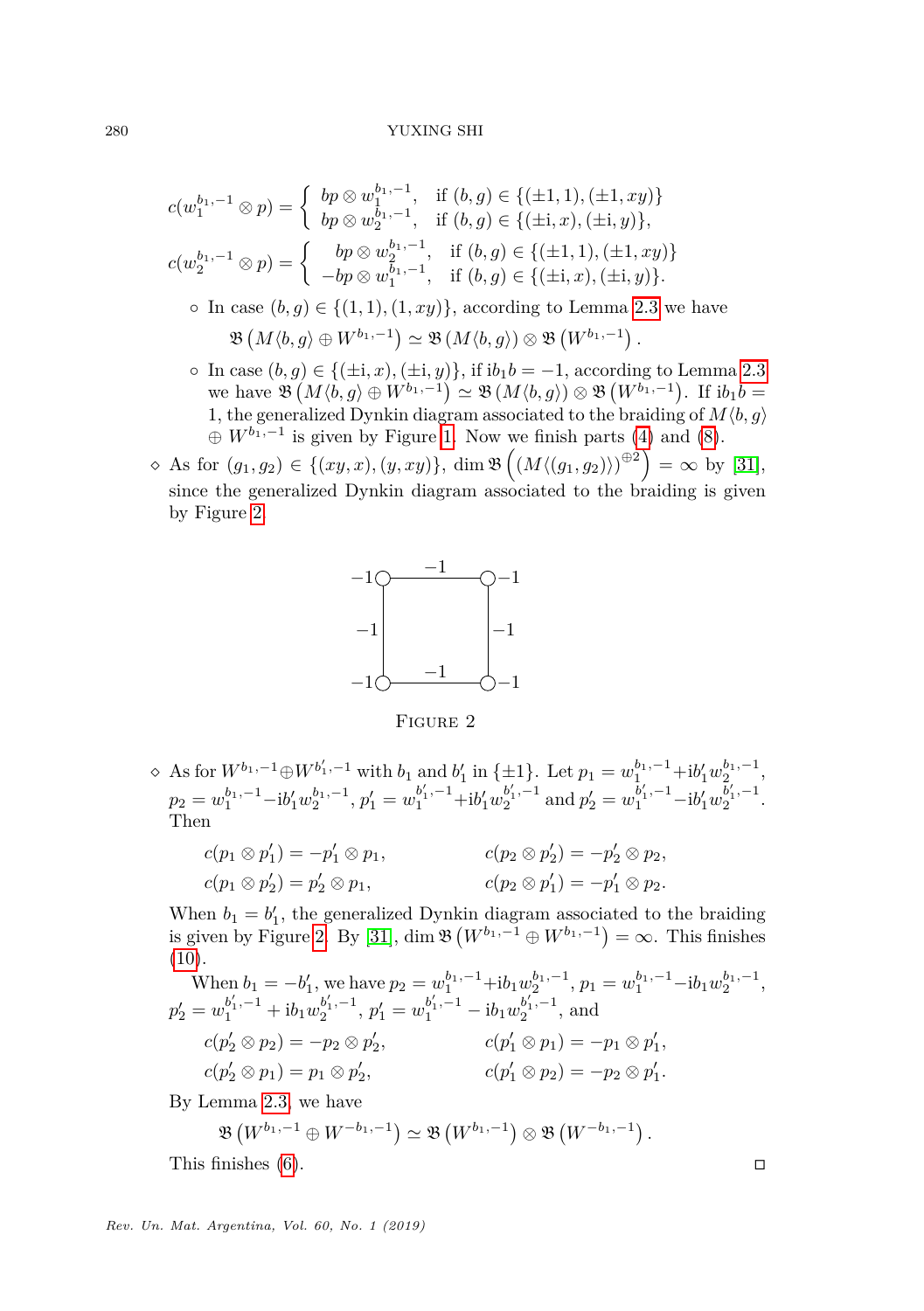$$c(w_1^{b_1,-1}\otimes p)=\begin{cases} bp\otimes w_1^{b_1,-1}, & \text{if } (b,g)\in\{(\pm 1,1),(\pm 1,xy)\}\\ bp\otimes w_2^{b_1,-1}, & \text{if } (b,g)\in\{(\pm \mathrm{i},x),(\pm \mathrm{i},y)\},\end{cases}$$

$$c(w_2^{b_1,-1}\otimes p)=\begin{cases} bp\otimes w_2^{b_1,-1}, & \text{if } (b,g)\in\{(\pm 1,1),(\pm 1,xy)\}\\ -bp\otimes w_1^{b_1,-1}, & \text{if } (b,g)\in\{(\pm \mathrm{i},x),(\pm \mathrm{i},y)\}.\end{cases}$$

- In case $(b,g)\in\{(1,1),(1,xy)\}$, according to Lemma 2.3 we have
$$\mathfrak{B}\left(M\langle b,g\rangle\oplus W^{b_1,-1}\right)\simeq \mathfrak{B}\left(M\langle b,g\rangle\right)\otimes\mathfrak{B}\left(W^{b_1,-1}\right).$$
- In case $(b,g)\in\{(\pm\mathrm{i},x),(\pm\mathrm{i},y)\}$, if $\mathrm{i}b_1b=-1$, according to Lemma 2.3 we have $\mathfrak{B}\left(M\langle b,g\rangle\oplus W^{b_1,-1}\right)\simeq \mathfrak{B}\left(M\langle b,g\rangle\right)\otimes\mathfrak{B}\left(W^{b_1,-1}\right)$. If $\mathrm{i}b_1b=1$, the generalized Dynkin diagram associated to the braiding of $M\langle b,g\rangle \oplus W^{b_1,-1}$ is given by Figure 1. Now we finish parts (4) and (8).

◇ As for $(g_1,g_2)\in\{(xy,x),(y,xy)\}$, $\dim\mathfrak{B}\left((M\langle (g_1,g_2)\rangle)^{\oplus 2}\right)=\infty$ by [31], since the generalized Dynkin diagram associated to the braiding is given by Figure 2.

FIGURE 2

◇ As for $W^{b_1,-1}\oplus W^{b_1',-1}$ with $b_1$ and $b_1'$ in $\{\pm 1\}$. Let $p_1=w_1^{b_1,-1}+\mathrm{i}b_1'w_2^{b_1,-1}$, $p_2=w_1^{b_1,-1}-\mathrm{i}b_1'w_2^{b_1,-1}$, $p_1'=w_1^{b_1',-1}+\mathrm{i}b_1'w_2^{b_1',-1}$ and $p_2'=w_1^{b_1',-1}-\mathrm{i}b_1'w_2^{b_1',-1}$. Then

$$c(p_1\otimes p_1')=-p_1'\otimes p_1,\qquad c(p_2\otimes p_2')=-p_2'\otimes p_2,$$
$$c(p_1\otimes p_2')=p_2'\otimes p_1,\qquad c(p_2\otimes p_1')=-p_1'\otimes p_2.$$

When $b_1=b_1'$, the generalized Dynkin diagram associated to the braiding is given by Figure 2. By [31], $\dim\mathfrak{B}\left(W^{b_1,-1}\oplus W^{b_1,-1}\right)=\infty$. This finishes (10).

When $b_1=-b_1'$, we have $p_2=w_1^{b_1,-1}+\mathrm{i}b_1w_2^{b_1,-1}$, $p_1=w_1^{b_1,-1}-\mathrm{i}b_1w_2^{b_1,-1}$, $p_2'=w_1^{b_1',-1}+\mathrm{i}b_1w_2^{b_1',-1}$, $p_1'=w_1^{b_1',-1}-\mathrm{i}b_1w_2^{b_1',-1}$, and

$$c(p_2'\otimes p_2)=-p_2\otimes p_2',\qquad c(p_1'\otimes p_1)=-p_1\otimes p_1',$$
$$c(p_2'\otimes p_1)=p_1\otimes p_2',\qquad c(p_1'\otimes p_2)=-p_2\otimes p_1'.$$

By Lemma 2.3, we have

$$\mathfrak{B}\left(W^{b_1,-1}\oplus W^{-b_1,-1}\right)\simeq\mathfrak{B}\left(W^{b_1,-1}\right)\otimes\mathfrak{B}\left(W^{-b_1,-1}\right).$$

This finishes (6). □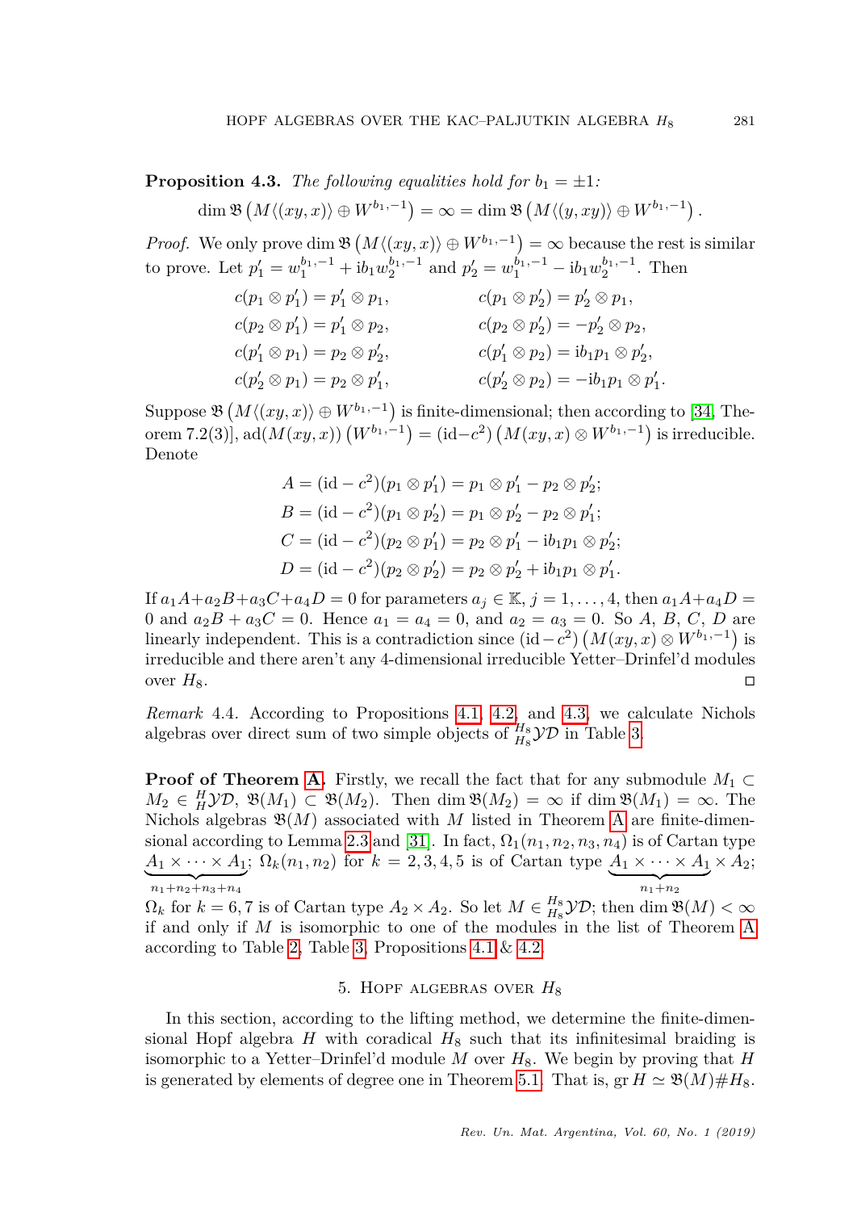**Proposition 4.3.** *The following equalities hold for $b_1 = \pm 1$:*

$$\dim \mathfrak{B}\left(M\langle(xy,x)\rangle \oplus W^{b_1,-1}\right) = \infty = \dim \mathfrak{B}\left(M\langle(y,xy)\rangle \oplus W^{b_1,-1}\right).$$

*Proof.* We only prove $\dim \mathfrak{B}\left(M\langle(xy,x)\rangle \oplus W^{b_1,-1}\right) = \infty$ because the rest is similar to prove. Let $p_1' = w_1^{b_1,-1} + \mathrm{i}b_1 w_2^{b_1,-1}$ and $p_2' = w_1^{b_1,-1} - \mathrm{i}b_1 w_2^{b_1,-1}$. Then

$$\begin{aligned}
c(p_1 \otimes p_1') &= p_1' \otimes p_1, & c(p_1 \otimes p_2') &= p_2' \otimes p_1,\\
c(p_2 \otimes p_1') &= p_1' \otimes p_2, & c(p_2 \otimes p_2') &= -p_2' \otimes p_2,\\
c(p_1' \otimes p_1) &= p_2 \otimes p_2', & c(p_1' \otimes p_2) &= \mathrm{i}b_1 p_1 \otimes p_2',\\
c(p_2' \otimes p_1) &= p_2 \otimes p_1', & c(p_2' \otimes p_2) &= -\mathrm{i}b_1 p_1 \otimes p_1'.
\end{aligned}$$

Suppose $\mathfrak{B}\left(M\langle(xy,x)\rangle \oplus W^{b_1,-1}\right)$ is finite-dimensional; then according to [34, Theorem 7.2(3)], $\mathrm{ad}(M(xy,x))\left(W^{b_1,-1}\right) = (\mathrm{id} - c^2)\left(M(xy,x) \otimes W^{b_1,-1}\right)$ is irreducible. Denote

$$\begin{aligned}
A &= (\mathrm{id} - c^2)(p_1 \otimes p_1') = p_1 \otimes p_1' - p_2 \otimes p_2';\\
B &= (\mathrm{id} - c^2)(p_1 \otimes p_2') = p_1 \otimes p_2' - p_2 \otimes p_1';\\
C &= (\mathrm{id} - c^2)(p_2 \otimes p_1') = p_2 \otimes p_1' - \mathrm{i}b_1 p_1 \otimes p_2';\\
D &= (\mathrm{id} - c^2)(p_2 \otimes p_2') = p_2 \otimes p_2' + \mathrm{i}b_1 p_1 \otimes p_1'.
\end{aligned}$$

If $a_1A + a_2B + a_3C + a_4D = 0$ for parameters $a_j \in \mathbb{K}$, $j = 1, \ldots, 4$, then $a_1A + a_4D = 0$ and $a_2B + a_3C = 0$. Hence $a_1 = a_4 = 0$, and $a_2 = a_3 = 0$. So $A$, $B$, $C$, $D$ are linearly independent. This is a contradiction since $(\mathrm{id} - c^2)\left(M(xy,x) \otimes W^{b_1,-1}\right)$ is irreducible and there aren't any 4-dimensional irreducible Yetter–Drinfel'd modules over $H_8$. ∎

*Remark* 4.4. According to Propositions 4.1, 4.2, and 4.3, we calculate Nichols algebras over direct sum of two simple objects of ${}^{H_8}_{H_8}\mathcal{YD}$ in Table 3.

**Proof of Theorem A.** Firstly, we recall the fact that for any submodule $M_1 \subset M_2 \in {}^{H}_{H}\mathcal{YD}$, $\mathfrak{B}(M_1) \subset \mathfrak{B}(M_2)$. Then $\dim \mathfrak{B}(M_2) = \infty$ if $\dim \mathfrak{B}(M_1) = \infty$. The Nichols algebras $\mathfrak{B}(M)$ associated with $M$ listed in Theorem A are finite-dimensional according to Lemma 2.3 and [31]. In fact, $\Omega_1(n_1, n_2, n_3, n_4)$ is of Cartan type $\underbrace{A_1 \times \cdots \times A_1}_{n_1+n_2+n_3+n_4}$; $\Omega_k(n_1, n_2)$ for $k = 2, 3, 4, 5$ is of Cartan type $\underbrace{A_1 \times \cdots \times A_1}_{n_1+n_2} \times A_2$; $\Omega_k$ for $k = 6, 7$ is of Cartan type $A_2 \times A_2$. So let $M \in {}^{H_8}_{H_8}\mathcal{YD}$; then $\dim \mathfrak{B}(M) < \infty$ if and only if $M$ is isomorphic to one of the modules in the list of Theorem A according to Table 2, Table 3, Propositions 4.1 & 4.2.

## 5. Hopf algebras over $H_8$

In this section, according to the lifting method, we determine the finite-dimensional Hopf algebra $H$ with coradical $H_8$ such that its infinitesimal braiding is isomorphic to a Yetter–Drinfel'd module $M$ over $H_8$. We begin by proving that $H$ is generated by elements of degree one in Theorem 5.1. That is, $\operatorname{gr} H \simeq \mathfrak{B}(M)\#H_8$.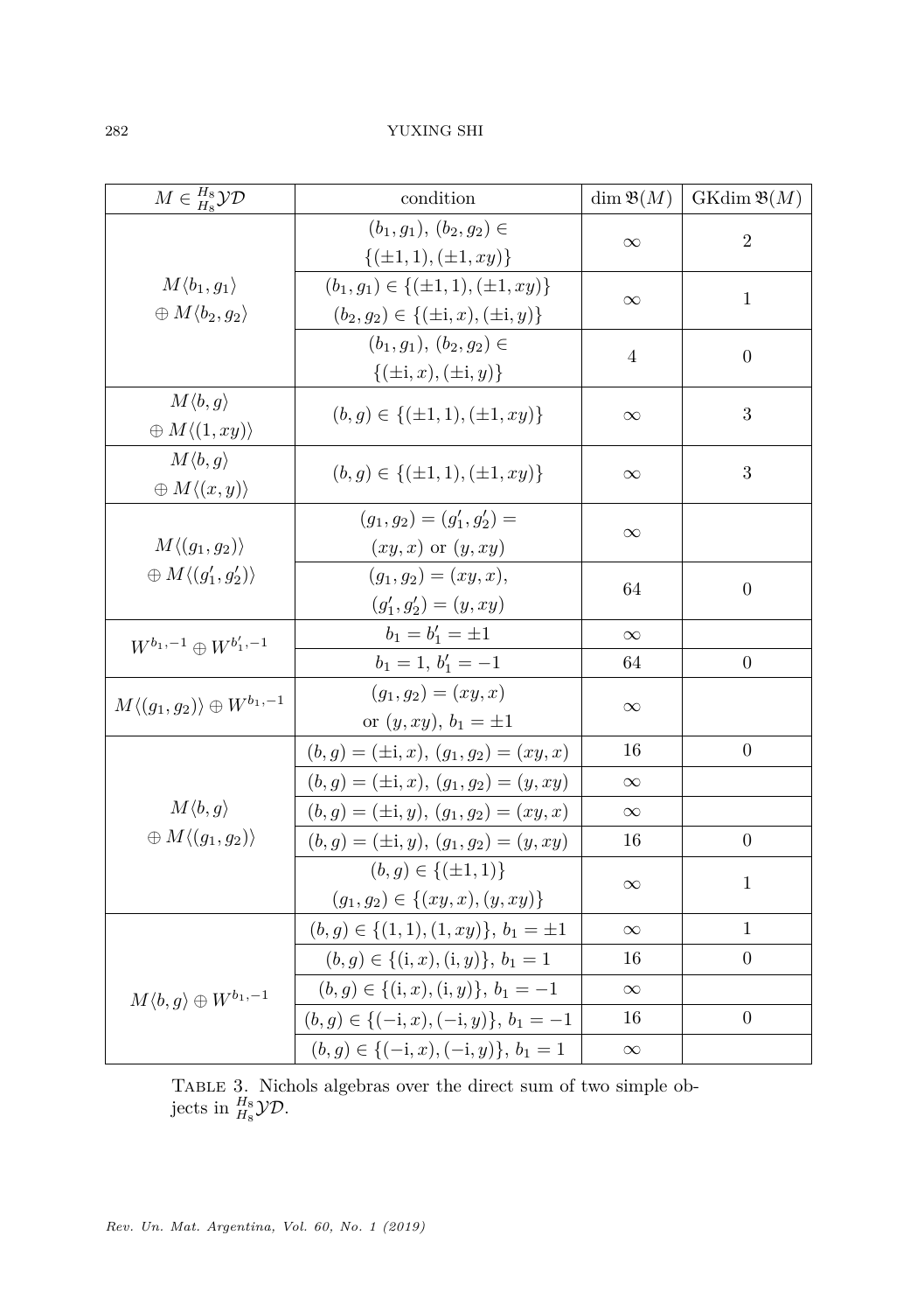| $M \in {}^{H_8}_{H_8}\mathcal{YD}$ | condition | $\dim \mathfrak{B}(M)$ | $\mathrm{GKdim}\, \mathfrak{B}(M)$ |
|---|---|---|---|
| $M\langle b_1, g_1\rangle \oplus M\langle b_2, g_2\rangle$ | $(b_1, g_1)$, $(b_2, g_2) \in \{(\pm 1, 1), (\pm 1, xy)\}$ | $\infty$ | 2 |
| | $(b_1, g_1) \in \{(\pm 1, 1), (\pm 1, xy)\}$ $(b_2, g_2) \in \{(\pm \mathrm{i}, x), (\pm \mathrm{i}, y)\}$ | $\infty$ | 1 |
| | $(b_1, g_1)$, $(b_2, g_2) \in \{(\pm \mathrm{i}, x), (\pm \mathrm{i}, y)\}$ | 4 | 0 |
| $M\langle b, g\rangle \oplus M\langle (1, xy)\rangle$ | $(b, g) \in \{(\pm 1, 1), (\pm 1, xy)\}$ | $\infty$ | 3 |
| $M\langle b, g\rangle \oplus M\langle (x, y)\rangle$ | $(b, g) \in \{(\pm 1, 1), (\pm 1, xy)\}$ | $\infty$ | 3 |
| $M\langle (g_1, g_2)\rangle \oplus M\langle (g_1', g_2')\rangle$ | $(g_1, g_2) = (g_1', g_2') =$ $(xy, x)$ or $(y, xy)$ | $\infty$ | |
| | $(g_1, g_2) = (xy, x)$, $(g_1', g_2') = (y, xy)$ | 64 | 0 |
| $W^{b_1, -1} \oplus W^{b_1', -1}$ | $b_1 = b_1' = \pm 1$ | $\infty$ | |
| | $b_1 = 1$, $b_1' = -1$ | 64 | 0 |
| $M\langle (g_1, g_2)\rangle \oplus W^{b_1, -1}$ | $(g_1, g_2) = (xy, x)$ or $(y, xy)$, $b_1 = \pm 1$ | $\infty$ | |
| $M\langle b, g\rangle \oplus M\langle (g_1, g_2)\rangle$ | $(b, g) = (\pm \mathrm{i}, x)$, $(g_1, g_2) = (xy, x)$ | 16 | 0 |
| | $(b, g) = (\pm \mathrm{i}, x)$, $(g_1, g_2) = (y, xy)$ | $\infty$ | |
| | $(b, g) = (\pm \mathrm{i}, y)$, $(g_1, g_2) = (xy, x)$ | $\infty$ | |
| | $(b, g) = (\pm \mathrm{i}, y)$, $(g_1, g_2) = (y, xy)$ | 16 | 0 |
| | $(b, g) \in \{(\pm 1, 1)\}$ $(g_1, g_2) \in \{(xy, x), (y, xy)\}$ | $\infty$ | 1 |
| $M\langle b, g\rangle \oplus W^{b_1, -1}$ | $(b, g) \in \{(1, 1), (1, xy)\}$, $b_1 = \pm 1$ | $\infty$ | 1 |
| | $(b, g) \in \{(\mathrm{i}, x), (\mathrm{i}, y)\}$, $b_1 = 1$ | 16 | 0 |
| | $(b, g) \in \{(\mathrm{i}, x), (\mathrm{i}, y)\}$, $b_1 = -1$ | $\infty$ | |
| | $(b, g) \in \{(-\mathrm{i}, x), (-\mathrm{i}, y)\}$, $b_1 = -1$ | 16 | 0 |
| | $(b, g) \in \{(-\mathrm{i}, x), (-\mathrm{i}, y)\}$, $b_1 = 1$ | $\infty$ | |

Table 3. Nichols algebras over the direct sum of two simple objects in ${}^{H_8}_{H_8}\mathcal{YD}$.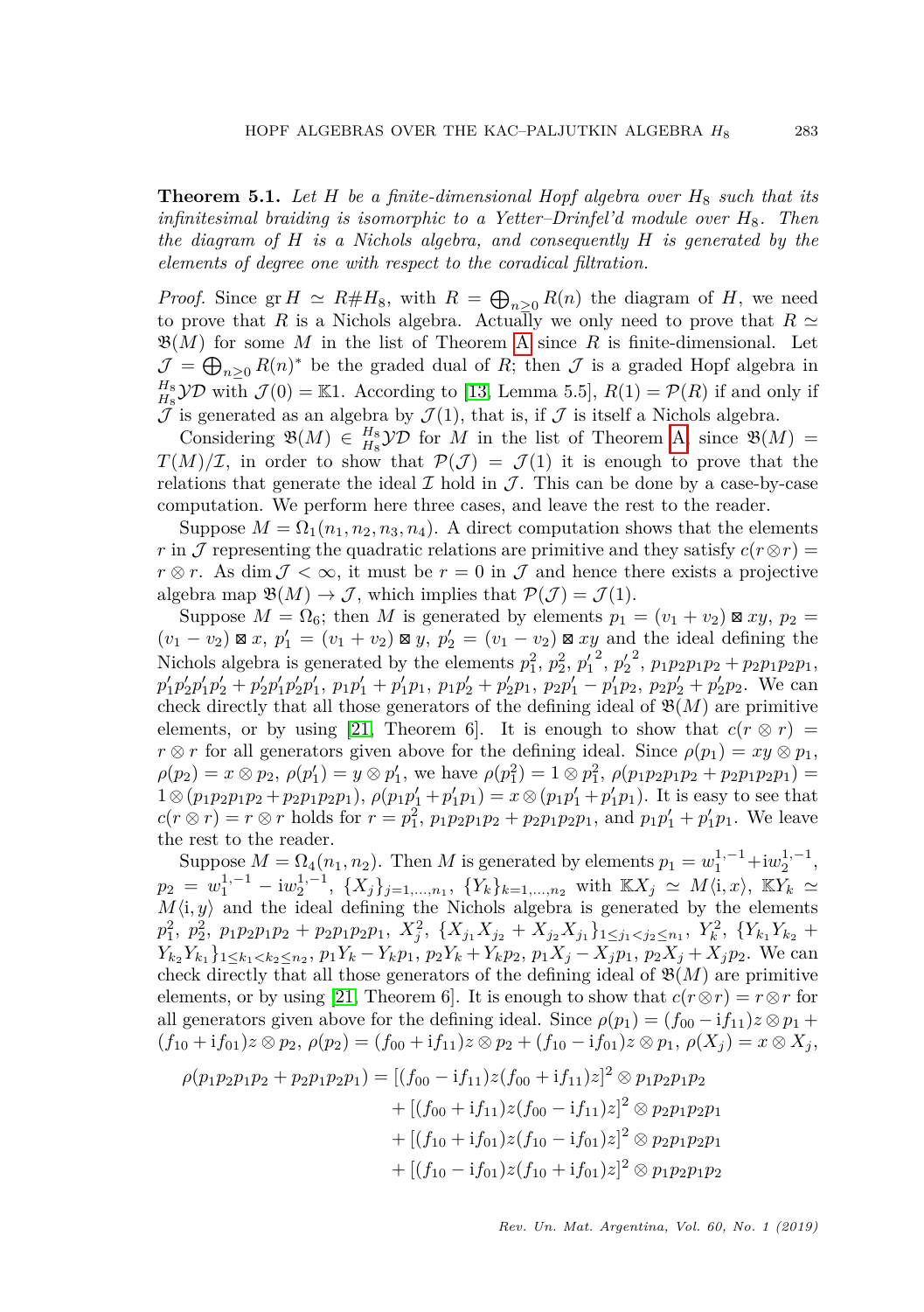**Theorem 5.1.** *Let $H$ be a finite-dimensional Hopf algebra over $H_8$ such that its infinitesimal braiding is isomorphic to a Yetter–Drinfel'd module over $H_8$. Then the diagram of $H$ is a Nichols algebra, and consequently $H$ is generated by the elements of degree one with respect to the coradical filtration.*

*Proof.* Since $\operatorname{gr} H \simeq R\#H_8$, with $R = \bigoplus_{n\geq 0} R(n)$ the diagram of $H$, we need to prove that $R$ is a Nichols algebra. Actually we only need to prove that $R \simeq \mathfrak{B}(M)$ for some $M$ in the list of Theorem A since $R$ is finite-dimensional. Let $\mathcal{J} = \bigoplus_{n\geq 0} R(n)^*$ be the graded dual of $R$; then $\mathcal{J}$ is a graded Hopf algebra in ${}^{H_8}_{H_8}\mathcal{YD}$ with $\mathcal{J}(0) = \mathbb{K}1$. According to [13, Lemma 5.5], $R(1) = \mathcal{P}(R)$ if and only if $\mathcal{J}$ is generated as an algebra by $\mathcal{J}(1)$, that is, if $\mathcal{J}$ is itself a Nichols algebra.

Considering $\mathfrak{B}(M) \in {}^{H_8}_{H_8}\mathcal{YD}$ for $M$ in the list of Theorem A, since $\mathfrak{B}(M) = T(M)/\mathcal{I}$, in order to show that $\mathcal{P}(\mathcal{J}) = \mathcal{J}(1)$ it is enough to prove that the relations that generate the ideal $\mathcal{I}$ hold in $\mathcal{J}$. This can be done by a case-by-case computation. We perform here three cases, and leave the rest to the reader.

Suppose $M = \Omega_1(n_1, n_2, n_3, n_4)$. A direct computation shows that the elements $r$ in $\mathcal{J}$ representing the quadratic relations are primitive and they satisfy $c(r\otimes r) = r\otimes r$. As $\dim \mathcal{J} < \infty$, it must be $r = 0$ in $\mathcal{J}$ and hence there exists a projective algebra map $\mathfrak{B}(M) \to \mathcal{J}$, which implies that $\mathcal{P}(\mathcal{J}) = \mathcal{J}(1)$.

Suppose $M = \Omega_6$; then $M$ is generated by elements $p_1 = (v_1 + v_2) \boxtimes xy$, $p_2 = (v_1 - v_2) \boxtimes x$, $p_1' = (v_1 + v_2) \boxtimes y$, $p_2' = (v_1 - v_2) \boxtimes xy$ and the ideal defining the Nichols algebra is generated by the elements $p_1^2$, $p_2^2$, ${p_1'}^2$, ${p_2'}^2$, $p_1p_2p_1p_2 + p_2p_1p_2p_1$, $p_1'p_2'p_1'p_2' + p_2'p_1'p_2'p_1'$, $p_1p_1' + p_1'p_1$, $p_1p_2' + p_2'p_1$, $p_2p_1' - p_1'p_2$, $p_2p_2' + p_2'p_2$. We can check directly that all those generators of the defining ideal of $\mathfrak{B}(M)$ are primitive elements, or by using [21, Theorem 6]. It is enough to show that $c(r\otimes r) = r\otimes r$ for all generators given above for the defining ideal. Since $\rho(p_1) = xy\otimes p_1$, $\rho(p_2) = x\otimes p_2$, $\rho(p_1') = y\otimes p_1'$, we have $\rho(p_1^2) = 1\otimes p_1^2$, $\rho(p_1p_2p_1p_2 + p_2p_1p_2p_1) = 1\otimes(p_1p_2p_1p_2 + p_2p_1p_2p_1)$, $\rho(p_1p_1' + p_1'p_1) = x\otimes(p_1p_1' + p_1'p_1)$. It is easy to see that $c(r\otimes r) = r\otimes r$ holds for $r = p_1^2$, $p_1p_2p_1p_2 + p_2p_1p_2p_1$, and $p_1p_1' + p_1'p_1$. We leave the rest to the reader.

Suppose $M = \Omega_4(n_1, n_2)$. Then $M$ is generated by elements $p_1 = w_1^{1,-1} + \mathrm{i}w_2^{1,-1}$, $p_2 = w_1^{1,-1} - \mathrm{i}w_2^{1,-1}$, $\{X_j\}_{j=1,\dots,n_1}$, $\{Y_k\}_{k=1,\dots,n_2}$ with $\mathbb{K}X_j \simeq M\langle \mathrm{i}, x\rangle$, $\mathbb{K}Y_k \simeq M\langle \mathrm{i}, y\rangle$ and the ideal defining the Nichols algebra is generated by the elements $p_1^2$, $p_2^2$, $p_1p_2p_1p_2 + p_2p_1p_2p_1$, $X_j^2$, $\{X_{j_1}X_{j_2} + X_{j_2}X_{j_1}\}_{1\leq j_1<j_2\leq n_1}$, $Y_k^2$, $\{Y_{k_1}Y_{k_2} + Y_{k_2}Y_{k_1}\}_{1\leq k_1<k_2\leq n_2}$, $p_1Y_k - Y_kp_1$, $p_2Y_k + Y_kp_2$, $p_1X_j - X_jp_1$, $p_2X_j + X_jp_2$. We can check directly that all those generators of the defining ideal of $\mathfrak{B}(M)$ are primitive elements, or by using [21, Theorem 6]. It is enough to show that $c(r\otimes r) = r\otimes r$ for all generators given above for the defining ideal. Since $\rho(p_1) = (f_{00} - \mathrm{i}f_{11})z\otimes p_1 + (f_{10} + \mathrm{i}f_{01})z\otimes p_2$, $\rho(p_2) = (f_{00} + \mathrm{i}f_{11})z\otimes p_2 + (f_{10} - \mathrm{i}f_{01})z\otimes p_1$, $\rho(X_j) = x\otimes X_j$,

$$
\begin{aligned}
\rho(p_1p_2p_1p_2 + p_2p_1p_2p_1) &= [(f_{00} - \mathrm{i}f_{11})z(f_{00} + \mathrm{i}f_{11})z]^2 \otimes p_1p_2p_1p_2 \\
&\quad + [(f_{00} + \mathrm{i}f_{11})z(f_{00} - \mathrm{i}f_{11})z]^2 \otimes p_2p_1p_2p_1 \\
&\quad + [(f_{10} + \mathrm{i}f_{01})z(f_{10} - \mathrm{i}f_{01})z]^2 \otimes p_2p_1p_2p_1 \\
&\quad + [(f_{10} - \mathrm{i}f_{01})z(f_{10} + \mathrm{i}f_{01})z]^2 \otimes p_1p_2p_1p_2
\end{aligned}
$$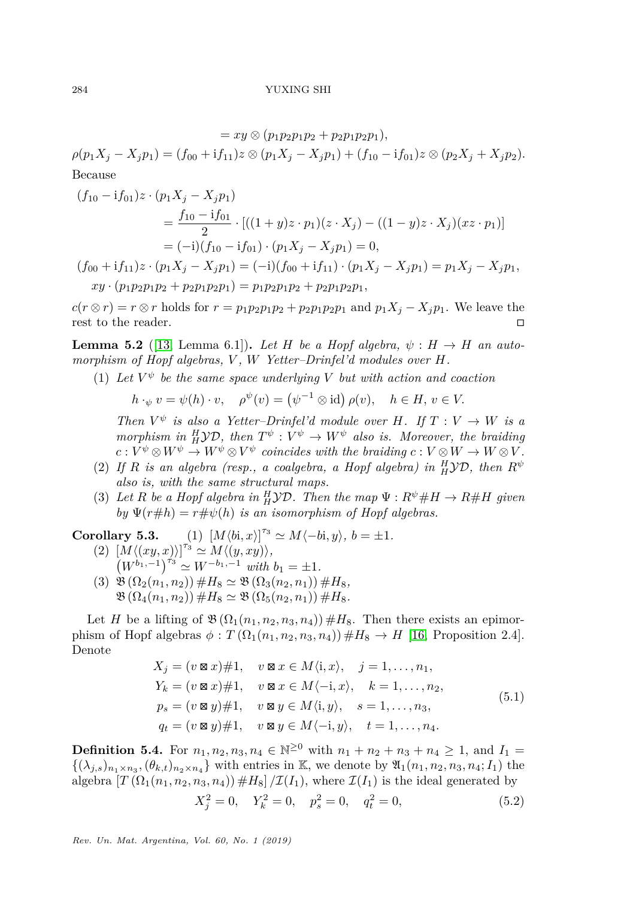$$= xy \otimes (p_1p_2p_1p_2 + p_2p_1p_2p_1),$$

$$\rho(p_1X_j - X_jp_1) = (f_{00} + \mathrm{i}f_{11})z \otimes (p_1X_j - X_jp_1) + (f_{10} - \mathrm{i}f_{01})z \otimes (p_2X_j + X_jp_2).$$

Because

$$\begin{aligned}
(f_{10} - \mathrm{i}f_{01})z \cdot (p_1X_j - X_jp_1) &\\
&= \frac{f_{10} - \mathrm{i}f_{01}}{2} \cdot [((1+y)z \cdot p_1)(z \cdot X_j) - ((1-y)z \cdot X_j)(xz \cdot p_1)]\\
&= (-\mathrm{i})(f_{10} - \mathrm{i}f_{01}) \cdot (p_1X_j - X_jp_1) = 0,\\
(f_{00} + \mathrm{i}f_{11})z \cdot (p_1X_j - X_jp_1) &= (-\mathrm{i})(f_{00} + \mathrm{i}f_{11}) \cdot (p_1X_j - X_jp_1) = p_1X_j - X_jp_1,\\
xy \cdot (p_1p_2p_1p_2 + p_2p_1p_2p_1) &= p_1p_2p_1p_2 + p_2p_1p_2p_1,
\end{aligned}$$

$c(r \otimes r) = r \otimes r$ holds for $r = p_1p_2p_1p_2 + p_2p_1p_2p_1$ and $p_1X_j - X_jp_1$. We leave the rest to the reader. ◻

**Lemma 5.2** ([13] Lemma 6.1]). *Let $H$ be a Hopf algebra, $\psi : H \to H$ an automorphism of Hopf algebras, $V$, $W$ Yetter–Drinfel'd modules over $H$.*

(1) *Let $V^\psi$ be the same space underlying $V$ but with action and coaction*

$$h \cdot_\psi v = \psi(h) \cdot v, \quad \rho^\psi(v) = \left(\psi^{-1} \otimes \mathrm{id}\right) \rho(v), \quad h \in H, v \in V.$$

*Then $V^\psi$ is also a Yetter–Drinfel'd module over $H$. If $T : V \to W$ is a morphism in ${}^H_H\mathcal{YD}$, then $T^\psi : V^\psi \to W^\psi$ also is. Moreover, the braiding $c : V^\psi \otimes W^\psi \to W^\psi \otimes V^\psi$ coincides with the braiding $c : V \otimes W \to W \otimes V$.*

(2) *If $R$ is an algebra (resp., a coalgebra, a Hopf algebra) in ${}^H_H\mathcal{YD}$, then $R^\psi$ also is, with the same structural maps.*

(3) *Let $R$ be a Hopf algebra in ${}^H_H\mathcal{YD}$. Then the map $\Psi : R^\psi \# H \to R \# H$ given by $\Psi(r\#h) = r\#\psi(h)$ is an isomorphism of Hopf algebras.*

**Corollary 5.3.** (1) $[M\langle b\mathrm{i}, x\rangle]^{\tau_3} \simeq M\langle -b\mathrm{i}, y\rangle$, $b = \pm 1$.

(2) $[M\langle(xy, x)\rangle]^{\tau_3} \simeq M\langle(y, xy)\rangle$,
$\left(W^{b_1,-1}\right)^{\tau_3} \simeq W^{-b_1,-1}$ *with* $b_1 = \pm 1$.

(3) $\mathfrak{B}(\Omega_2(n_1, n_2)) \# H_8 \simeq \mathfrak{B}(\Omega_3(n_2, n_1)) \# H_8$,
$\mathfrak{B}(\Omega_4(n_1, n_2)) \# H_8 \simeq \mathfrak{B}(\Omega_5(n_2, n_1)) \# H_8$.

Let $H$ be a lifting of $\mathfrak{B}(\Omega_1(n_1, n_2, n_3, n_4)) \# H_8$. Then there exists an epimorphism of Hopf algebras $\phi : T(\Omega_1(n_1, n_2, n_3, n_4)) \# H_8 \to H$ [16, Proposition 2.4]. Denote

$$\begin{aligned}
X_j &= (v \boxtimes x)\#1, \quad v \boxtimes x \in M\langle \mathrm{i}, x\rangle, \quad j = 1, \ldots, n_1,\\
Y_k &= (v \boxtimes x)\#1, \quad v \boxtimes x \in M\langle -\mathrm{i}, x\rangle, \quad k = 1, \ldots, n_2,\\
p_s &= (v \boxtimes y)\#1, \quad v \boxtimes y \in M\langle \mathrm{i}, y\rangle, \quad s = 1, \ldots, n_3,\\
q_t &= (v \boxtimes y)\#1, \quad v \boxtimes y \in M\langle -\mathrm{i}, y\rangle, \quad t = 1, \ldots, n_4.
\end{aligned} \tag{5.1}$$

**Definition 5.4.** For $n_1, n_2, n_3, n_4 \in \mathbb{N}^{\geq 0}$ with $n_1 + n_2 + n_3 + n_4 \geq 1$, and $I_1 = \{(\lambda_{j,s})_{n_1 \times n_3}, (\theta_{k,t})_{n_2 \times n_4}\}$ with entries in $\mathbb{K}$, we denote by $\mathfrak{A}_1(n_1, n_2, n_3, n_4; I_1)$ the algebra $[T(\Omega_1(n_1, n_2, n_3, n_4)) \# H_8] / \mathcal{I}(I_1)$, where $\mathcal{I}(I_1)$ is the ideal generated by

$$X_j^2 = 0, \quad Y_k^2 = 0, \quad p_s^2 = 0, \quad q_t^2 = 0, \tag{5.2}$$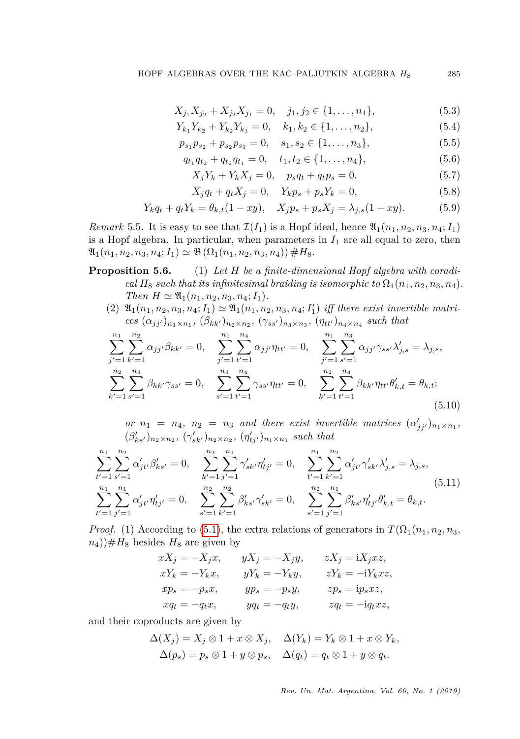$$X_{j_1}X_{j_2} + X_{j_2}X_{j_1} = 0, \quad j_1, j_2 \in \{1, \dots, n_1\}, \tag{5.3}$$

$$Y_{k_1}Y_{k_2} + Y_{k_2}Y_{k_1} = 0, \quad k_1, k_2 \in \{1, \dots, n_2\}, \tag{5.4}$$

$$p_{s_1}p_{s_2} + p_{s_2}p_{s_1} = 0, \quad s_1, s_2 \in \{1, \dots, n_3\}, \tag{5.5}$$

$$q_{t_1}q_{t_2} + q_{t_2}q_{t_1} = 0, \quad t_1, t_2 \in \{1, \dots, n_4\}, \tag{5.6}$$

$$X_jY_k + Y_kX_j = 0, \quad p_sq_t + q_tp_s = 0, \tag{5.7}$$

$$X_jq_t + q_tX_j = 0, \quad Y_kp_s + p_sY_k = 0, \tag{5.8}$$

$$Y_kq_t + q_tY_k = \theta_{k,t}(1 - xy), \quad X_jp_s + p_sX_j = \lambda_{j,s}(1 - xy). \tag{5.9}$$

*Remark* 5.5. It is easy to see that $\mathcal{I}(I_1)$ is a Hopf ideal, hence $\mathfrak{A}_1(n_1, n_2, n_3, n_4; I_1)$ is a Hopf algebra. In particular, when parameters in $I_1$ are all equal to zero, then $\mathfrak{A}_1(n_1, n_2, n_3, n_4; I_1) \simeq \mathfrak{B}(\Omega_1(n_1, n_2, n_3, n_4)) \# H_8$.

**Proposition 5.6.** (1) *Let $H$ be a finite-dimensional Hopf algebra with coradical $H_8$ such that its infinitesimal braiding is isomorphic to $\Omega_1(n_1, n_2, n_3, n_4)$. Then $H \simeq \mathfrak{A}_1(n_1, n_2, n_3, n_4; I_1)$.*

(2) *$\mathfrak{A}_1(n_1, n_2, n_3, n_4; I_1) \simeq \mathfrak{A}_1(n_1, n_2, n_3, n_4; I_1')$ iff there exist invertible matrices $(\alpha_{jj'})_{n_1\times n_1}$, $(\beta_{kk'})_{n_2\times n_2}$, $(\gamma_{ss'})_{n_3\times n_3}$, $(\eta_{tt'})_{n_4\times n_4}$ such that*

$$\begin{aligned}
&\sum_{j'=1}^{n_1}\sum_{k'=1}^{n_2} \alpha_{jj'}\beta_{kk'} = 0, \quad \sum_{j'=1}^{n_1}\sum_{t'=1}^{n_4} \alpha_{jj'}\eta_{tt'} = 0, \quad \sum_{j'=1}^{n_1}\sum_{s'=1}^{n_3} \alpha_{jj'}\gamma_{ss'}\lambda'_{j,s} = \lambda_{j,s}, \\
&\sum_{k'=1}^{n_2}\sum_{s'=1}^{n_3} \beta_{kk'}\gamma_{ss'} = 0, \quad \sum_{s'=1}^{n_3}\sum_{t'=1}^{n_4} \gamma_{ss'}\eta_{tt'} = 0, \quad \sum_{k'=1}^{n_2}\sum_{t'=1}^{n_4} \beta_{kk'}\eta_{tt'}\theta'_{k,t} = \theta_{k,t};
\end{aligned} \tag{5.10}$$

*or $n_1 = n_4$, $n_2 = n_3$ and there exist invertible matrices $(\alpha'_{jj'})_{n_1\times n_1}$, $(\beta'_{ks'})_{n_2\times n_2}$, $(\gamma'_{sk'})_{n_2\times n_2}$, $(\eta'_{tj'})_{n_1\times n_1}$ such that*

$$\begin{aligned}
&\sum_{t'=1}^{n_1}\sum_{s'=1}^{n_2} \alpha'_{jt'}\beta'_{ks'} = 0, \quad \sum_{k'=1}^{n_2}\sum_{j'=1}^{n_1} \gamma'_{sk'}\eta'_{tj'} = 0, \quad \sum_{t'=1}^{n_1}\sum_{k'=1}^{n_2} \alpha'_{jt'}\gamma'_{sk'}\lambda'_{j,s} = \lambda_{j,s}, \\
&\sum_{t'=1}^{n_1}\sum_{j'=1}^{n_1} \alpha'_{jt'}\eta'_{tj'} = 0, \quad \sum_{s'=1}^{n_2}\sum_{k'=1}^{n_2} \beta'_{ks'}\gamma'_{sk'} = 0, \quad \sum_{s'=1}^{n_2}\sum_{j'=1}^{n_1} \beta'_{ks'}\eta'_{tj'}\theta'_{k,t} = \theta_{k,t}.
\end{aligned} \tag{5.11}$$

*Proof.* (1) According to (5.1), the extra relations of generators in $T(\Omega_1(n_1, n_2, n_3, n_4))\#H_8$ besides $H_8$ are given by

$$\begin{aligned}
xX_j &= -X_jx, & yX_j &= -X_jy, & zX_j &= \mathrm{i}X_jxz, \\
xY_k &= -Y_kx, & yY_k &= -Y_ky, & zY_k &= -\mathrm{i}Y_kxz, \\
xp_s &= -p_sx, & yp_s &= -p_sy, & zp_s &= \mathrm{i}p_sxz, \\
xq_t &= -q_tx, & yq_t &= -q_ty, & zq_t &= -\mathrm{i}q_txz,
\end{aligned}$$

and their coproducts are given by

$$\begin{aligned}
\Delta(X_j) &= X_j \otimes 1 + x \otimes X_j, \quad \Delta(Y_k) = Y_k \otimes 1 + x \otimes Y_k, \\
\Delta(p_s) &= p_s \otimes 1 + y \otimes p_s, \quad \Delta(q_t) = q_t \otimes 1 + y \otimes q_t.
\end{aligned}$$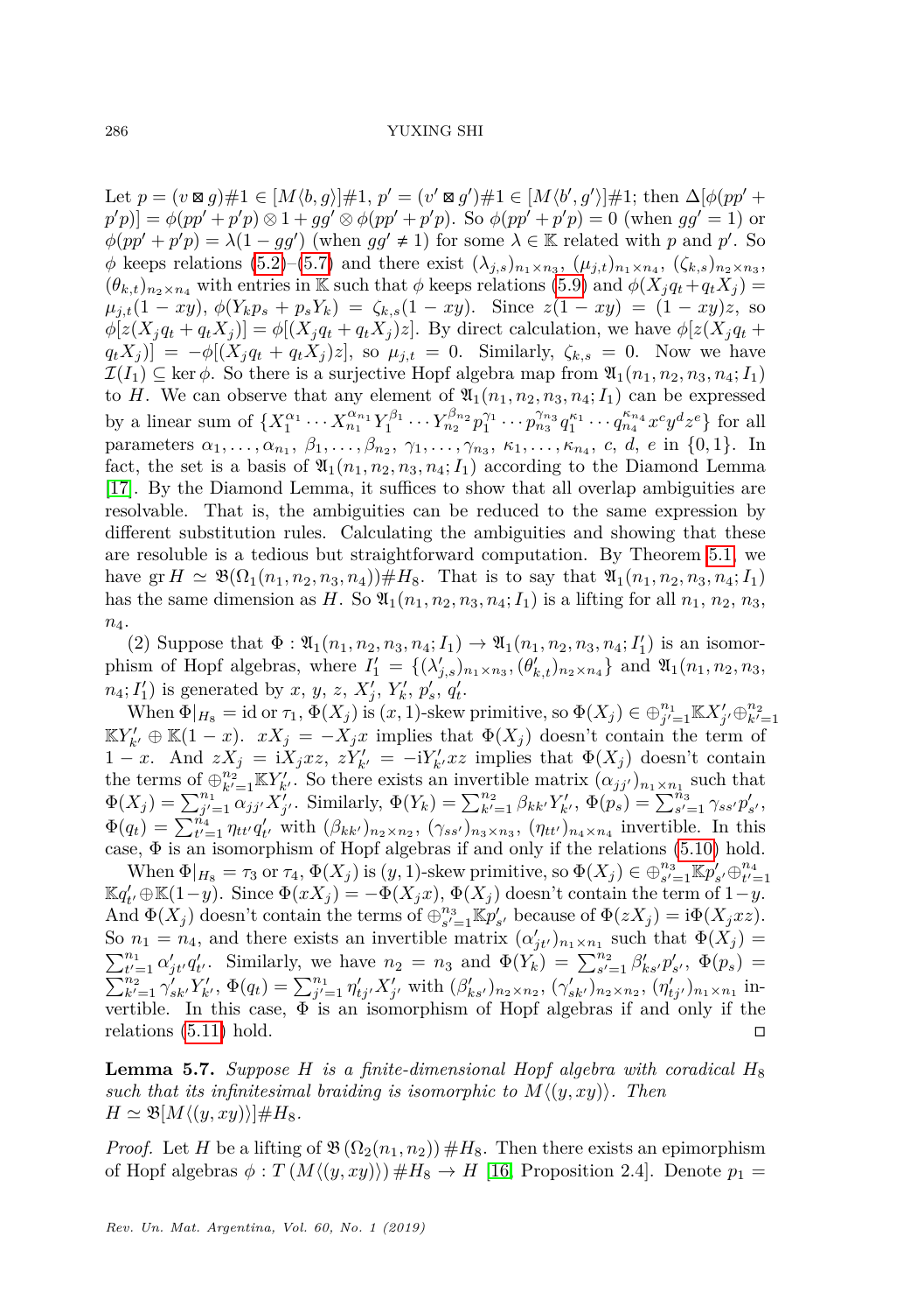Let $p = (v \boxtimes g)\#1 \in [M\langle b, g\rangle]\#1$, $p' = (v' \boxtimes g')\#1 \in [M\langle b', g'\rangle]\#1$; then $\Delta[\phi(pp' + p'p)] = \phi(pp' + p'p) \otimes 1 + gg' \otimes \phi(pp' + p'p)$. So $\phi(pp' + p'p) = 0$ (when $gg' = 1$) or $\phi(pp' + p'p) = \lambda(1 - gg')$ (when $gg' \neq 1$) for some $\lambda \in \mathbb{K}$ related with $p$ and $p'$. So $\phi$ keeps relations (5.2)–(5.7) and there exist $(\lambda_{j,s})_{n_1\times n_3}$, $(\mu_{j,t})_{n_1\times n_4}$, $(\zeta_{k,s})_{n_2\times n_3}$, $(\theta_{k,t})_{n_2\times n_4}$ with entries in $\mathbb{K}$ such that $\phi$ keeps relations (5.9) and $\phi(X_j q_t + q_t X_j) = \mu_{j,t}(1 - xy)$, $\phi(Y_k p_s + p_s Y_k) = \zeta_{k,s}(1 - xy)$. Since $z(1 - xy) = (1 - xy)z$, so $\phi[z(X_j q_t + q_t X_j)] = \phi[(X_j q_t + q_t X_j)z]$. By direct calculation, we have $\phi[z(X_j q_t + q_t X_j)] = -\phi[(X_j q_t + q_t X_j)z]$, so $\mu_{j,t} = 0$. Similarly, $\zeta_{k,s} = 0$. Now we have $\mathcal{I}(I_1) \subseteq \ker\phi$. So there is a surjective Hopf algebra map from $\mathfrak{A}_1(n_1, n_2, n_3, n_4; I_1)$ to $H$. We can observe that any element of $\mathfrak{A}_1(n_1, n_2, n_3, n_4; I_1)$ can be expressed by a linear sum of $\{X_1^{\alpha_1}\cdots X_{n_1}^{\alpha_{n_1}} Y_1^{\beta_1}\cdots Y_{n_2}^{\beta_{n_2}} p_1^{\gamma_1}\cdots p_{n_3}^{\gamma_{n_3}} q_1^{\kappa_1}\cdots q_{n_4}^{\kappa_{n_4}} x^c y^d z^e\}$ for all parameters $\alpha_1,\ldots,\alpha_{n_1}$, $\beta_1,\ldots,\beta_{n_2}$, $\gamma_1,\ldots,\gamma_{n_3}$, $\kappa_1,\ldots,\kappa_{n_4}$, $c$, $d$, $e$ in $\{0,1\}$. In fact, the set is a basis of $\mathfrak{A}_1(n_1, n_2, n_3, n_4; I_1)$ according to the Diamond Lemma [17]. By the Diamond Lemma, it suffices to show that all overlap ambiguities are resolvable. That is, the ambiguities can be reduced to the same expression by different substitution rules. Calculating the ambiguities and showing that these are resoluble is a tedious but straightforward computation. By Theorem 5.1, we have $\operatorname{gr} H \simeq \mathfrak{B}(\Omega_1(n_1, n_2, n_3, n_4))\#H_8$. That is to say that $\mathfrak{A}_1(n_1, n_2, n_3, n_4; I_1)$ has the same dimension as $H$. So $\mathfrak{A}_1(n_1, n_2, n_3, n_4; I_1)$ is a lifting for all $n_1$, $n_2$, $n_3$, $n_4$.

(2) Suppose that $\Phi : \mathfrak{A}_1(n_1, n_2, n_3, n_4; I_1) \to \mathfrak{A}_1(n_1, n_2, n_3, n_4; I_1')$ is an isomorphism of Hopf algebras, where $I_1' = \{(\lambda'_{j,s})_{n_1\times n_3}, (\theta'_{k,t})_{n_2\times n_4}\}$ and $\mathfrak{A}_1(n_1, n_2, n_3, n_4; I_1')$ is generated by $x$, $y$, $z$, $X_j'$, $Y_k'$, $p_s'$, $q_t'$.

When $\Phi|_{H_8} = \mathrm{id}$ or $\tau_1$, $\Phi(X_j)$ is $(x,1)$-skew primitive, so $\Phi(X_j) \in \oplus_{j'=1}^{n_1}\mathbb{K}X'_{j'} \oplus_{k'=1}^{n_2} \mathbb{K}Y'_{k'} \oplus \mathbb{K}(1-x)$. $xX_j = -X_j x$ implies that $\Phi(X_j)$ doesn't contain the term of $1-x$. And $zX_j = \mathrm{i}X_j xz$, $zY'_{k'} = -\mathrm{i}Y'_{k'}xz$ implies that $\Phi(X_j)$ doesn't contain the terms of $\oplus_{k'=1}^{n_2}\mathbb{K}Y'_{k'}$. So there exists an invertible matrix $(\alpha_{jj'})_{n_1\times n_1}$ such that $\Phi(X_j) = \sum_{j'=1}^{n_1}\alpha_{jj'}X'_{j'}$. Similarly, $\Phi(Y_k) = \sum_{k'=1}^{n_2}\beta_{kk'}Y'_{k'}$, $\Phi(p_s) = \sum_{s'=1}^{n_3}\gamma_{ss'}p'_{s'}$, $\Phi(q_t) = \sum_{t'=1}^{n_4}\eta_{tt'}q'_{t'}$ with $(\beta_{kk'})_{n_2\times n_2}$, $(\gamma_{ss'})_{n_3\times n_3}$, $(\eta_{tt'})_{n_4\times n_4}$ invertible. In this case, $\Phi$ is an isomorphism of Hopf algebras if and only if the relations (5.10) hold.

When $\Phi|_{H_8} = \tau_3$ or $\tau_4$, $\Phi(X_j)$ is $(y,1)$-skew primitive, so $\Phi(X_j) \in \oplus_{s'=1}^{n_3}\mathbb{K}p'_{s'} \oplus_{t'=1}^{n_4} \mathbb{K}q'_{t'} \oplus \mathbb{K}(1-y)$. Since $\Phi(xX_j) = -\Phi(X_j x)$, $\Phi(X_j)$ doesn't contain the term of $1-y$. And $\Phi(X_j)$ doesn't contain the terms of $\oplus_{s'=1}^{n_3}\mathbb{K}p'_{s'}$ because of $\Phi(zX_j) = \mathrm{i}\Phi(X_j xz)$. So $n_1 = n_4$, and there exists an invertible matrix $(\alpha'_{jt'})_{n_1\times n_1}$ such that $\Phi(X_j) = \sum_{t'=1}^{n_1}\alpha'_{jt'}q'_{t'}$. Similarly, we have $n_2 = n_3$ and $\Phi(Y_k) = \sum_{s'=1}^{n_2}\beta'_{ks'}p'_{s'}$, $\Phi(p_s) = \sum_{k'=1}^{n_2}\gamma'_{sk'}Y'_{k'}$, $\Phi(q_t) = \sum_{j'=1}^{n_1}\eta'_{tj'}X'_{j'}$ with $(\beta'_{ks'})_{n_2\times n_2}$, $(\gamma'_{sk'})_{n_2\times n_2}$, $(\eta'_{tj'})_{n_1\times n_1}$ invertible. In this case, $\Phi$ is an isomorphism of Hopf algebras if and only if the relations (5.11) hold. □

**Lemma 5.7.** *Suppose $H$ is a finite-dimensional Hopf algebra with coradical $H_8$ such that its infinitesimal braiding is isomorphic to $M\langle(y, xy)\rangle$. Then $H \simeq \mathfrak{B}[M\langle(y, xy)\rangle]\#H_8$.*

*Proof.* Let $H$ be a lifting of $\mathfrak{B}\left(\Omega_2(n_1, n_2)\right)\#H_8$. Then there exists an epimorphism of Hopf algebras $\phi : T\left(M\langle(y, xy)\rangle\right)\#H_8 \to H$ [16, Proposition 2.4]. Denote $p_1 =$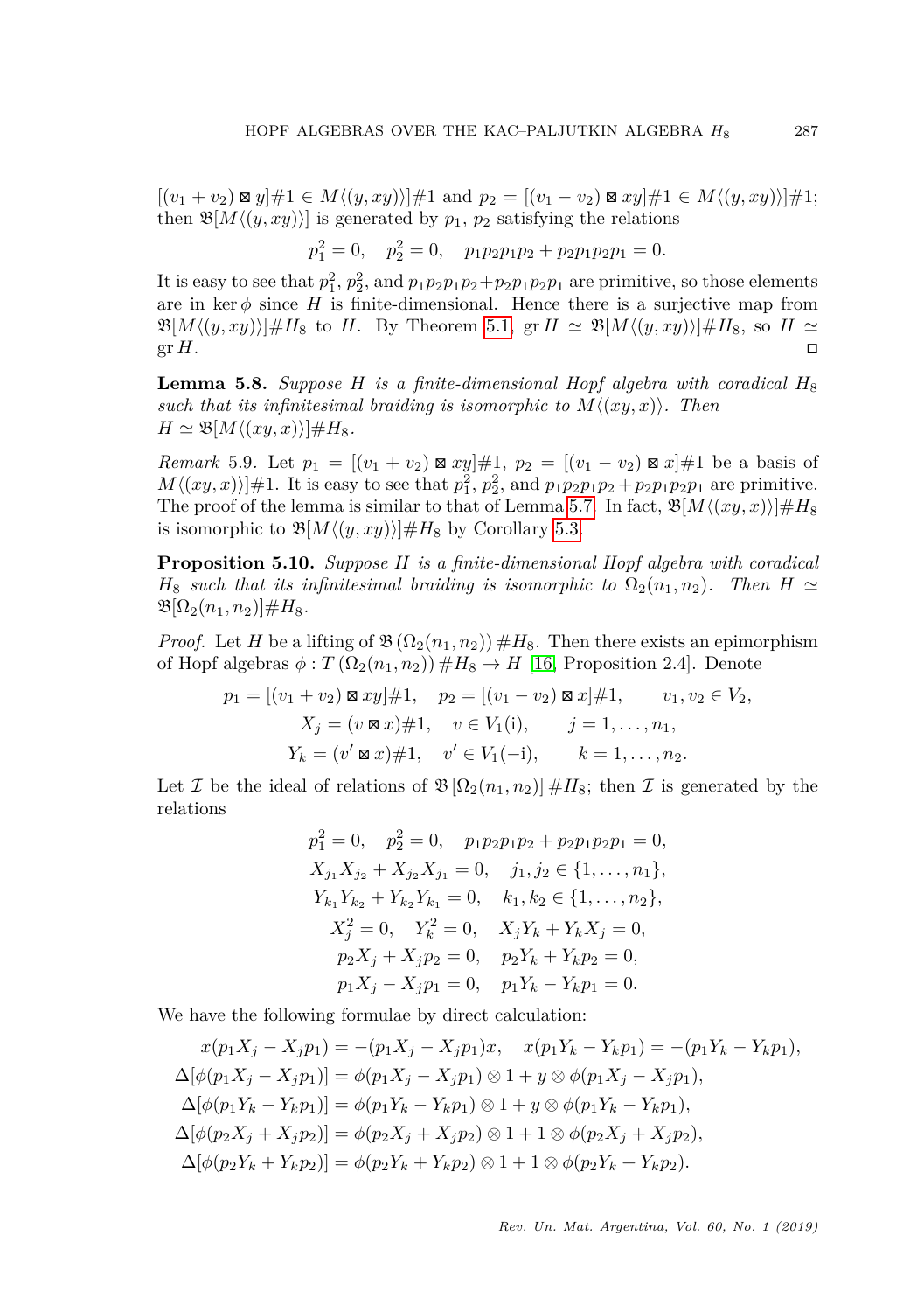$[(v_1+v_2)\boxtimes y]\#1 \in M\langle(y,xy)\rangle]\#1$ and $p_2 = [(v_1-v_2)\boxtimes xy]\#1 \in M\langle(y,xy)\rangle]\#1$; then $\mathfrak{B}[M\langle(y,xy)\rangle]$ is generated by $p_1$, $p_2$ satisfying the relations

$$p_1^2=0, \quad p_2^2=0, \quad p_1p_2p_1p_2+p_2p_1p_2p_1=0.$$

It is easy to see that $p_1^2$, $p_2^2$, and $p_1p_2p_1p_2+p_2p_1p_2p_1$ are primitive, so those elements are in $\ker\phi$ since $H$ is finite-dimensional. Hence there is a surjective map from $\mathfrak{B}[M\langle(y,xy)\rangle]\#H_8$ to $H$. By Theorem 5.1, $\operatorname{gr} H \simeq \mathfrak{B}[M\langle(y,xy)\rangle]\#H_8$, so $H \simeq \operatorname{gr} H$. □

**Lemma 5.8.** *Suppose $H$ is a finite-dimensional Hopf algebra with coradical $H_8$ such that its infinitesimal braiding is isomorphic to $M\langle(xy,x)\rangle$. Then $H \simeq \mathfrak{B}[M\langle(xy,x)\rangle]\#H_8$.*

*Remark* 5.9. Let $p_1 = [(v_1+v_2)\boxtimes xy]\#1$, $p_2 = [(v_1-v_2)\boxtimes x]\#1$ be a basis of $M\langle(xy,x)\rangle]\#1$. It is easy to see that $p_1^2$, $p_2^2$, and $p_1p_2p_1p_2+p_2p_1p_2p_1$ are primitive. The proof of the lemma is similar to that of Lemma 5.7. In fact, $\mathfrak{B}[M\langle(xy,x)\rangle]\#H_8$ is isomorphic to $\mathfrak{B}[M\langle(y,xy)\rangle]\#H_8$ by Corollary 5.3.

**Proposition 5.10.** *Suppose $H$ is a finite-dimensional Hopf algebra with coradical $H_8$ such that its infinitesimal braiding is isomorphic to $\Omega_2(n_1,n_2)$. Then $H \simeq \mathfrak{B}[\Omega_2(n_1,n_2)]\#H_8$.*

*Proof.* Let $H$ be a lifting of $\mathfrak{B}\left(\Omega_2(n_1,n_2)\right)\#H_8$. Then there exists an epimorphism of Hopf algebras $\phi: T\left(\Omega_2(n_1,n_2)\right)\#H_8 \to H$ [16, Proposition 2.4]. Denote

$$p_1 = [(v_1+v_2)\boxtimes xy]\#1, \quad p_2 = [(v_1-v_2)\boxtimes x]\#1, \qquad v_1,v_2 \in V_2,$$
$$X_j = (v\boxtimes x)\#1, \quad v \in V_1(\mathrm{i}), \qquad j=1,\dots,n_1,$$
$$Y_k = (v'\boxtimes x)\#1, \quad v' \in V_1(-\mathrm{i}), \qquad k=1,\dots,n_2.$$

Let $\mathcal{I}$ be the ideal of relations of $\mathfrak{B}\left[\Omega_2(n_1,n_2)\right]\#H_8$; then $\mathcal{I}$ is generated by the relations

$$p_1^2=0, \quad p_2^2=0, \quad p_1p_2p_1p_2+p_2p_1p_2p_1=0,$$
$$X_{j_1}X_{j_2}+X_{j_2}X_{j_1}=0, \quad j_1,j_2 \in \{1,\dots,n_1\},$$
$$Y_{k_1}Y_{k_2}+Y_{k_2}Y_{k_1}=0, \quad k_1,k_2 \in \{1,\dots,n_2\},$$
$$X_j^2=0, \quad Y_k^2=0, \quad X_jY_k+Y_kX_j=0,$$
$$p_2X_j+X_jp_2=0, \quad p_2Y_k+Y_kp_2=0,$$
$$p_1X_j-X_jp_1=0, \quad p_1Y_k-Y_kp_1=0.$$

We have the following formulae by direct calculation:

$$x(p_1X_j-X_jp_1) = -(p_1X_j-X_jp_1)x, \quad x(p_1Y_k-Y_kp_1) = -(p_1Y_k-Y_kp_1),$$
$$\Delta[\phi(p_1X_j-X_jp_1)] = \phi(p_1X_j-X_jp_1)\otimes 1 + y\otimes\phi(p_1X_j-X_jp_1),$$
$$\Delta[\phi(p_1Y_k-Y_kp_1)] = \phi(p_1Y_k-Y_kp_1)\otimes 1 + y\otimes\phi(p_1Y_k-Y_kp_1),$$
$$\Delta[\phi(p_2X_j+X_jp_2)] = \phi(p_2X_j+X_jp_2)\otimes 1 + 1\otimes\phi(p_2X_j+X_jp_2),$$
$$\Delta[\phi(p_2Y_k+Y_kp_2)] = \phi(p_2Y_k+Y_kp_2)\otimes 1 + 1\otimes\phi(p_2Y_k+Y_kp_2).$$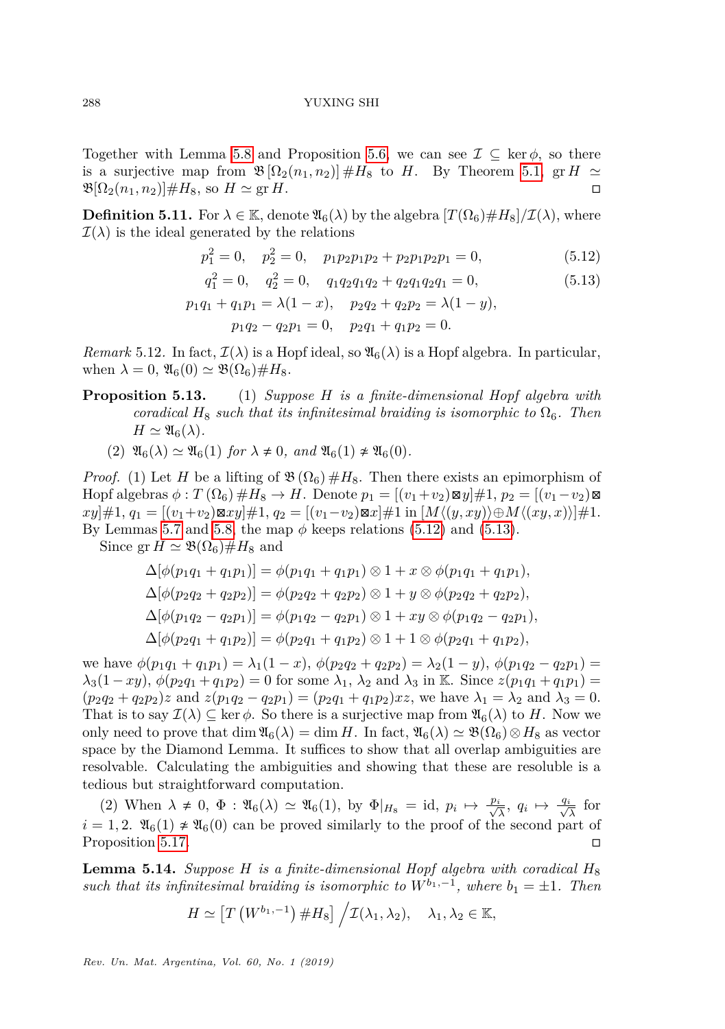Together with Lemma 5.8 and Proposition 5.6, we can see $\mathcal{I} \subseteq \ker\phi$, so there is a surjective map from $\mathfrak{B}[\Omega_2(n_1,n_2)]\#H_8$ to $H$. By Theorem 5.1, $\operatorname{gr} H \simeq \mathfrak{B}[\Omega_2(n_1,n_2)]\#H_8$, so $H \simeq \operatorname{gr} H$. ◻

**Definition 5.11.** For $\lambda \in \mathbb{K}$, denote $\mathfrak{A}_6(\lambda)$ by the algebra $[T(\Omega_6)\#H_8]/\mathcal{I}(\lambda)$, where $\mathcal{I}(\lambda)$ is the ideal generated by the relations

$$p_1^2 = 0, \quad p_2^2 = 0, \quad p_1p_2p_1p_2 + p_2p_1p_2p_1 = 0, \tag{5.12}$$

$$q_1^2 = 0, \quad q_2^2 = 0, \quad q_1q_2q_1q_2 + q_2q_1q_2q_1 = 0, \tag{5.13}$$

$$p_1q_1 + q_1p_1 = \lambda(1-x), \quad p_2q_2 + q_2p_2 = \lambda(1-y),$$

$$p_1q_2 - q_2p_1 = 0, \quad p_2q_1 + q_1p_2 = 0.$$

*Remark* 5.12. In fact, $\mathcal{I}(\lambda)$ is a Hopf ideal, so $\mathfrak{A}_6(\lambda)$ is a Hopf algebra. In particular, when $\lambda = 0$, $\mathfrak{A}_6(0) \simeq \mathfrak{B}(\Omega_6)\#H_8$.

**Proposition 5.13.** (1) *Suppose $H$ is a finite-dimensional Hopf algebra with coradical $H_8$ such that its infinitesimal braiding is isomorphic to $\Omega_6$. Then $H \simeq \mathfrak{A}_6(\lambda)$.*

(2) $\mathfrak{A}_6(\lambda) \simeq \mathfrak{A}_6(1)$ *for $\lambda \neq 0$, and* $\mathfrak{A}_6(1) \not\simeq \mathfrak{A}_6(0)$.

*Proof.* (1) Let $H$ be a lifting of $\mathfrak{B}(\Omega_6)\#H_8$. Then there exists an epimorphism of Hopf algebras $\phi : T(\Omega_6)\#H_8 \to H$. Denote $p_1 = [(v_1+v_2)\boxtimes y]\#1$, $p_2 = [(v_1-v_2)\boxtimes xy]\#1$, $q_1 = [(v_1+v_2)\boxtimes xy]\#1$, $q_2 = [(v_1-v_2)\boxtimes x]\#1$ in $[M\langle(y,xy)\rangle \oplus M\langle(xy,x)\rangle]\#1$. By Lemmas 5.7 and 5.8, the map $\phi$ keeps relations (5.12) and (5.13).

Since $\operatorname{gr} H \simeq \mathfrak{B}(\Omega_6)\#H_8$ and

$$\Delta[\phi(p_1q_1 + q_1p_1)] = \phi(p_1q_1 + q_1p_1) \otimes 1 + x \otimes \phi(p_1q_1 + q_1p_1),$$

$$\Delta[\phi(p_2q_2 + q_2p_2)] = \phi(p_2q_2 + q_2p_2) \otimes 1 + y \otimes \phi(p_2q_2 + q_2p_2),$$

$$\Delta[\phi(p_1q_2 - q_2p_1)] = \phi(p_1q_2 - q_2p_1) \otimes 1 + xy \otimes \phi(p_1q_2 - q_2p_1),$$

$$\Delta[\phi(p_2q_1 + q_1p_2)] = \phi(p_2q_1 + q_1p_2) \otimes 1 + 1 \otimes \phi(p_2q_1 + q_1p_2),$$

we have $\phi(p_1q_1 + q_1p_1) = \lambda_1(1-x)$, $\phi(p_2q_2 + q_2p_2) = \lambda_2(1-y)$, $\phi(p_1q_2 - q_2p_1) = \lambda_3(1-xy)$, $\phi(p_2q_1 + q_1p_2) = 0$ for some $\lambda_1$, $\lambda_2$ and $\lambda_3$ in $\mathbb{K}$. Since $z(p_1q_1 + q_1p_1) = (p_2q_2 + q_2p_2)z$ and $z(p_1q_2 - q_2p_1) = (p_2q_1 + q_1p_2)xz$, we have $\lambda_1 = \lambda_2$ and $\lambda_3 = 0$. That is to say $\mathcal{I}(\lambda) \subseteq \ker\phi$. So there is a surjective map from $\mathfrak{A}_6(\lambda)$ to $H$. Now we only need to prove that $\dim \mathfrak{A}_6(\lambda) = \dim H$. In fact, $\mathfrak{A}_6(\lambda) \simeq \mathfrak{B}(\Omega_6) \otimes H_8$ as vector space by the Diamond Lemma. It suffices to show that all overlap ambiguities are resolvable. Calculating the ambiguities and showing that these are resoluble is a tedious but straightforward computation.

(2) When $\lambda \neq 0$, $\Phi : \mathfrak{A}_6(\lambda) \simeq \mathfrak{A}_6(1)$, by $\Phi|_{H_8} = \mathrm{id}$, $p_i \mapsto \frac{p_i}{\sqrt{\lambda}}$, $q_i \mapsto \frac{q_i}{\sqrt{\lambda}}$ for $i = 1, 2$. $\mathfrak{A}_6(1) \not\simeq \mathfrak{A}_6(0)$ can be proved similarly to the proof of the second part of Proposition 5.17. ◻

**Lemma 5.14.** *Suppose $H$ is a finite-dimensional Hopf algebra with coradical $H_8$ such that its infinitesimal braiding is isomorphic to $W^{b_1,-1}$, where $b_1 = \pm 1$. Then*

$$H \simeq \left[T\left(W^{b_1,-1}\right)\#H_8\right] \Big/ \mathcal{I}(\lambda_1,\lambda_2), \quad \lambda_1, \lambda_2 \in \mathbb{K},$$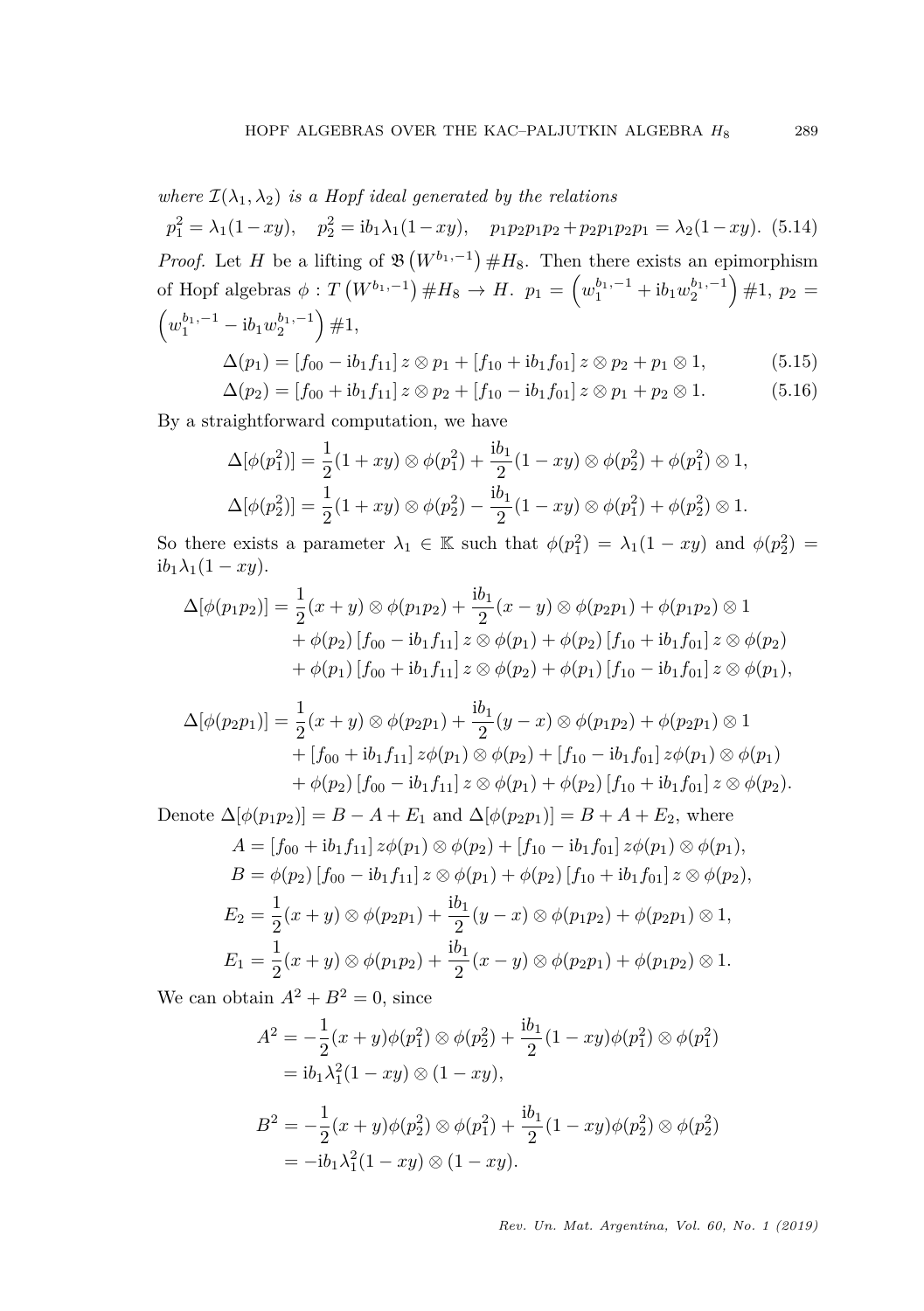*where* $\mathcal{I}(\lambda_1, \lambda_2)$ *is a Hopf ideal generated by the relations*

$$p_1^2 = \lambda_1(1-xy), \quad p_2^2 = \mathrm{i}b_1\lambda_1(1-xy), \quad p_1p_2p_1p_2 + p_2p_1p_2p_1 = \lambda_2(1-xy). \tag{5.14}$$

*Proof.* Let $H$ be a lifting of $\mathfrak{B}\left(W^{b_1,-1}\right)\#H_8$. Then there exists an epimorphism of Hopf algebras $\phi : T\left(W^{b_1,-1}\right)\#H_8 \to H$. $p_1 = \left(w_1^{b_1,-1} + \mathrm{i}b_1 w_2^{b_1,-1}\right)\#1$, $p_2 = \left(w_1^{b_1,-1} - \mathrm{i}b_1 w_2^{b_1,-1}\right)\#1$,

$$\Delta(p_1) = \left[f_{00} - \mathrm{i}b_1 f_{11}\right] z \otimes p_1 + \left[f_{10} + \mathrm{i}b_1 f_{01}\right] z \otimes p_2 + p_1 \otimes 1, \tag{5.15}$$

$$\Delta(p_2) = \left[f_{00} + \mathrm{i}b_1 f_{11}\right] z \otimes p_2 + \left[f_{10} - \mathrm{i}b_1 f_{01}\right] z \otimes p_1 + p_2 \otimes 1. \tag{5.16}$$

By a straightforward computation, we have

$$\Delta[\phi(p_1^2)] = \frac{1}{2}(1+xy) \otimes \phi(p_1^2) + \frac{\mathrm{i}b_1}{2}(1-xy) \otimes \phi(p_2^2) + \phi(p_1^2) \otimes 1,$$

$$\Delta[\phi(p_2^2)] = \frac{1}{2}(1+xy) \otimes \phi(p_2^2) - \frac{\mathrm{i}b_1}{2}(1-xy) \otimes \phi(p_1^2) + \phi(p_2^2) \otimes 1.$$

So there exists a parameter $\lambda_1 \in \mathbb{K}$ such that $\phi(p_1^2) = \lambda_1(1-xy)$ and $\phi(p_2^2) = \mathrm{i}b_1\lambda_1(1-xy)$.

$$\begin{aligned}
\Delta[\phi(p_1p_2)] = &\frac{1}{2}(x+y) \otimes \phi(p_1p_2) + \frac{\mathrm{i}b_1}{2}(x-y) \otimes \phi(p_2p_1) + \phi(p_1p_2) \otimes 1 \\
&+ \phi(p_2)\left[f_{00} - \mathrm{i}b_1 f_{11}\right] z \otimes \phi(p_1) + \phi(p_2)\left[f_{10} + \mathrm{i}b_1 f_{01}\right] z \otimes \phi(p_2) \\
&+ \phi(p_1)\left[f_{00} + \mathrm{i}b_1 f_{11}\right] z \otimes \phi(p_2) + \phi(p_1)\left[f_{10} - \mathrm{i}b_1 f_{01}\right] z \otimes \phi(p_1),
\end{aligned}$$

$$\begin{aligned}
\Delta[\phi(p_2p_1)] = &\frac{1}{2}(x+y) \otimes \phi(p_2p_1) + \frac{\mathrm{i}b_1}{2}(y-x) \otimes \phi(p_1p_2) + \phi(p_2p_1) \otimes 1 \\
&+ \left[f_{00} + \mathrm{i}b_1 f_{11}\right] z\phi(p_1) \otimes \phi(p_2) + \left[f_{10} - \mathrm{i}b_1 f_{01}\right] z\phi(p_1) \otimes \phi(p_1) \\
&+ \phi(p_2)\left[f_{00} - \mathrm{i}b_1 f_{11}\right] z \otimes \phi(p_1) + \phi(p_2)\left[f_{10} + \mathrm{i}b_1 f_{01}\right] z \otimes \phi(p_2).
\end{aligned}$$

Denote $\Delta[\phi(p_1p_2)] = B - A + E_1$ and $\Delta[\phi(p_2p_1)] = B + A + E_2$, where

$$A = \left[f_{00} + \mathrm{i}b_1 f_{11}\right] z\phi(p_1) \otimes \phi(p_2) + \left[f_{10} - \mathrm{i}b_1 f_{01}\right] z\phi(p_1) \otimes \phi(p_1),$$

$$B = \phi(p_2)\left[f_{00} - \mathrm{i}b_1 f_{11}\right] z \otimes \phi(p_1) + \phi(p_2)\left[f_{10} + \mathrm{i}b_1 f_{01}\right] z \otimes \phi(p_2),$$

$$E_2 = \frac{1}{2}(x+y) \otimes \phi(p_2p_1) + \frac{\mathrm{i}b_1}{2}(y-x) \otimes \phi(p_1p_2) + \phi(p_2p_1) \otimes 1,$$

$$E_1 = \frac{1}{2}(x+y) \otimes \phi(p_1p_2) + \frac{\mathrm{i}b_1}{2}(x-y) \otimes \phi(p_2p_1) + \phi(p_1p_2) \otimes 1.$$

We can obtain $A^2 + B^2 = 0$, since

$$\begin{aligned}
A^2 &= -\frac{1}{2}(x+y)\phi(p_1^2) \otimes \phi(p_2^2) + \frac{\mathrm{i}b_1}{2}(1-xy)\phi(p_1^2) \otimes \phi(p_1^2) \\
&= \mathrm{i}b_1\lambda_1^2(1-xy) \otimes (1-xy),
\end{aligned}$$

$$\begin{aligned}
B^2 &= -\frac{1}{2}(x+y)\phi(p_2^2) \otimes \phi(p_1^2) + \frac{\mathrm{i}b_1}{2}(1-xy)\phi(p_2^2) \otimes \phi(p_2^2) \\
&= -\mathrm{i}b_1\lambda_1^2(1-xy) \otimes (1-xy).
\end{aligned}$$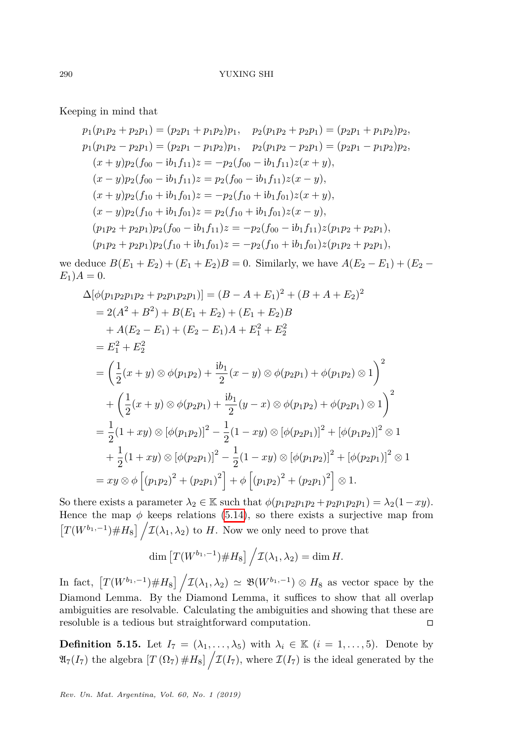Keeping in mind that

$$
\begin{aligned}
&p_1(p_1p_2+p_2p_1)=(p_2p_1+p_1p_2)p_1, \quad p_2(p_1p_2+p_2p_1)=(p_2p_1+p_1p_2)p_2,\\
&p_1(p_1p_2-p_2p_1)=(p_2p_1-p_1p_2)p_1, \quad p_2(p_1p_2-p_2p_1)=(p_2p_1-p_1p_2)p_2,\\
&\quad (x+y)p_2(f_{00}-\mathrm{i}b_1f_{11})z=-p_2(f_{00}-\mathrm{i}b_1f_{11})z(x+y),\\
&\quad (x-y)p_2(f_{00}-\mathrm{i}b_1f_{11})z=p_2(f_{00}-\mathrm{i}b_1f_{11})z(x-y),\\
&\quad (x+y)p_2(f_{10}+\mathrm{i}b_1f_{01})z=-p_2(f_{10}+\mathrm{i}b_1f_{01})z(x+y),\\
&\quad (x-y)p_2(f_{10}+\mathrm{i}b_1f_{01})z=p_2(f_{10}+\mathrm{i}b_1f_{01})z(x-y),\\
&\quad (p_1p_2+p_2p_1)p_2(f_{00}-\mathrm{i}b_1f_{11})z=-p_2(f_{00}-\mathrm{i}b_1f_{11})z(p_1p_2+p_2p_1),\\
&\quad (p_1p_2+p_2p_1)p_2(f_{10}+\mathrm{i}b_1f_{01})z=-p_2(f_{10}+\mathrm{i}b_1f_{01})z(p_1p_2+p_2p_1),
\end{aligned}
$$

we deduce $B(E_1+E_2)+(E_1+E_2)B=0$. Similarly, we have $A(E_2-E_1)+(E_2-E_1)A=0$.

$$
\begin{aligned}
\Delta[\phi(p_1p_2p_1p_2+p_2p_1p_2p_1)]&=(B-A+E_1)^2+(B+A+E_2)^2\\
&=2(A^2+B^2)+B(E_1+E_2)+(E_1+E_2)B\\
&\quad +A(E_2-E_1)+(E_2-E_1)A+E_1^2+E_2^2\\
&=E_1^2+E_2^2\\
&=\left(\frac{1}{2}(x+y)\otimes\phi(p_1p_2)+\frac{\mathrm{i}b_1}{2}(x-y)\otimes\phi(p_2p_1)+\phi(p_1p_2)\otimes 1\right)^2\\
&\quad+\left(\frac{1}{2}(x+y)\otimes\phi(p_2p_1)+\frac{\mathrm{i}b_1}{2}(y-x)\otimes\phi(p_1p_2)+\phi(p_2p_1)\otimes 1\right)^2\\
&=\frac{1}{2}(1+xy)\otimes[\phi(p_1p_2)]^2-\frac{1}{2}(1-xy)\otimes[\phi(p_2p_1)]^2+[\phi(p_1p_2)]^2\otimes 1\\
&\quad+\frac{1}{2}(1+xy)\otimes[\phi(p_2p_1)]^2-\frac{1}{2}(1-xy)\otimes[\phi(p_1p_2)]^2+[\phi(p_2p_1)]^2\otimes 1\\
&=xy\otimes\phi\left[(p_1p_2)^2+(p_2p_1)^2\right]+\phi\left[(p_1p_2)^2+(p_2p_1)^2\right]\otimes 1.
\end{aligned}
$$

So there exists a parameter $\lambda_2\in\mathbb{K}$ such that $\phi(p_1p_2p_1p_2+p_2p_1p_2p_1)=\lambda_2(1-xy)$. Hence the map $\phi$ keeps relations (5.14), so there exists a surjective map from $\left[T(W^{b_1,-1})\#H_8\right]\big/\mathcal{I}(\lambda_1,\lambda_2)$ to $H$. Now we only need to prove that

$$\dim\left[T(W^{b_1,-1})\#H_8\right]\big/\mathcal{I}(\lambda_1,\lambda_2)=\dim H.$$

In fact, $\left[T(W^{b_1,-1})\#H_8\right]\big/\mathcal{I}(\lambda_1,\lambda_2)\simeq\mathfrak{B}(W^{b_1,-1})\otimes H_8$ as vector space by the Diamond Lemma. By the Diamond Lemma, it suffices to show that all overlap ambiguities are resolvable. Calculating the ambiguities and showing that these are resoluble is a tedious but straightforward computation. □

**Definition 5.15.** Let $I_7=(\lambda_1,\ldots,\lambda_5)$ with $\lambda_i\in\mathbb{K}$ $(i=1,\ldots,5)$. Denote by $\mathfrak{A}_7(I_7)$ the algebra $\left[T(\Omega_7)\#H_8\right]\big/\mathcal{I}(I_7)$, where $\mathcal{I}(I_7)$ is the ideal generated by the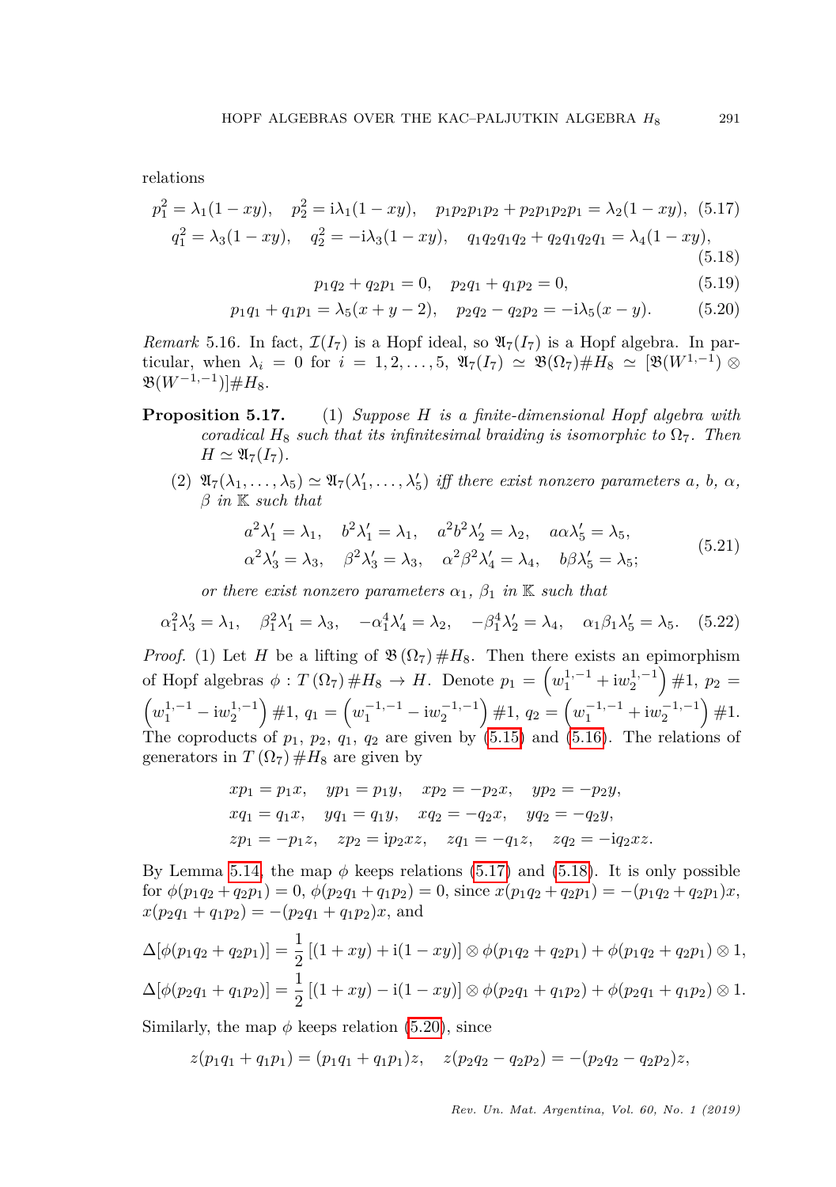relations

$$p_1^2 = \lambda_1(1 - xy), \quad p_2^2 = \mathrm{i}\lambda_1(1 - xy), \quad p_1p_2p_1p_2 + p_2p_1p_2p_1 = \lambda_2(1 - xy), \tag{5.17}$$

$$q_1^2 = \lambda_3(1 - xy), \quad q_2^2 = -\mathrm{i}\lambda_3(1 - xy), \quad q_1q_2q_1q_2 + q_2q_1q_2q_1 = \lambda_4(1 - xy), \tag{5.18}$$

$$p_1q_2 + q_2p_1 = 0, \quad p_2q_1 + q_1p_2 = 0, \tag{5.19}$$

$$p_1q_1 + q_1p_1 = \lambda_5(x + y - 2), \quad p_2q_2 - q_2p_2 = -\mathrm{i}\lambda_5(x - y). \tag{5.20}$$

*Remark* 5.16. In fact, $\mathcal{I}(I_7)$ is a Hopf ideal, so $\mathfrak{A}_7(I_7)$ is a Hopf algebra. In particular, when $\lambda_i = 0$ for $i = 1, 2, \ldots, 5$, $\mathfrak{A}_7(I_7) \simeq \mathfrak{B}(\Omega_7)\#H_8 \simeq [\mathfrak{B}(W^{1,-1}) \otimes \mathfrak{B}(W^{-1,-1})]\#H_8$.

**Proposition 5.17.** (1) *Suppose $H$ is a finite-dimensional Hopf algebra with coradical $H_8$ such that its infinitesimal braiding is isomorphic to $\Omega_7$. Then $H \simeq \mathfrak{A}_7(I_7)$.*

(2) *$\mathfrak{A}_7(\lambda_1, \ldots, \lambda_5) \simeq \mathfrak{A}_7(\lambda'_1, \ldots, \lambda'_5)$ iff there exist nonzero parameters $a$, $b$, $\alpha$, $\beta$ in $\mathbb{K}$ such that*

$$\begin{aligned} a^2\lambda'_1 &= \lambda_1, \quad b^2\lambda'_1 = \lambda_1, \quad a^2b^2\lambda'_2 = \lambda_2, \quad a\alpha\lambda'_5 = \lambda_5, \\ \alpha^2\lambda'_3 &= \lambda_3, \quad \beta^2\lambda'_3 = \lambda_3, \quad \alpha^2\beta^2\lambda'_4 = \lambda_4, \quad b\beta\lambda'_5 = \lambda_5; \end{aligned} \tag{5.21}$$

*or there exist nonzero parameters $\alpha_1$, $\beta_1$ in $\mathbb{K}$ such that*

$$\alpha_1^2\lambda'_3 = \lambda_1, \quad \beta_1^2\lambda'_1 = \lambda_3, \quad -\alpha_1^4\lambda'_4 = \lambda_2, \quad -\beta_1^4\lambda'_2 = \lambda_4, \quad \alpha_1\beta_1\lambda'_5 = \lambda_5. \tag{5.22}$$

*Proof.* (1) Let $H$ be a lifting of $\mathfrak{B}(\Omega_7)\#H_8$. Then there exists an epimorphism of Hopf algebras $\phi : T(\Omega_7)\#H_8 \to H$. Denote $p_1 = \left(w_1^{1,-1} + \mathrm{i}w_2^{1,-1}\right)\#1$, $p_2 = \left(w_1^{1,-1} - \mathrm{i}w_2^{1,-1}\right)\#1$, $q_1 = \left(w_1^{-1,-1} - \mathrm{i}w_2^{-1,-1}\right)\#1$, $q_2 = \left(w_1^{-1,-1} + \mathrm{i}w_2^{-1,-1}\right)\#1$. The coproducts of $p_1$, $p_2$, $q_1$, $q_2$ are given by (5.15) and (5.16). The relations of generators in $T(\Omega_7)\#H_8$ are given by

$$\begin{aligned} &xp_1 = p_1x, \quad yp_1 = p_1y, \quad xp_2 = -p_2x, \quad yp_2 = -p_2y, \\ &xq_1 = q_1x, \quad yq_1 = q_1y, \quad xq_2 = -q_2x, \quad yq_2 = -q_2y, \\ &zp_1 = -p_1z, \quad zp_2 = \mathrm{i}p_2xz, \quad zq_1 = -q_1z, \quad zq_2 = -\mathrm{i}q_2xz. \end{aligned}$$

By Lemma 5.14, the map $\phi$ keeps relations (5.17) and (5.18). It is only possible for $\phi(p_1q_2 + q_2p_1) = 0$, $\phi(p_2q_1 + q_1p_2) = 0$, since $x(p_1q_2 + q_2p_1) = -(p_1q_2 + q_2p_1)x$, $x(p_2q_1 + q_1p_2) = -(p_2q_1 + q_1p_2)x$, and

$$\Delta[\phi(p_1q_2 + q_2p_1)] = \frac{1}{2}\left[(1 + xy) + \mathrm{i}(1 - xy)\right] \otimes \phi(p_1q_2 + q_2p_1) + \phi(p_1q_2 + q_2p_1) \otimes 1,$$

$$\Delta[\phi(p_2q_1 + q_1p_2)] = \frac{1}{2}\left[(1 + xy) - \mathrm{i}(1 - xy)\right] \otimes \phi(p_2q_1 + q_1p_2) + \phi(p_2q_1 + q_1p_2) \otimes 1.$$

Similarly, the map $\phi$ keeps relation (5.20), since

$$z(p_1q_1 + q_1p_1) = (p_1q_1 + q_1p_1)z, \quad z(p_2q_2 - q_2p_2) = -(p_2q_2 - q_2p_2)z,$$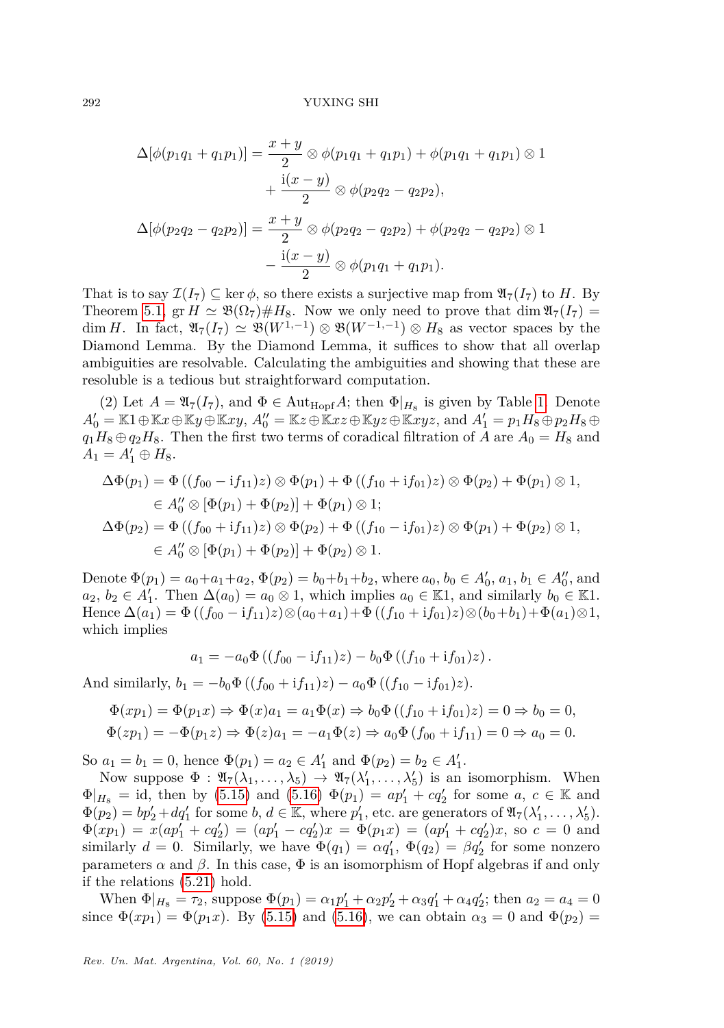$$\Delta[\phi(p_1q_1+q_1p_1)] = \frac{x+y}{2}\otimes\phi(p_1q_1+q_1p_1)+\phi(p_1q_1+q_1p_1)\otimes 1 + \frac{\mathrm{i}(x-y)}{2}\otimes\phi(p_2q_2-q_2p_2),$$

$$\Delta[\phi(p_2q_2-q_2p_2)] = \frac{x+y}{2}\otimes\phi(p_2q_2-q_2p_2)+\phi(p_2q_2-q_2p_2)\otimes 1 - \frac{\mathrm{i}(x-y)}{2}\otimes\phi(p_1q_1+q_1p_1).$$

That is to say $\mathcal{I}(I_7)\subseteq\ker\phi$, so there exists a surjective map from $\mathfrak{A}_7(I_7)$ to $H$. By Theorem 5.1, $\operatorname{gr}H\simeq\mathfrak{B}(\Omega_7)\#H_8$. Now we only need to prove that $\dim\mathfrak{A}_7(I_7)=\dim H$. In fact, $\mathfrak{A}_7(I_7)\simeq\mathfrak{B}(W^{1,-1})\otimes\mathfrak{B}(W^{-1,-1})\otimes H_8$ as vector spaces by the Diamond Lemma. By the Diamond Lemma, it suffices to show that all overlap ambiguities are resolvable. Calculating the ambiguities and showing that these are resoluble is a tedious but straightforward computation.

(2) Let $A=\mathfrak{A}_7(I_7)$, and $\Phi\in\operatorname{Aut}_{\mathrm{Hopf}}A$; then $\Phi|_{H_8}$ is given by Table 1. Denote $A_0'=\mathbb{K}1\oplus\mathbb{K}x\oplus\mathbb{K}y\oplus\mathbb{K}xy$, $A_0''=\mathbb{K}z\oplus\mathbb{K}xz\oplus\mathbb{K}yz\oplus\mathbb{K}xyz$, and $A_1'=p_1H_8\oplus p_2H_8\oplus q_1H_8\oplus q_2H_8$. Then the first two terms of coradical filtration of $A$ are $A_0=H_8$ and $A_1=A_1'\oplus H_8$.

$$\begin{aligned}
\Delta\Phi(p_1) &= \Phi\left((f_{00}-\mathrm{i}f_{11})z\right)\otimes\Phi(p_1)+\Phi\left((f_{10}+\mathrm{i}f_{01})z\right)\otimes\Phi(p_2)+\Phi(p_1)\otimes 1,\\
&\in A_0''\otimes[\Phi(p_1)+\Phi(p_2)]+\Phi(p_1)\otimes 1;\\
\Delta\Phi(p_2) &= \Phi\left((f_{00}+\mathrm{i}f_{11})z\right)\otimes\Phi(p_2)+\Phi\left((f_{10}-\mathrm{i}f_{01})z\right)\otimes\Phi(p_1)+\Phi(p_2)\otimes 1,\\
&\in A_0''\otimes[\Phi(p_1)+\Phi(p_2)]+\Phi(p_2)\otimes 1.
\end{aligned}$$

Denote $\Phi(p_1)=a_0+a_1+a_2$, $\Phi(p_2)=b_0+b_1+b_2$, where $a_0,\, b_0\in A_0'$, $a_1,\, b_1\in A_0''$, and $a_2,\, b_2\in A_1'$. Then $\Delta(a_0)=a_0\otimes 1$, which implies $a_0\in\mathbb{K}1$, and similarly $b_0\in\mathbb{K}1$. Hence $\Delta(a_1)=\Phi\left((f_{00}-\mathrm{i}f_{11})z\right)\otimes(a_0+a_1)+\Phi\left((f_{10}+\mathrm{i}f_{01})z\right)\otimes(b_0+b_1)+\Phi(a_1)\otimes 1$, which implies

$$a_1=-a_0\Phi\left((f_{00}-\mathrm{i}f_{11})z\right)-b_0\Phi\left((f_{10}+\mathrm{i}f_{01})z\right).$$

And similarly, $b_1=-b_0\Phi\left((f_{00}+\mathrm{i}f_{11})z\right)-a_0\Phi\left((f_{10}-\mathrm{i}f_{01})z\right)$.

$$\begin{aligned}
\Phi(xp_1)=\Phi(p_1x)&\Rightarrow\Phi(x)a_1=a_1\Phi(x)\Rightarrow b_0\Phi\left((f_{10}+\mathrm{i}f_{01})z\right)=0\Rightarrow b_0=0,\\
\Phi(zp_1)=-\Phi(p_1z)&\Rightarrow\Phi(z)a_1=-a_1\Phi(z)\Rightarrow a_0\Phi\left(f_{00}+\mathrm{i}f_{11}\right)=0\Rightarrow a_0=0.
\end{aligned}$$

So $a_1=b_1=0$, hence $\Phi(p_1)=a_2\in A_1'$ and $\Phi(p_2)=b_2\in A_1'$.

Now suppose $\Phi:\mathfrak{A}_7(\lambda_1,\dots,\lambda_5)\to\mathfrak{A}_7(\lambda_1',\dots,\lambda_5')$ is an isomorphism. When $\Phi|_{H_8}=\mathrm{id}$, then by (5.15) and (5.16) $\Phi(p_1)=ap_1'+cq_2'$ for some $a,\, c\in\mathbb{K}$ and $\Phi(p_2)=bp_2'+dq_1'$ for some $b,\, d\in\mathbb{K}$, where $p_1'$, etc. are generators of $\mathfrak{A}_7(\lambda_1',\dots,\lambda_5')$. $\Phi(xp_1)=x(ap_1'+cq_2')=(ap_1'-cq_2')x=\Phi(p_1x)=(ap_1'+cq_2')x$, so $c=0$ and similarly $d=0$. Similarly, we have $\Phi(q_1)=\alpha q_1'$, $\Phi(q_2)=\beta q_2'$ for some nonzero parameters $\alpha$ and $\beta$. In this case, $\Phi$ is an isomorphism of Hopf algebras if and only if the relations (5.21) hold.

When $\Phi|_{H_8}=\tau_2$, suppose $\Phi(p_1)=\alpha_1p_1'+\alpha_2p_2'+\alpha_3q_1'+\alpha_4q_2'$; then $a_2=a_4=0$ since $\Phi(xp_1)=\Phi(p_1x)$. By (5.15) and (5.16), we can obtain $\alpha_3=0$ and $\Phi(p_2)=$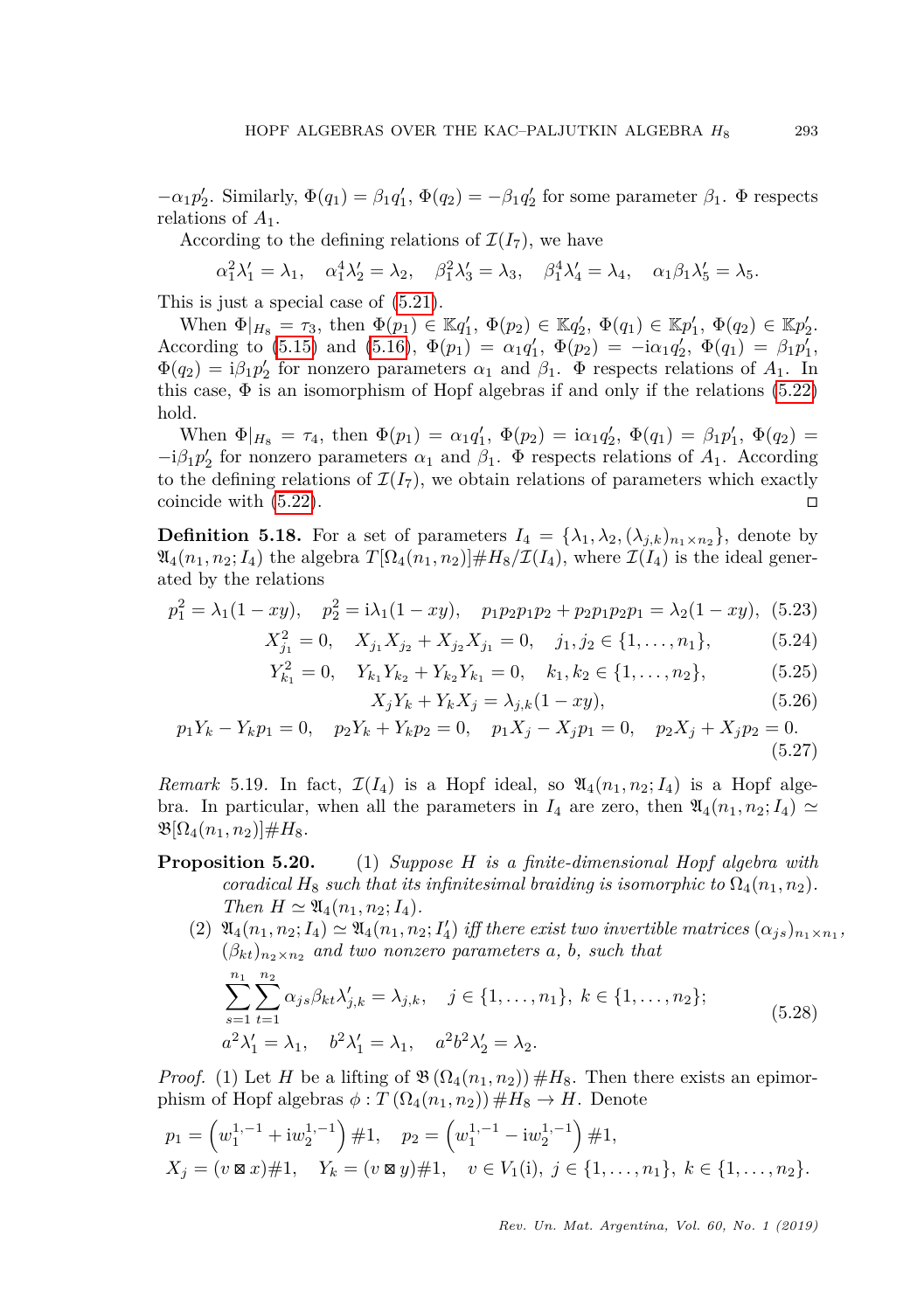$-\alpha_1 p_2'$. Similarly, $\Phi(q_1) = \beta_1 q_1'$, $\Phi(q_2) = -\beta_1 q_2'$ for some parameter $\beta_1$. $\Phi$ respects relations of $A_1$.

According to the defining relations of $\mathcal{I}(I_7)$, we have

$$\alpha_1^2\lambda_1' = \lambda_1, \quad \alpha_1^4\lambda_2' = \lambda_2, \quad \beta_1^2\lambda_3' = \lambda_3, \quad \beta_1^4\lambda_4' = \lambda_4, \quad \alpha_1\beta_1\lambda_5' = \lambda_5.$$

This is just a special case of (5.21).

When $\Phi|_{H_8} = \tau_3$, then $\Phi(p_1) \in \mathbb{K}q_1'$, $\Phi(p_2) \in \mathbb{K}q_2'$, $\Phi(q_1) \in \mathbb{K}p_1'$, $\Phi(q_2) \in \mathbb{K}p_2'$. According to (5.15) and (5.16), $\Phi(p_1) = \alpha_1 q_1'$, $\Phi(p_2) = -\mathrm{i}\alpha_1 q_2'$, $\Phi(q_1) = \beta_1 p_1'$, $\Phi(q_2) = \mathrm{i}\beta_1 p_2'$ for nonzero parameters $\alpha_1$ and $\beta_1$. $\Phi$ respects relations of $A_1$. In this case, $\Phi$ is an isomorphism of Hopf algebras if and only if the relations (5.22) hold.

When $\Phi|_{H_8} = \tau_4$, then $\Phi(p_1) = \alpha_1 q_1'$, $\Phi(p_2) = \mathrm{i}\alpha_1 q_2'$, $\Phi(q_1) = \beta_1 p_1'$, $\Phi(q_2) = -\mathrm{i}\beta_1 p_2'$ for nonzero parameters $\alpha_1$ and $\beta_1$. $\Phi$ respects relations of $A_1$. According to the defining relations of $\mathcal{I}(I_7)$, we obtain relations of parameters which exactly coincide with (5.22). $\square$

**Definition 5.18.** For a set of parameters $I_4 = \{\lambda_1, \lambda_2, (\lambda_{j,k})_{n_1\times n_2}\}$, denote by $\mathfrak{A}_4(n_1, n_2; I_4)$ the algebra $T[\Omega_4(n_1, n_2)]\#H_8/\mathcal{I}(I_4)$, where $\mathcal{I}(I_4)$ is the ideal generated by the relations

$$p_1^2 = \lambda_1(1 - xy), \quad p_2^2 = \mathrm{i}\lambda_1(1 - xy), \quad p_1p_2p_1p_2 + p_2p_1p_2p_1 = \lambda_2(1 - xy), \tag{5.23}$$

$$X_{j_1}^2 = 0, \quad X_{j_1}X_{j_2} + X_{j_2}X_{j_1} = 0, \quad j_1, j_2 \in \{1, \ldots, n_1\}, \tag{5.24}$$

$$Y_{k_1}^2 = 0, \quad Y_{k_1}Y_{k_2} + Y_{k_2}Y_{k_1} = 0, \quad k_1, k_2 \in \{1, \ldots, n_2\}, \tag{5.25}$$

$$X_jY_k + Y_kX_j = \lambda_{j,k}(1 - xy), \tag{5.26}$$

$$p_1Y_k - Y_kp_1 = 0, \quad p_2Y_k + Y_kp_2 = 0, \quad p_1X_j - X_jp_1 = 0, \quad p_2X_j + X_jp_2 = 0. \tag{5.27}$$

*Remark* 5.19. In fact, $\mathcal{I}(I_4)$ is a Hopf ideal, so $\mathfrak{A}_4(n_1, n_2; I_4)$ is a Hopf algebra. In particular, when all the parameters in $I_4$ are zero, then $\mathfrak{A}_4(n_1, n_2; I_4) \simeq \mathfrak{B}[\Omega_4(n_1, n_2)]\#H_8$.

**Proposition 5.20.** (1) *Suppose $H$ is a finite-dimensional Hopf algebra with coradical $H_8$ such that its infinitesimal braiding is isomorphic to $\Omega_4(n_1, n_2)$. Then $H \simeq \mathfrak{A}_4(n_1, n_2; I_4)$.*

(2) *$\mathfrak{A}_4(n_1, n_2; I_4) \simeq \mathfrak{A}_4(n_1, n_2; I_4')$ iff there exist two invertible matrices $(\alpha_{js})_{n_1\times n_1}$, $(\beta_{kt})_{n_2\times n_2}$ and two nonzero parameters $a$, $b$, such that*

$$\begin{aligned} &\sum_{s=1}^{n_1}\sum_{t=1}^{n_2}\alpha_{js}\beta_{kt}\lambda_{j,k}' = \lambda_{j,k}, \quad j \in \{1, \ldots, n_1\},\ k \in \{1, \ldots, n_2\}; \\ &a^2\lambda_1' = \lambda_1, \quad b^2\lambda_1' = \lambda_1, \quad a^2b^2\lambda_2' = \lambda_2. \end{aligned} \tag{5.28}$$

*Proof.* (1) Let $H$ be a lifting of $\mathfrak{B}\left(\Omega_4(n_1, n_2)\right)\#H_8$. Then there exists an epimorphism of Hopf algebras $\phi : T\left(\Omega_4(n_1, n_2)\right)\#H_8 \to H$. Denote

$$p_1 = \left(w_1^{1,-1} + \mathrm{i}w_2^{1,-1}\right)\#1, \quad p_2 = \left(w_1^{1,-1} - \mathrm{i}w_2^{1,-1}\right)\#1,$$
$$X_j = (v \boxtimes x)\#1, \quad Y_k = (v \boxtimes y)\#1, \quad v \in V_1(\mathrm{i}),\ j \in \{1, \ldots, n_1\},\ k \in \{1, \ldots, n_2\}.$$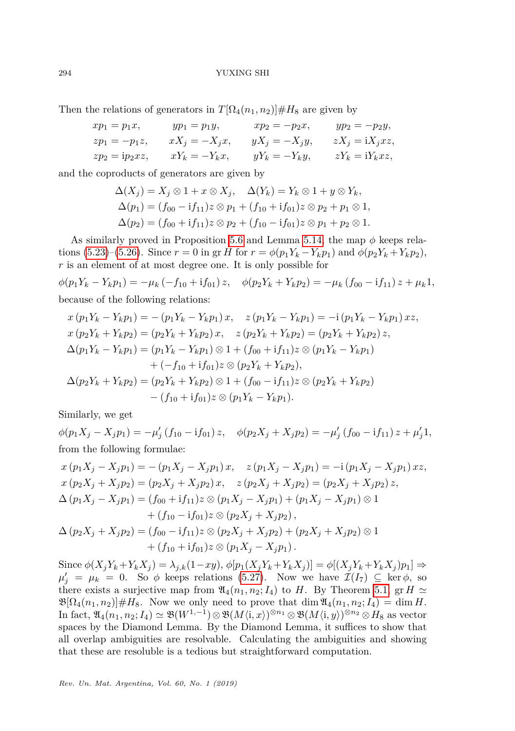Then the relations of generators in $T[\Omega_4(n_1, n_2)]\# H_8$ are given by

$$
\begin{array}{llll}
xp_1 = p_1 x, & yp_1 = p_1 y, & xp_2 = -p_2 x, & yp_2 = -p_2 y, \\
zp_1 = -p_1 z, & xX_j = -X_j x, & yX_j = -X_j y, & zX_j = \mathrm{i} X_j xz, \\
zp_2 = \mathrm{i} p_2 xz, & xY_k = -Y_k x, & yY_k = -Y_k y, & zY_k = \mathrm{i} Y_k xz,
\end{array}
$$

and the coproducts of generators are given by

$$
\begin{aligned}
&\Delta(X_j) = X_j \otimes 1 + x \otimes X_j, \quad \Delta(Y_k) = Y_k \otimes 1 + y \otimes Y_k, \\
&\Delta(p_1) = (f_{00} - \mathrm{i} f_{11}) z \otimes p_1 + (f_{10} + \mathrm{i} f_{01}) z \otimes p_2 + p_1 \otimes 1, \\
&\Delta(p_2) = (f_{00} + \mathrm{i} f_{11}) z \otimes p_2 + (f_{10} - \mathrm{i} f_{01}) z \otimes p_1 + p_2 \otimes 1.
\end{aligned}
$$

As similarly proved in Proposition 5.6 and Lemma 5.14, the map $\phi$ keeps relations (5.23)–(5.26). Since $r = 0$ in $\operatorname{gr} H$ for $r = \phi(p_1 Y_k - Y_k p_1)$ and $\phi(p_2 Y_k + Y_k p_2)$, $r$ is an element of at most degree one. It is only possible for

$$
\phi(p_1 Y_k - Y_k p_1) = -\mu_k \left(-f_{10} + \mathrm{i} f_{01}\right) z, \quad \phi(p_2 Y_k + Y_k p_2) = -\mu_k \left(f_{00} - \mathrm{i} f_{11}\right) z + \mu_k 1,
$$

because of the following relations:

$$
\begin{aligned}
&x\left(p_1 Y_k - Y_k p_1\right) = -\left(p_1 Y_k - Y_k p_1\right) x, \quad z\left(p_1 Y_k - Y_k p_1\right) = -\mathrm{i}\left(p_1 Y_k - Y_k p_1\right) xz, \\
&x\left(p_2 Y_k + Y_k p_2\right) = \left(p_2 Y_k + Y_k p_2\right) x, \quad z\left(p_2 Y_k + Y_k p_2\right) = \left(p_2 Y_k + Y_k p_2\right) z, \\
&\Delta(p_1 Y_k - Y_k p_1) = (p_1 Y_k - Y_k p_1) \otimes 1 + (f_{00} + \mathrm{i} f_{11}) z \otimes (p_1 Y_k - Y_k p_1) \\
&\qquad + (-f_{10} + \mathrm{i} f_{01}) z \otimes (p_2 Y_k + Y_k p_2), \\
&\Delta(p_2 Y_k + Y_k p_2) = (p_2 Y_k + Y_k p_2) \otimes 1 + (f_{00} - \mathrm{i} f_{11}) z \otimes (p_2 Y_k + Y_k p_2) \\
&\qquad - (f_{10} + \mathrm{i} f_{01}) z \otimes (p_1 Y_k - Y_k p_1).
\end{aligned}
$$

Similarly, we get

$$
\phi(p_1 X_j - X_j p_1) = -\mu_j' \left(f_{10} - \mathrm{i} f_{01}\right) z, \quad \phi(p_2 X_j + X_j p_2) = -\mu_j' \left(f_{00} - \mathrm{i} f_{11}\right) z + \mu_j' 1,
$$

from the following formulae:

$$
\begin{aligned}
&x\left(p_1 X_j - X_j p_1\right) = -\left(p_1 X_j - X_j p_1\right) x, \quad z\left(p_1 X_j - X_j p_1\right) = -\mathrm{i}\left(p_1 X_j - X_j p_1\right) xz, \\
&x\left(p_2 X_j + X_j p_2\right) = \left(p_2 X_j + X_j p_2\right) x, \quad z\left(p_2 X_j + X_j p_2\right) = \left(p_2 X_j + X_j p_2\right) z, \\
&\Delta\left(p_1 X_j - X_j p_1\right) = (f_{00} + \mathrm{i} f_{11}) z \otimes (p_1 X_j - X_j p_1) + (p_1 X_j - X_j p_1) \otimes 1 \\
&\qquad + (f_{10} - \mathrm{i} f_{01}) z \otimes \left(p_2 X_j + X_j p_2\right), \\
&\Delta\left(p_2 X_j + X_j p_2\right) = (f_{00} - \mathrm{i} f_{11}) z \otimes (p_2 X_j + X_j p_2) + (p_2 X_j + X_j p_2) \otimes 1 \\
&\qquad + (f_{10} + \mathrm{i} f_{01}) z \otimes \left(p_1 X_j - X_j p_1\right).
\end{aligned}
$$

Since $\phi(X_j Y_k + Y_k X_j) = \lambda_{j,k}(1 - xy)$, $\phi[p_1(X_j Y_k + Y_k X_j)] = \phi[(X_j Y_k + Y_k X_j) p_1] \Rightarrow \mu_j' = \mu_k = 0$. So $\phi$ keeps relations (5.27). Now we have $\mathcal{I}(I_7) \subseteq \ker \phi$, so there exists a surjective map from $\mathfrak{A}_4(n_1, n_2; I_4)$ to $H$. By Theorem 5.1, $\operatorname{gr} H \simeq \mathfrak{B}[\Omega_4(n_1, n_2)]\# H_8$. Now we only need to prove that $\dim \mathfrak{A}_4(n_1, n_2; I_4) = \dim H$. In fact, $\mathfrak{A}_4(n_1, n_2; I_4) \simeq \mathfrak{B}(W^{1,-1}) \otimes \mathfrak{B}(M\langle \mathrm{i}, x\rangle)^{\otimes n_1} \otimes \mathfrak{B}(M\langle \mathrm{i}, y\rangle)^{\otimes n_2} \otimes H_8$ as vector spaces by the Diamond Lemma. By the Diamond Lemma, it suffices to show that all overlap ambiguities are resolvable. Calculating the ambiguities and showing that these are resoluble is a tedious but straightforward computation.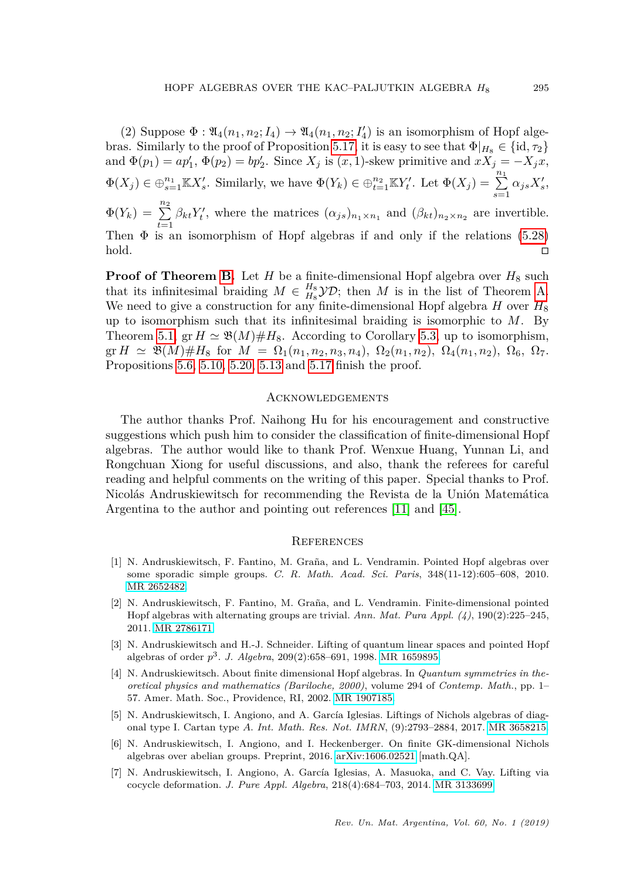(2) Suppose $\Phi : \mathfrak{A}_4(n_1, n_2; I_4) \to \mathfrak{A}_4(n_1, n_2; I_4')$ is an isomorphism of Hopf algebras. Similarly to the proof of Proposition 5.17, it is easy to see that $\Phi|_{H_8} \in \{\mathrm{id}, \tau_2\}$ and $\Phi(p_1) = ap_1'$, $\Phi(p_2) = bp_2'$. Since $X_j$ is $(x, 1)$-skew primitive and $xX_j = -X_jx$, $\Phi(X_j) \in \oplus_{s=1}^{n_1} \mathbb{K}X_s'$. Similarly, we have $\Phi(Y_k) \in \oplus_{t=1}^{n_2} \mathbb{K}Y_t'$. Let $\Phi(X_j) = \sum_{s=1}^{n_1} \alpha_{js} X_s'$, $\Phi(Y_k) = \sum_{t=1}^{n_2} \beta_{kt} Y_t'$, where the matrices $(\alpha_{js})_{n_1 \times n_1}$ and $(\beta_{kt})_{n_2 \times n_2}$ are invertible. Then $\Phi$ is an isomorphism of Hopf algebras if and only if the relations (5.28) hold. ◻

**Proof of Theorem B.** Let $H$ be a finite-dimensional Hopf algebra over $H_8$ such that its infinitesimal braiding $M \in {}^{H_8}_{H_8}\mathcal{YD}$; then $M$ is in the list of Theorem A. We need to give a construction for any finite-dimensional Hopf algebra $H$ over $H_8$ up to isomorphism such that its infinitesimal braiding is isomorphic to $M$. By Theorem 5.1, $\operatorname{gr} H \simeq \mathfrak{B}(M)\# H_8$. According to Corollary 5.3, up to isomorphism, $\operatorname{gr} H \simeq \mathfrak{B}(M)\# H_8$ for $M = \Omega_1(n_1, n_2, n_3, n_4)$, $\Omega_2(n_1, n_2)$, $\Omega_4(n_1, n_2)$, $\Omega_6$, $\Omega_7$. Propositions 5.6, 5.10, 5.20, 5.13 and 5.17 finish the proof.

## Acknowledgements

The author thanks Prof. Naihong Hu for his encouragement and constructive suggestions which push him to consider the classification of finite-dimensional Hopf algebras. The author would like to thank Prof. Wenxue Huang, Yunnan Li, and Rongchuan Xiong for useful discussions, and also, thank the referees for careful reading and helpful comments on the writing of this paper. Special thanks to Prof. Nicolás Andruskiewitsch for recommending the Revista de la Unión Matemática Argentina to the author and pointing out references [11] and [45].

## References

[1] N. Andruskiewitsch, F. Fantino, M. Graña, and L. Vendramin. Pointed Hopf algebras over some sporadic simple groups. *C. R. Math. Acad. Sci. Paris*, 348(11-12):605–608, 2010. MR 2652482.

[2] N. Andruskiewitsch, F. Fantino, M. Graña, and L. Vendramin. Finite-dimensional pointed Hopf algebras with alternating groups are trivial. *Ann. Mat. Pura Appl. (4)*, 190(2):225–245, 2011. MR 2786171.

[3] N. Andruskiewitsch and H.-J. Schneider. Lifting of quantum linear spaces and pointed Hopf algebras of order $p^3$. *J. Algebra*, 209(2):658–691, 1998. MR 1659895.

[4] N. Andruskiewitsch. About finite dimensional Hopf algebras. In *Quantum symmetries in theoretical physics and mathematics (Bariloche, 2000)*, volume 294 of *Contemp. Math.*, pp. 1–57. Amer. Math. Soc., Providence, RI, 2002. MR 1907185.

[5] N. Andruskiewitsch, I. Angiono, and A. García Iglesias. Liftings of Nichols algebras of diagonal type I. Cartan type *A*. *Int. Math. Res. Not. IMRN*, (9):2793–2884, 2017. MR 3658215.

[6] N. Andruskiewitsch, I. Angiono, and I. Heckenberger. On finite GK-dimensional Nichols algebras over abelian groups. Preprint, 2016. arXiv:1606.02521 [math.QA].

[7] N. Andruskiewitsch, I. Angiono, A. García Iglesias, A. Masuoka, and C. Vay. Lifting via cocycle deformation. *J. Pure Appl. Algebra*, 218(4):684–703, 2014. MR 3133699.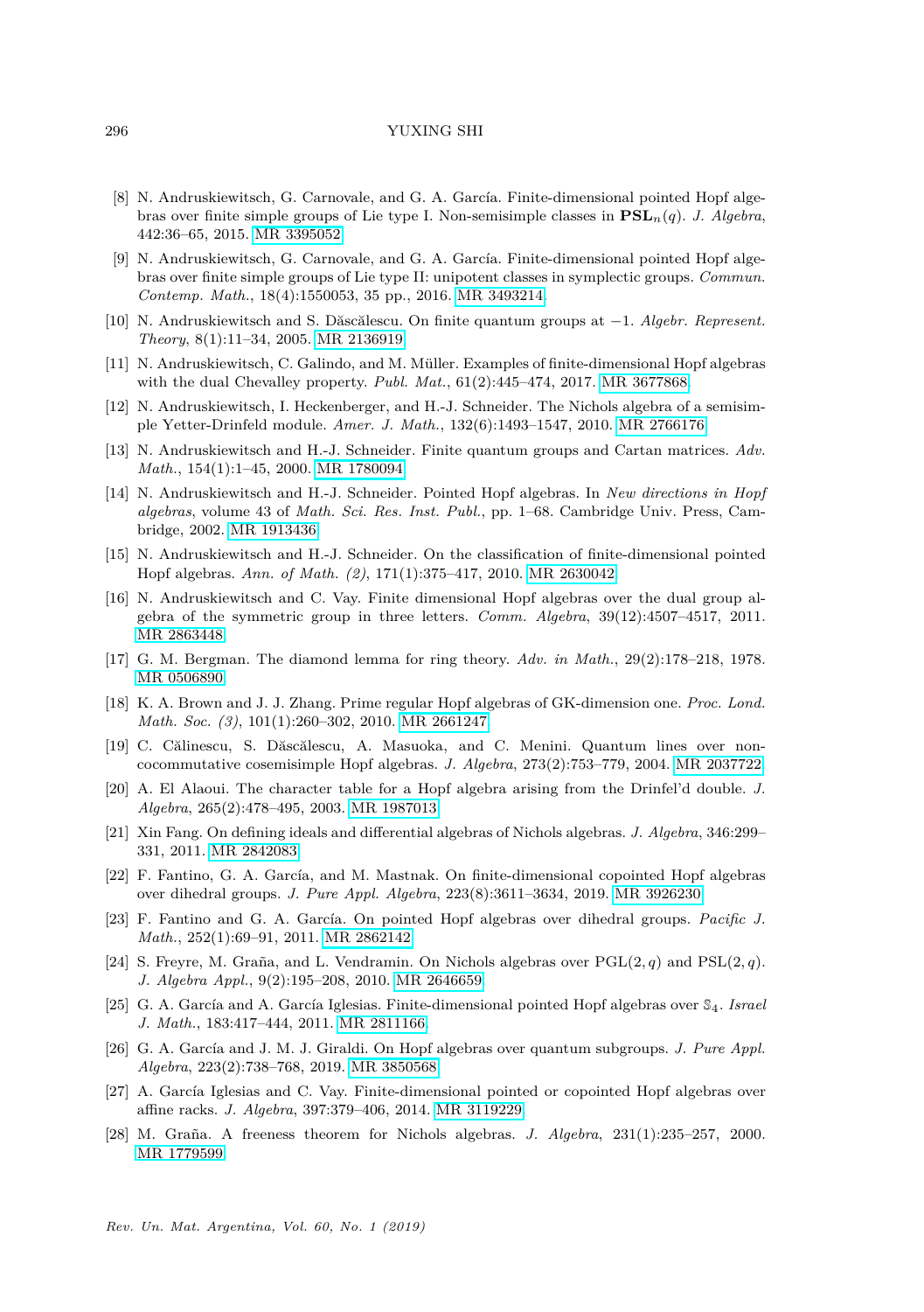[8] N. Andruskiewitsch, G. Carnovale, and G. A. García. Finite-dimensional pointed Hopf algebras over finite simple groups of Lie type I. Non-semisimple classes in $\mathbf{PSL}_n(q)$. *J. Algebra*, 442:36–65, 2015. MR 3395052.

[9] N. Andruskiewitsch, G. Carnovale, and G. A. García. Finite-dimensional pointed Hopf algebras over finite simple groups of Lie type II: unipotent classes in symplectic groups. *Commun. Contemp. Math.*, 18(4):1550053, 35 pp., 2016. MR 3493214.

[10] N. Andruskiewitsch and S. Dăscălescu. On finite quantum groups at −1. *Algebr. Represent. Theory*, 8(1):11–34, 2005. MR 2136919.

[11] N. Andruskiewitsch, C. Galindo, and M. Müller. Examples of finite-dimensional Hopf algebras with the dual Chevalley property. *Publ. Mat.*, 61(2):445–474, 2017. MR 3677868.

[12] N. Andruskiewitsch, I. Heckenberger, and H.-J. Schneider. The Nichols algebra of a semisimple Yetter-Drinfeld module. *Amer. J. Math.*, 132(6):1493–1547, 2010. MR 2766176.

[13] N. Andruskiewitsch and H.-J. Schneider. Finite quantum groups and Cartan matrices. *Adv. Math.*, 154(1):1–45, 2000. MR 1780094.

[14] N. Andruskiewitsch and H.-J. Schneider. Pointed Hopf algebras. In *New directions in Hopf algebras*, volume 43 of *Math. Sci. Res. Inst. Publ.*, pp. 1–68. Cambridge Univ. Press, Cambridge, 2002. MR 1913436.

[15] N. Andruskiewitsch and H.-J. Schneider. On the classification of finite-dimensional pointed Hopf algebras. *Ann. of Math. (2)*, 171(1):375–417, 2010. MR 2630042.

[16] N. Andruskiewitsch and C. Vay. Finite dimensional Hopf algebras over the dual group algebra of the symmetric group in three letters. *Comm. Algebra*, 39(12):4507–4517, 2011. MR 2863448.

[17] G. M. Bergman. The diamond lemma for ring theory. *Adv. in Math.*, 29(2):178–218, 1978. MR 0506890.

[18] K. A. Brown and J. J. Zhang. Prime regular Hopf algebras of GK-dimension one. *Proc. Lond. Math. Soc. (3)*, 101(1):260–302, 2010. MR 2661247.

[19] C. Călinescu, S. Dăscălescu, A. Masuoka, and C. Menini. Quantum lines over non-cocommutative cosemisimple Hopf algebras. *J. Algebra*, 273(2):753–779, 2004. MR 2037722.

[20] A. El Alaoui. The character table for a Hopf algebra arising from the Drinfel'd double. *J. Algebra*, 265(2):478–495, 2003. MR 1987013.

[21] Xin Fang. On defining ideals and differential algebras of Nichols algebras. *J. Algebra*, 346:299–331, 2011. MR 2842083.

[22] F. Fantino, G. A. García, and M. Mastnak. On finite-dimensional copointed Hopf algebras over dihedral groups. *J. Pure Appl. Algebra*, 223(8):3611–3634, 2019. MR 3926230.

[23] F. Fantino and G. A. García. On pointed Hopf algebras over dihedral groups. *Pacific J. Math.*, 252(1):69–91, 2011. MR 2862142.

[24] S. Freyre, M. Graña, and L. Vendramin. On Nichols algebras over $\mathrm{PGL}(2, q)$ and $\mathrm{PSL}(2, q)$. *J. Algebra Appl.*, 9(2):195–208, 2010. MR 2646659.

[25] G. A. García and A. García Iglesias. Finite-dimensional pointed Hopf algebras over $\mathbb{S}_4$. *Israel J. Math.*, 183:417–444, 2011. MR 2811166.

[26] G. A. García and J. M. J. Giraldi. On Hopf algebras over quantum subgroups. *J. Pure Appl. Algebra*, 223(2):738–768, 2019. MR 3850568.

[27] A. García Iglesias and C. Vay. Finite-dimensional pointed or copointed Hopf algebras over affine racks. *J. Algebra*, 397:379–406, 2014. MR 3119229.

[28] M. Graña. A freeness theorem for Nichols algebras. *J. Algebra*, 231(1):235–257, 2000. MR 1779599.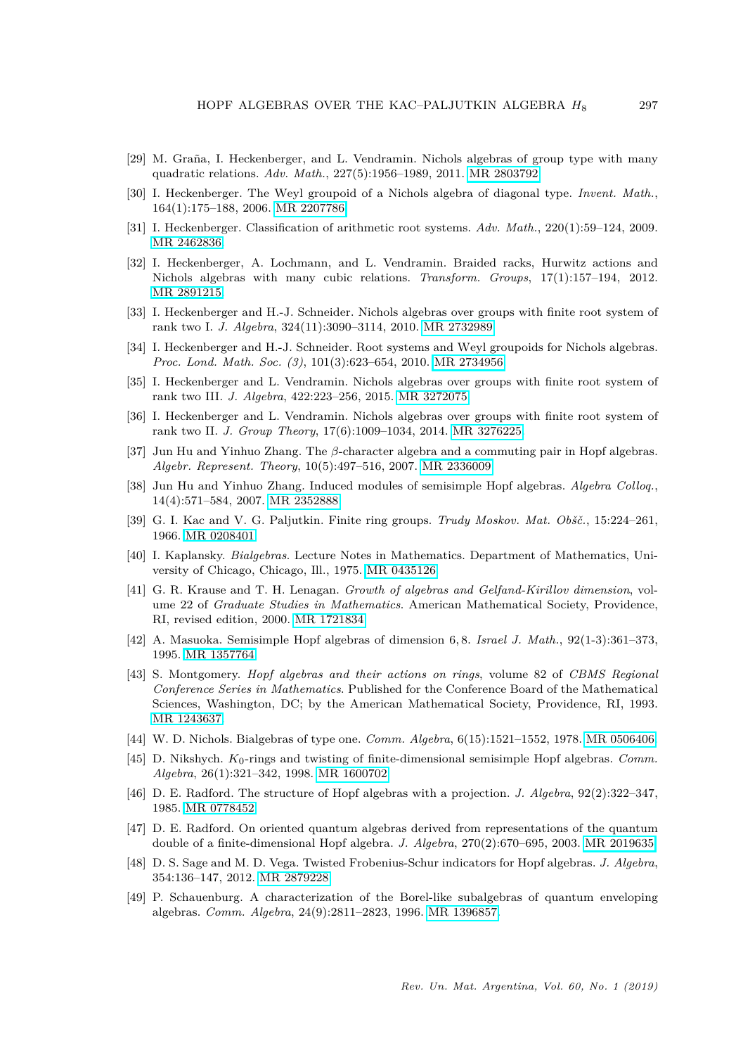[29] M. Graña, I. Heckenberger, and L. Vendramin. Nichols algebras of group type with many quadratic relations. *Adv. Math.*, 227(5):1956–1989, 2011. MR 2803792

[30] I. Heckenberger. The Weyl groupoid of a Nichols algebra of diagonal type. *Invent. Math.*, 164(1):175–188, 2006. MR 2207786

[31] I. Heckenberger. Classification of arithmetic root systems. *Adv. Math.*, 220(1):59–124, 2009. MR 2462836

[32] I. Heckenberger, A. Lochmann, and L. Vendramin. Braided racks, Hurwitz actions and Nichols algebras with many cubic relations. *Transform. Groups*, 17(1):157–194, 2012. MR 2891215

[33] I. Heckenberger and H.-J. Schneider. Nichols algebras over groups with finite root system of rank two I. *J. Algebra*, 324(11):3090–3114, 2010. MR 2732989

[34] I. Heckenberger and H.-J. Schneider. Root systems and Weyl groupoids for Nichols algebras. *Proc. Lond. Math. Soc. (3)*, 101(3):623–654, 2010. MR 2734956

[35] I. Heckenberger and L. Vendramin. Nichols algebras over groups with finite root system of rank two III. *J. Algebra*, 422:223–256, 2015. MR 3272075

[36] I. Heckenberger and L. Vendramin. Nichols algebras over groups with finite root system of rank two II. *J. Group Theory*, 17(6):1009–1034, 2014. MR 3276225

[37] Jun Hu and Yinhuo Zhang. The $\beta$-character algebra and a commuting pair in Hopf algebras. *Algebr. Represent. Theory*, 10(5):497–516, 2007. MR 2336009

[38] Jun Hu and Yinhuo Zhang. Induced modules of semisimple Hopf algebras. *Algebra Colloq.*, 14(4):571–584, 2007. MR 2352888

[39] G. I. Kac and V. G. Paljutkin. Finite ring groups. *Trudy Moskov. Mat. Obšč.*, 15:224–261, 1966. MR 0208401

[40] I. Kaplansky. *Bialgebras*. Lecture Notes in Mathematics. Department of Mathematics, University of Chicago, Chicago, Ill., 1975. MR 0435126

[41] G. R. Krause and T. H. Lenagan. *Growth of algebras and Gelfand-Kirillov dimension*, volume 22 of *Graduate Studies in Mathematics*. American Mathematical Society, Providence, RI, revised edition, 2000. MR 1721834

[42] A. Masuoka. Semisimple Hopf algebras of dimension $6, 8$. *Israel J. Math.*, 92(1-3):361–373, 1995. MR 1357764

[43] S. Montgomery. *Hopf algebras and their actions on rings*, volume 82 of *CBMS Regional Conference Series in Mathematics*. Published for the Conference Board of the Mathematical Sciences, Washington, DC; by the American Mathematical Society, Providence, RI, 1993. MR 1243637

[44] W. D. Nichols. Bialgebras of type one. *Comm. Algebra*, 6(15):1521–1552, 1978. MR 0506406

[45] D. Nikshych. $K_0$-rings and twisting of finite-dimensional semisimple Hopf algebras. *Comm. Algebra*, 26(1):321–342, 1998. MR 1600702

[46] D. E. Radford. The structure of Hopf algebras with a projection. *J. Algebra*, 92(2):322–347, 1985. MR 0778452

[47] D. E. Radford. On oriented quantum algebras derived from representations of the quantum double of a finite-dimensional Hopf algebra. *J. Algebra*, 270(2):670–695, 2003. MR 2019635

[48] D. S. Sage and M. D. Vega. Twisted Frobenius-Schur indicators for Hopf algebras. *J. Algebra*, 354:136–147, 2012. MR 2879228

[49] P. Schauenburg. A characterization of the Borel-like subalgebras of quantum enveloping algebras. *Comm. Algebra*, 24(9):2811–2823, 1996. MR 1396857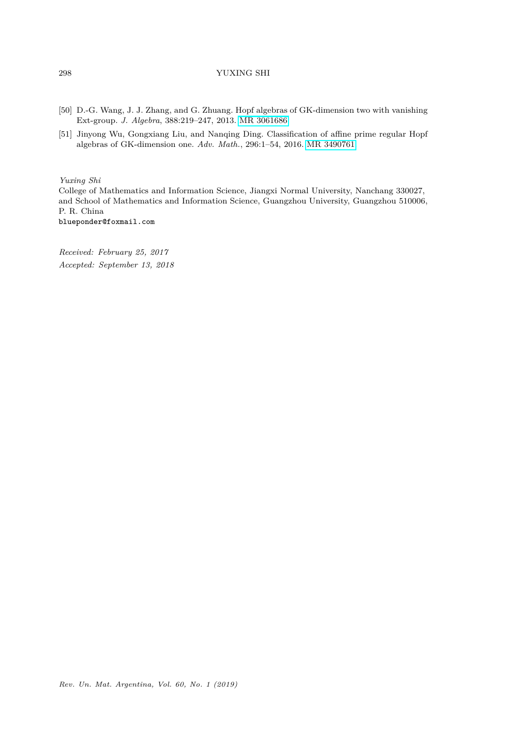[50] D.-G. Wang, J. J. Zhang, and G. Zhuang. Hopf algebras of GK-dimension two with vanishing Ext-group. *J. Algebra*, 388:219–247, 2013. MR 3061686

[51] Jinyong Wu, Gongxiang Liu, and Nanqing Ding. Classification of affine prime regular Hopf algebras of GK-dimension one. *Adv. Math.*, 296:1–54, 2016. MR 3490761

*Yuxing Shi*
College of Mathematics and Information Science, Jiangxi Normal University, Nanchang 330027, and School of Mathematics and Information Science, Guangzhou University, Guangzhou 510006, P. R. China
blueponder@foxmail.com

*Received: February 25, 2017*
*Accepted: September 13, 2018*